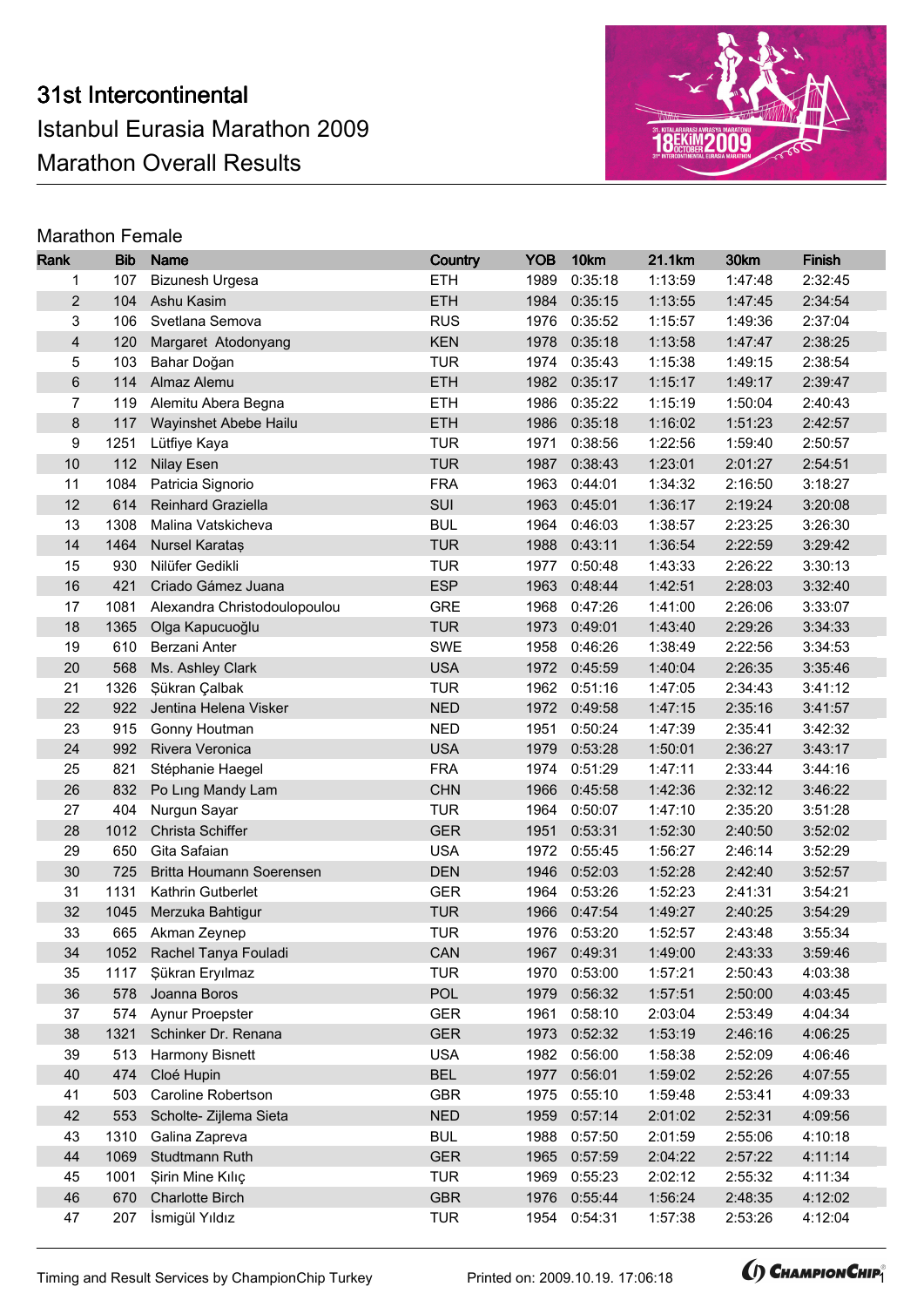# 31st Intercontinental

Istanbul Eurasia Marathon 2009

Marathon Overall Results

## Marathon Female

| Rank | Bib | Name | Country | YOB | 10km | 21.1km | 30km | Finish |
|---|---|---|---|---|---|---|---|---|
| 1 | 107 | Bizunesh Urgesa | ETH | 1989 | 0:35:18 | 1:13:59 | 1:47:48 | 2:32:45 |
| 2 | 104 | Ashu Kasim | ETH | 1984 | 0:35:15 | 1:13:55 | 1:47:45 | 2:34:54 |
| 3 | 106 | Svetlana Semova | RUS | 1976 | 0:35:52 | 1:15:57 | 1:49:36 | 2:37:04 |
| 4 | 120 | Margaret  Atodonyang | KEN | 1978 | 0:35:18 | 1:13:58 | 1:47:47 | 2:38:25 |
| 5 | 103 | Bahar Doğan | TUR | 1974 | 0:35:43 | 1:15:38 | 1:49:15 | 2:38:54 |
| 6 | 114 | Almaz Alemu | ETH | 1982 | 0:35:17 | 1:15:17 | 1:49:17 | 2:39:47 |
| 7 | 119 | Alemitu Abera Begna | ETH | 1986 | 0:35:22 | 1:15:19 | 1:50:04 | 2:40:43 |
| 8 | 117 | Wayinshet Abebe Hailu | ETH | 1986 | 0:35:18 | 1:16:02 | 1:51:23 | 2:42:57 |
| 9 | 1251 | Lütfiye Kaya | TUR | 1971 | 0:38:56 | 1:22:56 | 1:59:40 | 2:50:57 |
| 10 | 112 | Nilay Esen | TUR | 1987 | 0:38:43 | 1:23:01 | 2:01:27 | 2:54:51 |
| 11 | 1084 | Patricia Signorio | FRA | 1963 | 0:44:01 | 1:34:32 | 2:16:50 | 3:18:27 |
| 12 | 614 | Reinhard Graziella | SUI | 1963 | 0:45:01 | 1:36:17 | 2:19:24 | 3:20:08 |
| 13 | 1308 | Malina Vatskicheva | BUL | 1964 | 0:46:03 | 1:38:57 | 2:23:25 | 3:26:30 |
| 14 | 1464 | Nursel Karataş | TUR | 1988 | 0:43:11 | 1:36:54 | 2:22:59 | 3:29:42 |
| 15 | 930 | Nilüfer Gedikli | TUR | 1977 | 0:50:48 | 1:43:33 | 2:26:22 | 3:30:13 |
| 16 | 421 | Criado Gámez Juana | ESP | 1963 | 0:48:44 | 1:42:51 | 2:28:03 | 3:32:40 |
| 17 | 1081 | Alexandra Christodoulopoulou | GRE | 1968 | 0:47:26 | 1:41:00 | 2:26:06 | 3:33:07 |
| 18 | 1365 | Olga Kapucuoğlu | TUR | 1973 | 0:49:01 | 1:43:40 | 2:29:26 | 3:34:33 |
| 19 | 610 | Berzani Anter | SWE | 1958 | 0:46:26 | 1:38:49 | 2:22:56 | 3:34:53 |
| 20 | 568 | Ms. Ashley Clark | USA | 1972 | 0:45:59 | 1:40:04 | 2:26:35 | 3:35:46 |
| 21 | 1326 | Şükran Çalbak | TUR | 1962 | 0:51:16 | 1:47:05 | 2:34:43 | 3:41:12 |
| 22 | 922 | Jentina Helena Visker | NED | 1972 | 0:49:58 | 1:47:15 | 2:35:16 | 3:41:57 |
| 23 | 915 | Gonny Houtman | NED | 1951 | 0:50:24 | 1:47:39 | 2:35:41 | 3:42:32 |
| 24 | 992 | Rivera Veronica | USA | 1979 | 0:53:28 | 1:50:01 | 2:36:27 | 3:43:17 |
| 25 | 821 | Stéphanie Haegel | FRA | 1974 | 0:51:29 | 1:47:11 | 2:33:44 | 3:44:16 |
| 26 | 832 | Po Lıng Mandy Lam | CHN | 1966 | 0:45:58 | 1:42:36 | 2:32:12 | 3:46:22 |
| 27 | 404 | Nurgun Sayar | TUR | 1964 | 0:50:07 | 1:47:10 | 2:35:20 | 3:51:28 |
| 28 | 1012 | Christa Schiffer | GER | 1951 | 0:53:31 | 1:52:30 | 2:40:50 | 3:52:02 |
| 29 | 650 | Gita Safaian | USA | 1972 | 0:55:45 | 1:56:27 | 2:46:14 | 3:52:29 |
| 30 | 725 | Britta Houmann Soerensen | DEN | 1946 | 0:52:03 | 1:52:28 | 2:42:40 | 3:52:57 |
| 31 | 1131 | Kathrin Gutberlet | GER | 1964 | 0:53:26 | 1:52:23 | 2:41:31 | 3:54:21 |
| 32 | 1045 | Merzuka Bahtigur | TUR | 1966 | 0:47:54 | 1:49:27 | 2:40:25 | 3:54:29 |
| 33 | 665 | Akman Zeynep | TUR | 1976 | 0:53:20 | 1:52:57 | 2:43:48 | 3:55:34 |
| 34 | 1052 | Rachel Tanya Fouladi | CAN | 1967 | 0:49:31 | 1:49:00 | 2:43:33 | 3:59:46 |
| 35 | 1117 | Şükran Eryılmaz | TUR | 1970 | 0:53:00 | 1:57:21 | 2:50:43 | 4:03:38 |
| 36 | 578 | Joanna Boros | POL | 1979 | 0:56:32 | 1:57:51 | 2:50:00 | 4:03:45 |
| 37 | 574 | Aynur Proepster | GER | 1961 | 0:58:10 | 2:03:04 | 2:53:49 | 4:04:34 |
| 38 | 1321 | Schinker Dr. Renana | GER | 1973 | 0:52:32 | 1:53:19 | 2:46:16 | 4:06:25 |
| 39 | 513 | Harmony Bisnett | USA | 1982 | 0:56:00 | 1:58:38 | 2:52:09 | 4:06:46 |
| 40 | 474 | Cloé Hupin | BEL | 1977 | 0:56:01 | 1:59:02 | 2:52:26 | 4:07:55 |
| 41 | 503 | Caroline Robertson | GBR | 1975 | 0:55:10 | 1:59:48 | 2:53:41 | 4:09:33 |
| 42 | 553 | Scholte- Zijlema Sieta | NED | 1959 | 0:57:14 | 2:01:02 | 2:52:31 | 4:09:56 |
| 43 | 1310 | Galina Zapreva | BUL | 1988 | 0:57:50 | 2:01:59 | 2:55:06 | 4:10:18 |
| 44 | 1069 | Studtmann Ruth | GER | 1965 | 0:57:59 | 2:04:22 | 2:57:22 | 4:11:14 |
| 45 | 1001 | Şirin Mine Kılıç | TUR | 1969 | 0:55:23 | 2:02:12 | 2:55:32 | 4:11:34 |
| 46 | 670 | Charlotte Birch | GBR | 1976 | 0:55:44 | 1:56:24 | 2:48:35 | 4:12:02 |
| 47 | 207 | İsmigül Yıldız | TUR | 1954 | 0:54:31 | 1:57:38 | 2:53:26 | 4:12:04 |

Timing and Result Services by ChampionChip Turkey

Printed on: 2009.10.19. 17:06:18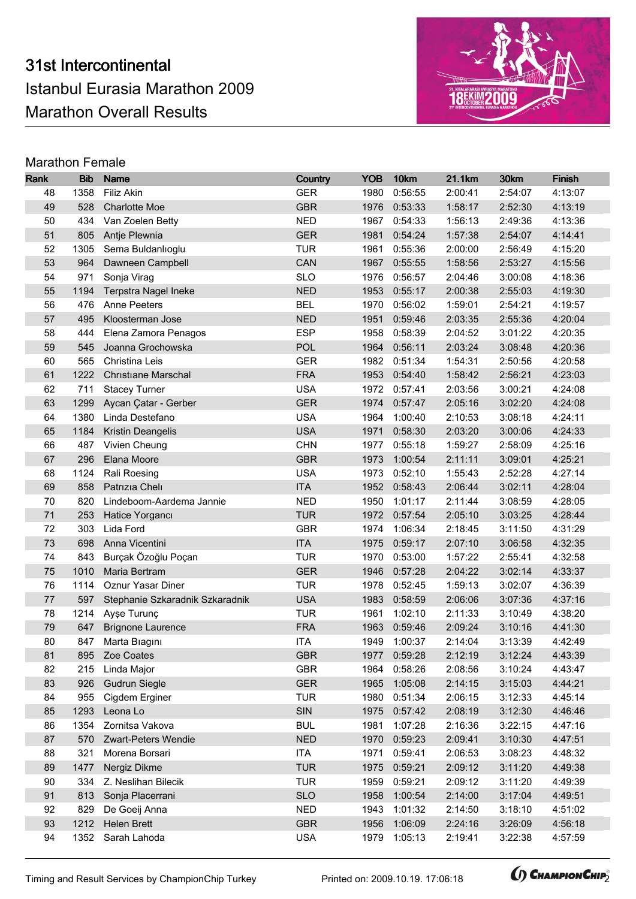# 31st Intercontinental
## Istanbul Eurasia Marathon 2009
## Marathon Overall Results

### Marathon Female

| Rank | Bib | Name | Country | YOB | 10km | 21.1km | 30km | Finish |
|---|---|---|---|---|---|---|---|---|
| 48 | 1358 | Filiz Akin | GER | 1980 | 0:56:55 | 2:00:41 | 2:54:07 | 4:13:07 |
| 49 | 528 | Charlotte Moe | GBR | 1976 | 0:53:33 | 1:58:17 | 2:52:30 | 4:13:19 |
| 50 | 434 | Van Zoelen Betty | NED | 1967 | 0:54:33 | 1:56:13 | 2:49:36 | 4:13:36 |
| 51 | 805 | Antje Plewnia | GER | 1981 | 0:54:24 | 1:57:38 | 2:54:07 | 4:14:41 |
| 52 | 1305 | Sema Buldanlıoglu | TUR | 1961 | 0:55:36 | 2:00:00 | 2:56:49 | 4:15:20 |
| 53 | 964 | Dawneen Campbell | CAN | 1967 | 0:55:55 | 1:58:56 | 2:53:27 | 4:15:56 |
| 54 | 971 | Sonja Virag | SLO | 1976 | 0:56:57 | 2:04:46 | 3:00:08 | 4:18:36 |
| 55 | 1194 | Terpstra Nagel Ineke | NED | 1953 | 0:55:17 | 2:00:38 | 2:55:03 | 4:19:30 |
| 56 | 476 | Anne Peeters | BEL | 1970 | 0:56:02 | 1:59:01 | 2:54:21 | 4:19:57 |
| 57 | 495 | Kloosterman Jose | NED | 1951 | 0:59:46 | 2:03:35 | 2:55:36 | 4:20:04 |
| 58 | 444 | Elena Zamora Penagos | ESP | 1958 | 0:58:39 | 2:04:52 | 3:01:22 | 4:20:35 |
| 59 | 545 | Joanna Grochowska | POL | 1964 | 0:56:11 | 2:03:24 | 3:08:48 | 4:20:36 |
| 60 | 565 | Christina Leis | GER | 1982 | 0:51:34 | 1:54:31 | 2:50:56 | 4:20:58 |
| 61 | 1222 | Chrıstıane Marschal | FRA | 1953 | 0:54:40 | 1:58:42 | 2:56:21 | 4:23:03 |
| 62 | 711 | Stacey Turner | USA | 1972 | 0:57:41 | 2:03:56 | 3:00:21 | 4:24:08 |
| 63 | 1299 | Aycan Çatar - Gerber | GER | 1974 | 0:57:47 | 2:05:16 | 3:02:20 | 4:24:08 |
| 64 | 1380 | Linda Destefano | USA | 1964 | 1:00:40 | 2:10:53 | 3:08:18 | 4:24:11 |
| 65 | 1184 | Kristin Deangelis | USA | 1971 | 0:58:30 | 2:03:20 | 3:00:06 | 4:24:33 |
| 66 | 487 | Vivien Cheung | CHN | 1977 | 0:55:18 | 1:59:27 | 2:58:09 | 4:25:16 |
| 67 | 296 | Elana Moore | GBR | 1973 | 1:00:54 | 2:11:11 | 3:09:01 | 4:25:21 |
| 68 | 1124 | Rali Roesing | USA | 1973 | 0:52:10 | 1:55:43 | 2:52:28 | 4:27:14 |
| 69 | 858 | Patrızıa Chelı | ITA | 1952 | 0:58:43 | 2:06:44 | 3:02:11 | 4:28:04 |
| 70 | 820 | Lindeboom-Aardema Jannie | NED | 1950 | 1:01:17 | 2:11:44 | 3:08:59 | 4:28:05 |
| 71 | 253 | Hatice Yorgancı | TUR | 1972 | 0:57:54 | 2:05:10 | 3:03:25 | 4:28:44 |
| 72 | 303 | Lida Ford | GBR | 1974 | 1:06:34 | 2:18:45 | 3:11:50 | 4:31:29 |
| 73 | 698 | Anna Vicentini | ITA | 1975 | 0:59:17 | 2:07:10 | 3:06:58 | 4:32:35 |
| 74 | 843 | Burçak Özoğlu Poçan | TUR | 1970 | 0:53:00 | 1:57:22 | 2:55:41 | 4:32:58 |
| 75 | 1010 | Maria Bertram | GER | 1946 | 0:57:28 | 2:04:22 | 3:02:14 | 4:33:37 |
| 76 | 1114 | Oznur Yasar Diner | TUR | 1978 | 0:52:45 | 1:59:13 | 3:02:07 | 4:36:39 |
| 77 | 597 | Stephanie Szkaradnik Szkaradnik | USA | 1983 | 0:58:59 | 2:06:06 | 3:07:36 | 4:37:16 |
| 78 | 1214 | Ayşe Turunç | TUR | 1961 | 1:02:10 | 2:11:33 | 3:10:49 | 4:38:20 |
| 79 | 647 | Brignone Laurence | FRA | 1963 | 0:59:46 | 2:09:24 | 3:10:16 | 4:41:30 |
| 80 | 847 | Marta Bıagını | ITA | 1949 | 1:00:37 | 2:14:04 | 3:13:39 | 4:42:49 |
| 81 | 895 | Zoe Coates | GBR | 1977 | 0:59:28 | 2:12:19 | 3:12:24 | 4:43:39 |
| 82 | 215 | Linda Major | GBR | 1964 | 0:58:26 | 2:08:56 | 3:10:24 | 4:43:47 |
| 83 | 926 | Gudrun Siegle | GER | 1965 | 1:05:08 | 2:14:15 | 3:15:03 | 4:44:21 |
| 84 | 955 | Cigdem Erginer | TUR | 1980 | 0:51:34 | 2:06:15 | 3:12:33 | 4:45:14 |
| 85 | 1293 | Leona Lo | SIN | 1975 | 0:57:42 | 2:08:19 | 3:12:30 | 4:46:46 |
| 86 | 1354 | Zornitsa Vakova | BUL | 1981 | 1:07:28 | 2:16:36 | 3:22:15 | 4:47:16 |
| 87 | 570 | Zwart-Peters Wendie | NED | 1970 | 0:59:23 | 2:09:41 | 3:10:30 | 4:47:51 |
| 88 | 321 | Morena Borsari | ITA | 1971 | 0:59:41 | 2:06:53 | 3:08:23 | 4:48:32 |
| 89 | 1477 | Nergiz Dikme | TUR | 1975 | 0:59:21 | 2:09:12 | 3:11:20 | 4:49:38 |
| 90 | 334 | Z. Neslihan Bilecik | TUR | 1959 | 0:59:21 | 2:09:12 | 3:11:20 | 4:49:39 |
| 91 | 813 | Sonja Placerrani | SLO | 1958 | 1:00:54 | 2:14:00 | 3:17:04 | 4:49:51 |
| 92 | 829 | De Goeij Anna | NED | 1943 | 1:01:32 | 2:14:50 | 3:18:10 | 4:51:02 |
| 93 | 1212 | Helen Brett | GBR | 1956 | 1:06:09 | 2:24:16 | 3:26:09 | 4:56:18 |
| 94 | 1352 | Sarah Lahoda | USA | 1979 | 1:05:13 | 2:19:41 | 3:22:38 | 4:57:59 |

Timing and Result Services by ChampionChip Turkey    Printed on: 2009.10.19. 17:06:18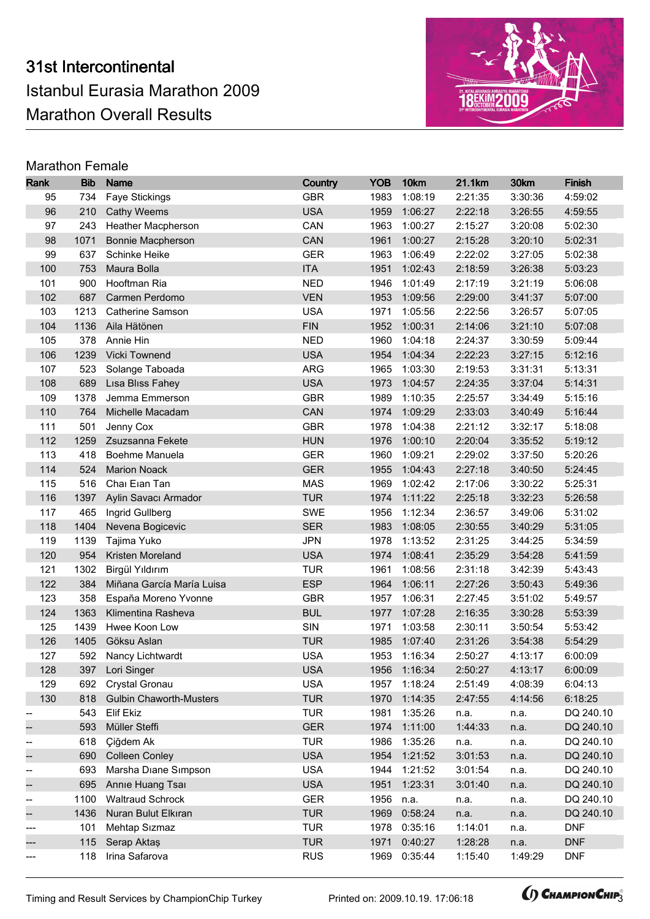# 31st Intercontinental

Istanbul Eurasia Marathon 2009

Marathon Overall Results

## Marathon Female

| Rank | Bib | Name | Country | YOB | 10km | 21.1km | 30km | Finish |
|---|---|---|---|---|---|---|---|---|
| 95 | 734 | Faye Stickings | GBR | 1983 | 1:08:19 | 2:21:35 | 3:30:36 | 4:59:02 |
| 96 | 210 | Cathy Weems | USA | 1959 | 1:06:27 | 2:22:18 | 3:26:55 | 4:59:55 |
| 97 | 243 | Heather Macpherson | CAN | 1963 | 1:00:27 | 2:15:27 | 3:20:08 | 5:02:30 |
| 98 | 1071 | Bonnie Macpherson | CAN | 1961 | 1:00:27 | 2:15:28 | 3:20:10 | 5:02:31 |
| 99 | 637 | Schinke Heike | GER | 1963 | 1:06:49 | 2:22:02 | 3:27:05 | 5:02:38 |
| 100 | 753 | Maura Bolla | ITA | 1951 | 1:02:43 | 2:18:59 | 3:26:38 | 5:03:23 |
| 101 | 900 | Hooftman Ria | NED | 1946 | 1:01:49 | 2:17:19 | 3:21:19 | 5:06:08 |
| 102 | 687 | Carmen Perdomo | VEN | 1953 | 1:09:56 | 2:29:00 | 3:41:37 | 5:07:00 |
| 103 | 1213 | Catherine Samson | USA | 1971 | 1:05:56 | 2:22:56 | 3:26:57 | 5:07:05 |
| 104 | 1136 | Aila Hätönen | FIN | 1952 | 1:00:31 | 2:14:06 | 3:21:10 | 5:07:08 |
| 105 | 378 | Annie Hin | NED | 1960 | 1:04:18 | 2:24:37 | 3:30:59 | 5:09:44 |
| 106 | 1239 | Vicki Townend | USA | 1954 | 1:04:34 | 2:22:23 | 3:27:15 | 5:12:16 |
| 107 | 523 | Solange Taboada | ARG | 1965 | 1:03:30 | 2:19:53 | 3:31:31 | 5:13:31 |
| 108 | 689 | Lısa Blıss Fahey | USA | 1973 | 1:04:57 | 2:24:35 | 3:37:04 | 5:14:31 |
| 109 | 1378 | Jemma Emmerson | GBR | 1989 | 1:10:35 | 2:25:57 | 3:34:49 | 5:15:16 |
| 110 | 764 | Michelle Macadam | CAN | 1974 | 1:09:29 | 2:33:03 | 3:40:49 | 5:16:44 |
| 111 | 501 | Jenny Cox | GBR | 1978 | 1:04:38 | 2:21:12 | 3:32:17 | 5:18:08 |
| 112 | 1259 | Zsuzsanna Fekete | HUN | 1976 | 1:00:10 | 2:20:04 | 3:35:52 | 5:19:12 |
| 113 | 418 | Boehme Manuela | GER | 1960 | 1:09:21 | 2:29:02 | 3:37:50 | 5:20:26 |
| 114 | 524 | Marion Noack | GER | 1955 | 1:04:43 | 2:27:18 | 3:40:50 | 5:24:45 |
| 115 | 516 | Chaı Eıan Tan | MAS | 1969 | 1:02:42 | 2:17:06 | 3:30:22 | 5:25:31 |
| 116 | 1397 | Aylin Savacı Armador | TUR | 1974 | 1:11:22 | 2:25:18 | 3:32:23 | 5:26:58 |
| 117 | 465 | Ingrid Gullberg | SWE | 1956 | 1:12:34 | 2:36:57 | 3:49:06 | 5:31:02 |
| 118 | 1404 | Nevena Bogicevic | SER | 1983 | 1:08:05 | 2:30:55 | 3:40:29 | 5:31:05 |
| 119 | 1139 | Tajima Yuko | JPN | 1978 | 1:13:52 | 2:31:25 | 3:44:25 | 5:34:59 |
| 120 | 954 | Kristen Moreland | USA | 1974 | 1:08:41 | 2:35:29 | 3:54:28 | 5:41:59 |
| 121 | 1302 | Birgül Yıldırım | TUR | 1961 | 1:08:56 | 2:31:18 | 3:42:39 | 5:43:43 |
| 122 | 384 | Miñana García María Luisa | ESP | 1964 | 1:06:11 | 2:27:26 | 3:50:43 | 5:49:36 |
| 123 | 358 | España Moreno Yvonne | GBR | 1957 | 1:06:31 | 2:27:45 | 3:51:02 | 5:49:57 |
| 124 | 1363 | Klimentina Rasheva | BUL | 1977 | 1:07:28 | 2:16:35 | 3:30:28 | 5:53:39 |
| 125 | 1439 | Hwee Koon Low | SIN | 1971 | 1:03:58 | 2:30:11 | 3:50:54 | 5:53:42 |
| 126 | 1405 | Göksu Aslan | TUR | 1985 | 1:07:40 | 2:31:26 | 3:54:38 | 5:54:29 |
| 127 | 592 | Nancy Lichtwardt | USA | 1953 | 1:16:34 | 2:50:27 | 4:13:17 | 6:00:09 |
| 128 | 397 | Lori Singer | USA | 1956 | 1:16:34 | 2:50:27 | 4:13:17 | 6:00:09 |
| 129 | 692 | Crystal Gronau | USA | 1957 | 1:18:24 | 2:51:49 | 4:08:39 | 6:04:13 |
| 130 | 818 | Gulbin Chaworth-Musters | TUR | 1970 | 1:14:35 | 2:47:55 | 4:14:56 | 6:18:25 |
| -- | 543 | Elif Ekiz | TUR | 1981 | 1:35:26 | n.a. | n.a. | DQ 240.10 |
| -- | 593 | Müller Steffi | GER | 1974 | 1:11:00 | 1:44:33 | n.a. | DQ 240.10 |
| -- | 618 | Çiğdem Ak | TUR | 1986 | 1:35:26 | n.a. | n.a. | DQ 240.10 |
| -- | 690 | Colleen Conley | USA | 1954 | 1:21:52 | 3:01:53 | n.a. | DQ 240.10 |
| -- | 693 | Marsha Dıane Sımpson | USA | 1944 | 1:21:52 | 3:01:54 | n.a. | DQ 240.10 |
| -- | 695 | Annıe Huang Tsaı | USA | 1951 | 1:23:31 | 3:01:40 | n.a. | DQ 240.10 |
| -- | 1100 | Waltraud Schrock | GER | 1956 | n.a. | n.a. | n.a. | DQ 240.10 |
| -- | 1436 | Nuran Bulut Elkıran | TUR | 1969 | 0:58:24 | n.a. | n.a. | DQ 240.10 |
| --- | 101 | Mehtap Sızmaz | TUR | 1978 | 0:35:16 | 1:14:01 | n.a. | DNF |
| --- | 115 | Serap Aktaş | TUR | 1971 | 0:40:27 | 1:28:28 | n.a. | DNF |
| --- | 118 | Irina Safarova | RUS | 1969 | 0:35:44 | 1:15:40 | 1:49:29 | DNF |

Timing and Result Services by ChampionChip Turkey

Printed on: 2009.10.19. 17:06:18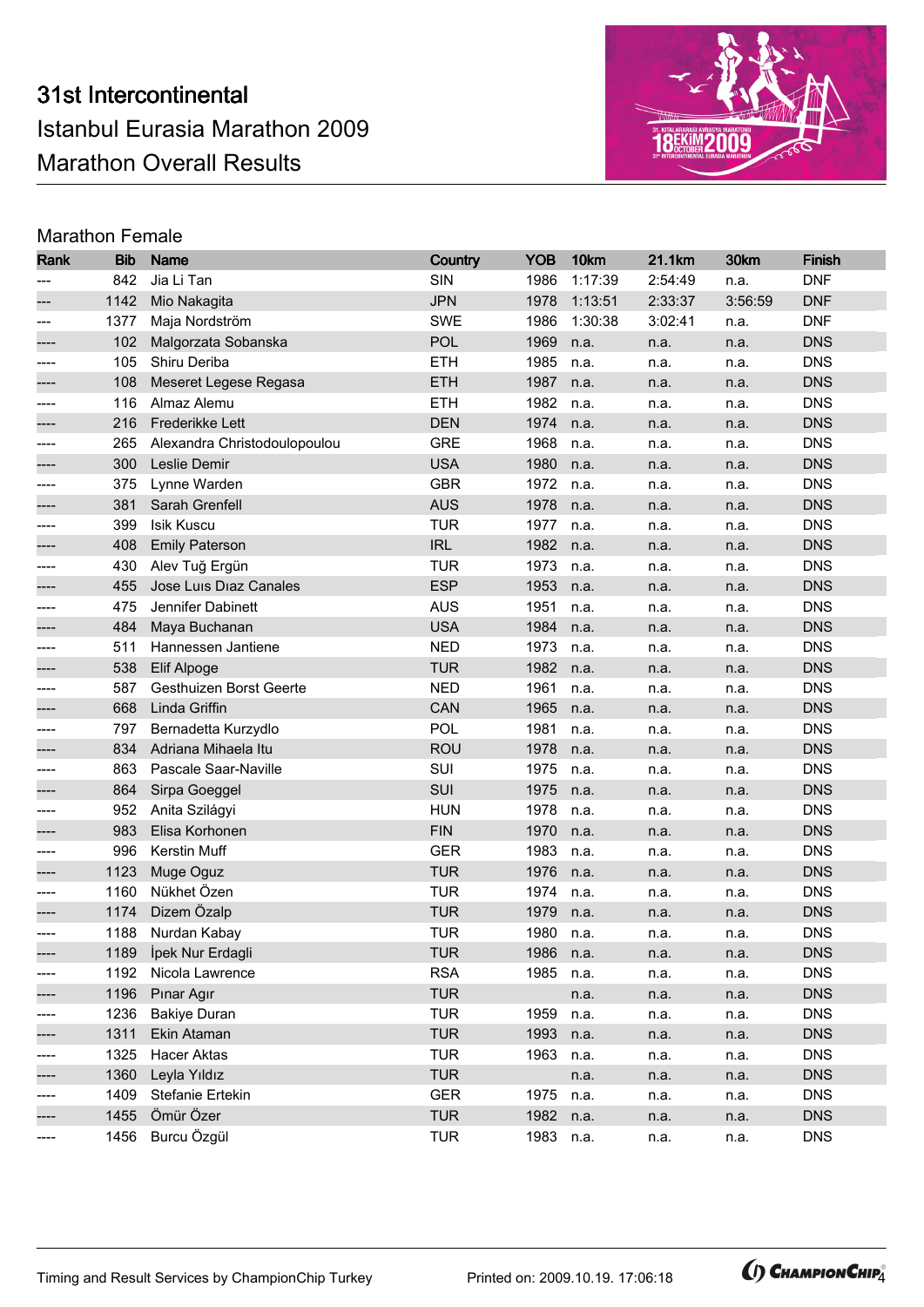# 31st Intercontinental
# Istanbul Eurasia Marathon 2009
# Marathon Overall Results

## Marathon Female

| Rank | Bib | Name | Country | YOB | 10km | 21.1km | 30km | Finish |
|---|---|---|---|---|---|---|---|---|
| --- | 842 | Jia Li Tan | SIN | 1986 | 1:17:39 | 2:54:49 | n.a. | DNF |
| --- | 1142 | Mio Nakagita | JPN | 1978 | 1:13:51 | 2:33:37 | 3:56:59 | DNF |
| --- | 1377 | Maja Nordström | SWE | 1986 | 1:30:38 | 3:02:41 | n.a. | DNF |
| ---- | 102 | Malgorzata Sobanska | POL | 1969 | n.a. | n.a. | n.a. | DNS |
| ---- | 105 | Shiru Deriba | ETH | 1985 | n.a. | n.a. | n.a. | DNS |
| ---- | 108 | Meseret Legese Regasa | ETH | 1987 | n.a. | n.a. | n.a. | DNS |
| ---- | 116 | Almaz Alemu | ETH | 1982 | n.a. | n.a. | n.a. | DNS |
| ---- | 216 | Frederikke Lett | DEN | 1974 | n.a. | n.a. | n.a. | DNS |
| ---- | 265 | Alexandra Christodoulopoulou | GRE | 1968 | n.a. | n.a. | n.a. | DNS |
| ---- | 300 | Leslie Demir | USA | 1980 | n.a. | n.a. | n.a. | DNS |
| ---- | 375 | Lynne Warden | GBR | 1972 | n.a. | n.a. | n.a. | DNS |
| ---- | 381 | Sarah Grenfell | AUS | 1978 | n.a. | n.a. | n.a. | DNS |
| ---- | 399 | Isik Kuscu | TUR | 1977 | n.a. | n.a. | n.a. | DNS |
| ---- | 408 | Emily Paterson | IRL | 1982 | n.a. | n.a. | n.a. | DNS |
| ---- | 430 | Alev Tuğ Ergün | TUR | 1973 | n.a. | n.a. | n.a. | DNS |
| ---- | 455 | Jose Luıs Dıaz Canales | ESP | 1953 | n.a. | n.a. | n.a. | DNS |
| ---- | 475 | Jennifer Dabinett | AUS | 1951 | n.a. | n.a. | n.a. | DNS |
| ---- | 484 | Maya Buchanan | USA | 1984 | n.a. | n.a. | n.a. | DNS |
| ---- | 511 | Hannessen Jantiene | NED | 1973 | n.a. | n.a. | n.a. | DNS |
| ---- | 538 | Elif Alpoge | TUR | 1982 | n.a. | n.a. | n.a. | DNS |
| ---- | 587 | Gesthuizen Borst Geerte | NED | 1961 | n.a. | n.a. | n.a. | DNS |
| ---- | 668 | Linda Griffin | CAN | 1965 | n.a. | n.a. | n.a. | DNS |
| ---- | 797 | Bernadetta Kurzydlo | POL | 1981 | n.a. | n.a. | n.a. | DNS |
| ---- | 834 | Adriana Mihaela Itu | ROU | 1978 | n.a. | n.a. | n.a. | DNS |
| ---- | 863 | Pascale Saar-Naville | SUI | 1975 | n.a. | n.a. | n.a. | DNS |
| ---- | 864 | Sirpa Goeggel | SUI | 1975 | n.a. | n.a. | n.a. | DNS |
| ---- | 952 | Anita Szilágyi | HUN | 1978 | n.a. | n.a. | n.a. | DNS |
| ---- | 983 | Elisa Korhonen | FIN | 1970 | n.a. | n.a. | n.a. | DNS |
| ---- | 996 | Kerstin Muff | GER | 1983 | n.a. | n.a. | n.a. | DNS |
| ---- | 1123 | Muge Oguz | TUR | 1976 | n.a. | n.a. | n.a. | DNS |
| ---- | 1160 | Nükhet Özen | TUR | 1974 | n.a. | n.a. | n.a. | DNS |
| ---- | 1174 | Dizem Özalp | TUR | 1979 | n.a. | n.a. | n.a. | DNS |
| ---- | 1188 | Nurdan Kabay | TUR | 1980 | n.a. | n.a. | n.a. | DNS |
| ---- | 1189 | İpek Nur Erdagli | TUR | 1986 | n.a. | n.a. | n.a. | DNS |
| ---- | 1192 | Nicola Lawrence | RSA | 1985 | n.a. | n.a. | n.a. | DNS |
| ---- | 1196 | Pınar Agır | TUR | | n.a. | n.a. | n.a. | DNS |
| ---- | 1236 | Bakiye Duran | TUR | 1959 | n.a. | n.a. | n.a. | DNS |
| ---- | 1311 | Ekin Ataman | TUR | 1993 | n.a. | n.a. | n.a. | DNS |
| ---- | 1325 | Hacer Aktas | TUR | 1963 | n.a. | n.a. | n.a. | DNS |
| ---- | 1360 | Leyla Yıldız | TUR | | n.a. | n.a. | n.a. | DNS |
| ---- | 1409 | Stefanie Ertekin | GER | 1975 | n.a. | n.a. | n.a. | DNS |
| ---- | 1455 | Ömür Özer | TUR | 1982 | n.a. | n.a. | n.a. | DNS |
| ---- | 1456 | Burcu Özgül | TUR | 1983 | n.a. | n.a. | n.a. | DNS |

Timing and Result Services by ChampionChip Turkey    Printed on: 2009.10.19. 17:06:18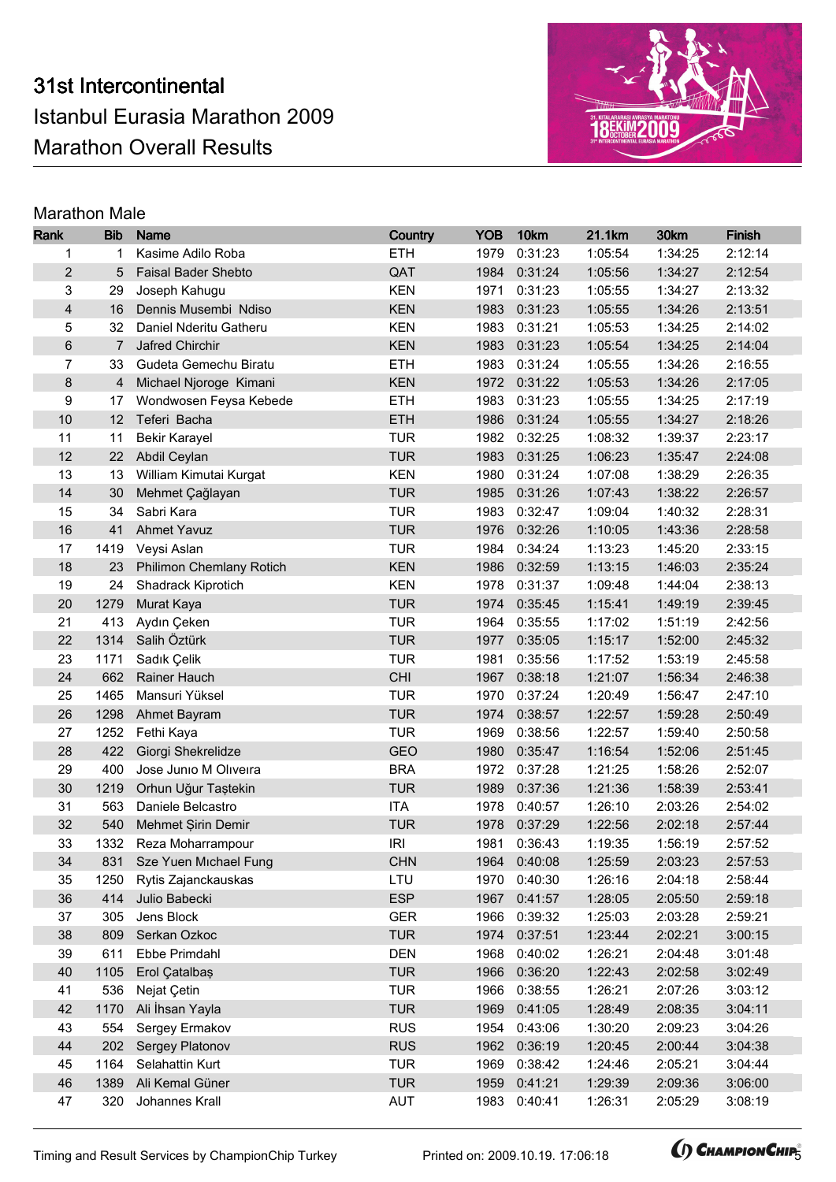# 31st Intercontinental
# Istanbul Eurasia Marathon 2009
# Marathon Overall Results

## Marathon Male

| Rank | Bib | Name | Country | YOB | 10km | 21.1km | 30km | Finish |
|---|---|---|---|---|---|---|---|---|
| 1 | 1 | Kasime Adilo Roba | ETH | 1979 | 0:31:23 | 1:05:54 | 1:34:25 | 2:12:14 |
| 2 | 5 | Faisal Bader Shebto | QAT | 1984 | 0:31:24 | 1:05:56 | 1:34:27 | 2:12:54 |
| 3 | 29 | Joseph Kahugu | KEN | 1971 | 0:31:23 | 1:05:55 | 1:34:27 | 2:13:32 |
| 4 | 16 | Dennis Musembi Ndiso | KEN | 1983 | 0:31:23 | 1:05:55 | 1:34:26 | 2:13:51 |
| 5 | 32 | Daniel Nderitu Gatheru | KEN | 1983 | 0:31:21 | 1:05:53 | 1:34:25 | 2:14:02 |
| 6 | 7 | Jafred Chirchir | KEN | 1983 | 0:31:23 | 1:05:54 | 1:34:25 | 2:14:04 |
| 7 | 33 | Gudeta Gemechu Biratu | ETH | 1983 | 0:31:24 | 1:05:55 | 1:34:26 | 2:16:55 |
| 8 | 4 | Michael Njoroge Kimani | KEN | 1972 | 0:31:22 | 1:05:53 | 1:34:26 | 2:17:05 |
| 9 | 17 | Wondwosen Feysa Kebede | ETH | 1983 | 0:31:23 | 1:05:55 | 1:34:25 | 2:17:19 |
| 10 | 12 | Teferi Bacha | ETH | 1986 | 0:31:24 | 1:05:55 | 1:34:27 | 2:18:26 |
| 11 | 11 | Bekir Karayel | TUR | 1982 | 0:32:25 | 1:08:32 | 1:39:37 | 2:23:17 |
| 12 | 22 | Abdil Ceylan | TUR | 1983 | 0:31:25 | 1:06:23 | 1:35:47 | 2:24:08 |
| 13 | 13 | William Kimutai Kurgat | KEN | 1980 | 0:31:24 | 1:07:08 | 1:38:29 | 2:26:35 |
| 14 | 30 | Mehmet Çağlayan | TUR | 1985 | 0:31:26 | 1:07:43 | 1:38:22 | 2:26:57 |
| 15 | 34 | Sabri Kara | TUR | 1983 | 0:32:47 | 1:09:04 | 1:40:32 | 2:28:31 |
| 16 | 41 | Ahmet Yavuz | TUR | 1976 | 0:32:26 | 1:10:05 | 1:43:36 | 2:28:58 |
| 17 | 1419 | Veysi Aslan | TUR | 1984 | 0:34:24 | 1:13:23 | 1:45:20 | 2:33:15 |
| 18 | 23 | Philimon Chemlany Rotich | KEN | 1986 | 0:32:59 | 1:13:15 | 1:46:03 | 2:35:24 |
| 19 | 24 | Shadrack Kiprotich | KEN | 1978 | 0:31:37 | 1:09:48 | 1:44:04 | 2:38:13 |
| 20 | 1279 | Murat Kaya | TUR | 1974 | 0:35:45 | 1:15:41 | 1:49:19 | 2:39:45 |
| 21 | 413 | Aydın Çeken | TUR | 1964 | 0:35:55 | 1:17:02 | 1:51:19 | 2:42:56 |
| 22 | 1314 | Salih Öztürk | TUR | 1977 | 0:35:05 | 1:15:17 | 1:52:00 | 2:45:32 |
| 23 | 1171 | Sadık Çelik | TUR | 1981 | 0:35:56 | 1:17:52 | 1:53:19 | 2:45:58 |
| 24 | 662 | Rainer Hauch | CHI | 1967 | 0:38:18 | 1:21:07 | 1:56:34 | 2:46:38 |
| 25 | 1465 | Mansuri Yüksel | TUR | 1970 | 0:37:24 | 1:20:49 | 1:56:47 | 2:47:10 |
| 26 | 1298 | Ahmet Bayram | TUR | 1974 | 0:38:57 | 1:22:57 | 1:59:28 | 2:50:49 |
| 27 | 1252 | Fethi Kaya | TUR | 1969 | 0:38:56 | 1:22:57 | 1:59:40 | 2:50:58 |
| 28 | 422 | Giorgi Shekrelidze | GEO | 1980 | 0:35:47 | 1:16:54 | 1:52:06 | 2:51:45 |
| 29 | 400 | Jose Junıo M Olıveıra | BRA | 1972 | 0:37:28 | 1:21:25 | 1:58:26 | 2:52:07 |
| 30 | 1219 | Orhun Uğur Taştekin | TUR | 1989 | 0:37:36 | 1:21:36 | 1:58:39 | 2:53:41 |
| 31 | 563 | Daniele Belcastro | ITA | 1978 | 0:40:57 | 1:26:10 | 2:03:26 | 2:54:02 |
| 32 | 540 | Mehmet Şirin Demir | TUR | 1978 | 0:37:29 | 1:22:56 | 2:02:18 | 2:57:44 |
| 33 | 1332 | Reza Moharrampour | IRI | 1981 | 0:36:43 | 1:19:35 | 1:56:19 | 2:57:52 |
| 34 | 831 | Sze Yuen Mıchael Fung | CHN | 1964 | 0:40:08 | 1:25:59 | 2:03:23 | 2:57:53 |
| 35 | 1250 | Rytis Zajanckauskas | LTU | 1970 | 0:40:30 | 1:26:16 | 2:04:18 | 2:58:44 |
| 36 | 414 | Julio Babecki | ESP | 1967 | 0:41:57 | 1:28:05 | 2:05:50 | 2:59:18 |
| 37 | 305 | Jens Block | GER | 1966 | 0:39:32 | 1:25:03 | 2:03:28 | 2:59:21 |
| 38 | 809 | Serkan Ozkoc | TUR | 1974 | 0:37:51 | 1:23:44 | 2:02:21 | 3:00:15 |
| 39 | 611 | Ebbe Primdahl | DEN | 1968 | 0:40:02 | 1:26:21 | 2:04:48 | 3:01:48 |
| 40 | 1105 | Erol Çatalbaş | TUR | 1966 | 0:36:20 | 1:22:43 | 2:02:58 | 3:02:49 |
| 41 | 536 | Nejat Çetin | TUR | 1966 | 0:38:55 | 1:26:21 | 2:07:26 | 3:03:12 |
| 42 | 1170 | Ali İhsan Yayla | TUR | 1969 | 0:41:05 | 1:28:49 | 2:08:35 | 3:04:11 |
| 43 | 554 | Sergey Ermakov | RUS | 1954 | 0:43:06 | 1:30:20 | 2:09:23 | 3:04:26 |
| 44 | 202 | Sergey Platonov | RUS | 1962 | 0:36:19 | 1:20:45 | 2:00:44 | 3:04:38 |
| 45 | 1164 | Selahattin Kurt | TUR | 1969 | 0:38:42 | 1:24:46 | 2:05:21 | 3:04:44 |
| 46 | 1389 | Ali Kemal Güner | TUR | 1959 | 0:41:21 | 1:29:39 | 2:09:36 | 3:06:00 |
| 47 | 320 | Johannes Krall | AUT | 1983 | 0:40:41 | 1:26:31 | 2:05:29 | 3:08:19 |

Timing and Result Services by ChampionChip Turkey    Printed on: 2009.10.19. 17:06:18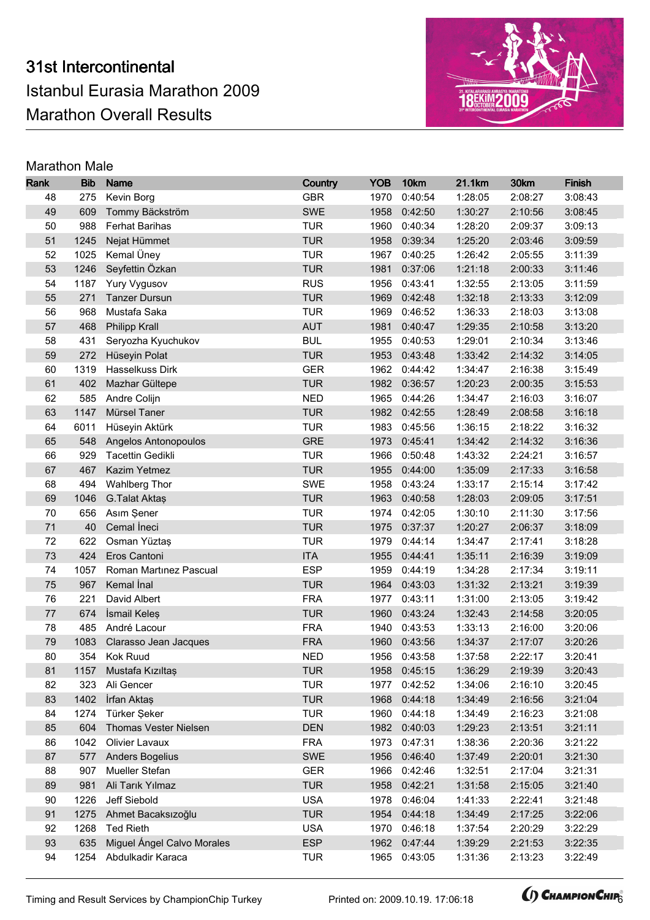# 31st Intercontinental

## Istanbul Eurasia Marathon 2009

## Marathon Overall Results

### Marathon Male

| Rank | Bib | Name | Country | YOB | 10km | 21.1km | 30km | Finish |
|---|---|---|---|---|---|---|---|---|
| 48 | 275 | Kevin Borg | GBR | 1970 | 0:40:54 | 1:28:05 | 2:08:27 | 3:08:43 |
| 49 | 609 | Tommy Bäckström | SWE | 1958 | 0:42:50 | 1:30:27 | 2:10:56 | 3:08:45 |
| 50 | 988 | Ferhat Barihas | TUR | 1960 | 0:40:34 | 1:28:20 | 2:09:37 | 3:09:13 |
| 51 | 1245 | Nejat Hümmet | TUR | 1958 | 0:39:34 | 1:25:20 | 2:03:46 | 3:09:59 |
| 52 | 1025 | Kemal Üney | TUR | 1967 | 0:40:25 | 1:26:42 | 2:05:55 | 3:11:39 |
| 53 | 1246 | Seyfettin Özkan | TUR | 1981 | 0:37:06 | 1:21:18 | 2:00:33 | 3:11:46 |
| 54 | 1187 | Yury Vygusov | RUS | 1956 | 0:43:41 | 1:32:55 | 2:13:05 | 3:11:59 |
| 55 | 271 | Tanzer Dursun | TUR | 1969 | 0:42:48 | 1:32:18 | 2:13:33 | 3:12:09 |
| 56 | 968 | Mustafa Saka | TUR | 1969 | 0:46:52 | 1:36:33 | 2:18:03 | 3:13:08 |
| 57 | 468 | Philipp Krall | AUT | 1981 | 0:40:47 | 1:29:35 | 2:10:58 | 3:13:20 |
| 58 | 431 | Seryozha Kyuchukov | BUL | 1955 | 0:40:53 | 1:29:01 | 2:10:34 | 3:13:46 |
| 59 | 272 | Hüseyin Polat | TUR | 1953 | 0:43:48 | 1:33:42 | 2:14:32 | 3:14:05 |
| 60 | 1319 | Hasselkuss Dirk | GER | 1962 | 0:44:42 | 1:34:47 | 2:16:38 | 3:15:49 |
| 61 | 402 | Mazhar Gültepe | TUR | 1982 | 0:36:57 | 1:20:23 | 2:00:35 | 3:15:53 |
| 62 | 585 | Andre Colijn | NED | 1965 | 0:44:26 | 1:34:47 | 2:16:03 | 3:16:07 |
| 63 | 1147 | Mürsel Taner | TUR | 1982 | 0:42:55 | 1:28:49 | 2:08:58 | 3:16:18 |
| 64 | 6011 | Hüseyin Aktürk | TUR | 1983 | 0:45:56 | 1:36:15 | 2:18:22 | 3:16:32 |
| 65 | 548 | Angelos Antonopoulos | GRE | 1973 | 0:45:41 | 1:34:42 | 2:14:32 | 3:16:36 |
| 66 | 929 | Tacettin Gedikli | TUR | 1966 | 0:50:48 | 1:43:32 | 2:24:21 | 3:16:57 |
| 67 | 467 | Kazim Yetmez | TUR | 1955 | 0:44:00 | 1:35:09 | 2:17:33 | 3:16:58 |
| 68 | 494 | Wahlberg Thor | SWE | 1958 | 0:43:24 | 1:33:17 | 2:15:14 | 3:17:42 |
| 69 | 1046 | G.Talat Aktaş | TUR | 1963 | 0:40:58 | 1:28:03 | 2:09:05 | 3:17:51 |
| 70 | 656 | Asım Şener | TUR | 1974 | 0:42:05 | 1:30:10 | 2:11:30 | 3:17:56 |
| 71 | 40 | Cemal İneci | TUR | 1975 | 0:37:37 | 1:20:27 | 2:06:37 | 3:18:09 |
| 72 | 622 | Osman Yüztaş | TUR | 1979 | 0:44:14 | 1:34:47 | 2:17:41 | 3:18:28 |
| 73 | 424 | Eros Cantoni | ITA | 1955 | 0:44:41 | 1:35:11 | 2:16:39 | 3:19:09 |
| 74 | 1057 | Roman Martınez Pascual | ESP | 1959 | 0:44:19 | 1:34:28 | 2:17:34 | 3:19:11 |
| 75 | 967 | Kemal İnal | TUR | 1964 | 0:43:03 | 1:31:32 | 2:13:21 | 3:19:39 |
| 76 | 221 | David Albert | FRA | 1977 | 0:43:11 | 1:31:00 | 2:13:05 | 3:19:42 |
| 77 | 674 | İsmail Keleş | TUR | 1960 | 0:43:24 | 1:32:43 | 2:14:58 | 3:20:05 |
| 78 | 485 | André Lacour | FRA | 1940 | 0:43:53 | 1:33:13 | 2:16:00 | 3:20:06 |
| 79 | 1083 | Clarasso Jean Jacques | FRA | 1960 | 0:43:56 | 1:34:37 | 2:17:07 | 3:20:26 |
| 80 | 354 | Kok Ruud | NED | 1956 | 0:43:58 | 1:37:58 | 2:22:17 | 3:20:41 |
| 81 | 1157 | Mustafa Kızıltaş | TUR | 1958 | 0:45:15 | 1:36:29 | 2:19:39 | 3:20:43 |
| 82 | 323 | Ali Gencer | TUR | 1977 | 0:42:52 | 1:34:06 | 2:16:10 | 3:20:45 |
| 83 | 1402 | İrfan Aktaş | TUR | 1968 | 0:44:18 | 1:34:49 | 2:16:56 | 3:21:04 |
| 84 | 1274 | Türker Şeker | TUR | 1960 | 0:44:18 | 1:34:49 | 2:16:23 | 3:21:08 |
| 85 | 604 | Thomas Vester Nielsen | DEN | 1982 | 0:40:03 | 1:29:23 | 2:13:51 | 3:21:11 |
| 86 | 1042 | Olivier Lavaux | FRA | 1973 | 0:47:31 | 1:38:36 | 2:20:36 | 3:21:22 |
| 87 | 577 | Anders Bogelius | SWE | 1956 | 0:46:40 | 1:37:49 | 2:20:01 | 3:21:30 |
| 88 | 907 | Mueller Stefan | GER | 1966 | 0:42:46 | 1:32:51 | 2:17:04 | 3:21:31 |
| 89 | 981 | Ali Tarık Yılmaz | TUR | 1958 | 0:42:21 | 1:31:58 | 2:15:05 | 3:21:40 |
| 90 | 1226 | Jeff Siebold | USA | 1978 | 0:46:04 | 1:41:33 | 2:22:41 | 3:21:48 |
| 91 | 1275 | Ahmet Bacaksızoğlu | TUR | 1954 | 0:44:18 | 1:34:49 | 2:17:25 | 3:22:06 |
| 92 | 1268 | Ted Rieth | USA | 1970 | 0:46:18 | 1:37:54 | 2:20:29 | 3:22:29 |
| 93 | 635 | Miguel Ángel Calvo Morales | ESP | 1962 | 0:47:44 | 1:39:29 | 2:21:53 | 3:22:35 |
| 94 | 1254 | Abdulkadir Karaca | TUR | 1965 | 0:43:05 | 1:31:36 | 2:13:23 | 3:22:49 |

Timing and Result Services by ChampionChip Turkey    Printed on: 2009.10.19. 17:06:18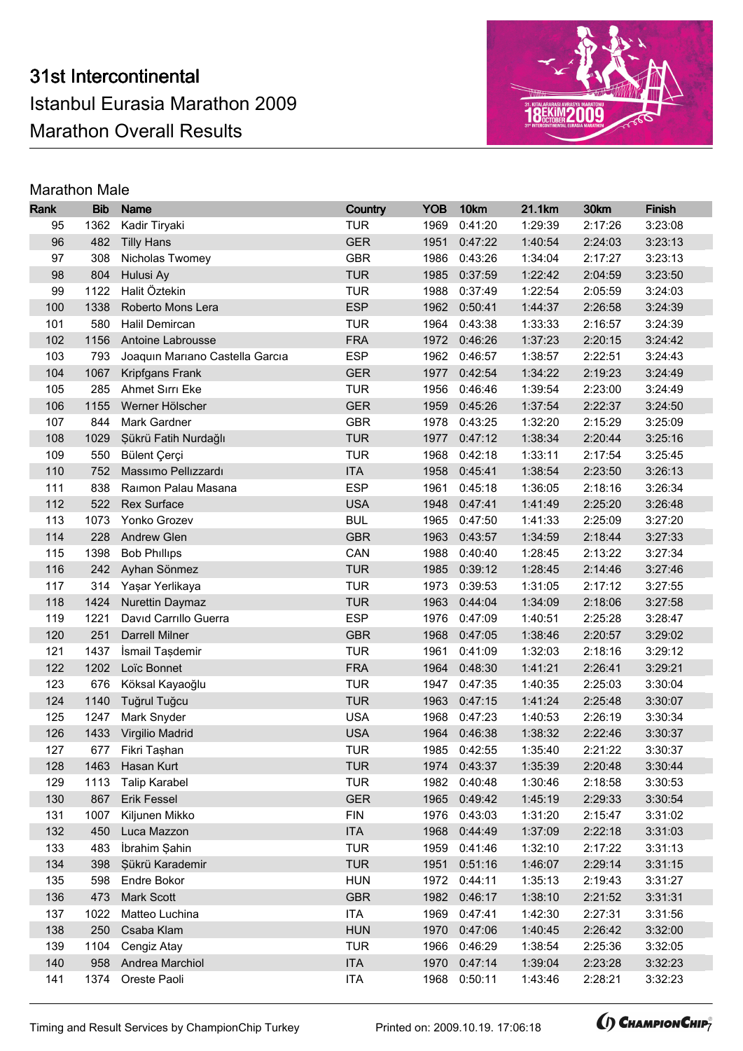# 31st Intercontinental
# Istanbul Eurasia Marathon 2009
# Marathon Overall Results

## Marathon Male

| Rank | Bib | Name | Country | YOB | 10km | 21.1km | 30km | Finish |
|---|---|---|---|---|---|---|---|---|
| 95 | 1362 | Kadir Tiryaki | TUR | 1969 | 0:41:20 | 1:29:39 | 2:17:26 | 3:23:08 |
| 96 | 482 | Tilly Hans | GER | 1951 | 0:47:22 | 1:40:54 | 2:24:03 | 3:23:13 |
| 97 | 308 | Nicholas Twomey | GBR | 1986 | 0:43:26 | 1:34:04 | 2:17:27 | 3:23:13 |
| 98 | 804 | Hulusi Ay | TUR | 1985 | 0:37:59 | 1:22:42 | 2:04:59 | 3:23:50 |
| 99 | 1122 | Halit Öztekin | TUR | 1988 | 0:37:49 | 1:22:54 | 2:05:59 | 3:24:03 |
| 100 | 1338 | Roberto Mons Lera | ESP | 1962 | 0:50:41 | 1:44:37 | 2:26:58 | 3:24:39 |
| 101 | 580 | Halil Demircan | TUR | 1964 | 0:43:38 | 1:33:33 | 2:16:57 | 3:24:39 |
| 102 | 1156 | Antoine Labrousse | FRA | 1972 | 0:46:26 | 1:37:23 | 2:20:15 | 3:24:42 |
| 103 | 793 | Joaquın Marıano Castella Garcıa | ESP | 1962 | 0:46:57 | 1:38:57 | 2:22:51 | 3:24:43 |
| 104 | 1067 | Kripfgans Frank | GER | 1977 | 0:42:54 | 1:34:22 | 2:19:23 | 3:24:49 |
| 105 | 285 | Ahmet Sırrı Eke | TUR | 1956 | 0:46:46 | 1:39:54 | 2:23:00 | 3:24:49 |
| 106 | 1155 | Werner Hölscher | GER | 1959 | 0:45:26 | 1:37:54 | 2:22:37 | 3:24:50 |
| 107 | 844 | Mark Gardner | GBR | 1978 | 0:43:25 | 1:32:20 | 2:15:29 | 3:25:09 |
| 108 | 1029 | Şükrü Fatih Nurdağlı | TUR | 1977 | 0:47:12 | 1:38:34 | 2:20:44 | 3:25:16 |
| 109 | 550 | Bülent Çerçi | TUR | 1968 | 0:42:18 | 1:33:11 | 2:17:54 | 3:25:45 |
| 110 | 752 | Massımo Pellızzardı | ITA | 1958 | 0:45:41 | 1:38:54 | 2:23:50 | 3:26:13 |
| 111 | 838 | Raımon Palau Masana | ESP | 1961 | 0:45:18 | 1:36:05 | 2:18:16 | 3:26:34 |
| 112 | 522 | Rex Surface | USA | 1948 | 0:47:41 | 1:41:49 | 2:25:20 | 3:26:48 |
| 113 | 1073 | Yonko Grozev | BUL | 1965 | 0:47:50 | 1:41:33 | 2:25:09 | 3:27:20 |
| 114 | 228 | Andrew Glen | GBR | 1963 | 0:43:57 | 1:34:59 | 2:18:44 | 3:27:33 |
| 115 | 1398 | Bob Phıllıps | CAN | 1988 | 0:40:40 | 1:28:45 | 2:13:22 | 3:27:34 |
| 116 | 242 | Ayhan Sönmez | TUR | 1985 | 0:39:12 | 1:28:45 | 2:14:46 | 3:27:46 |
| 117 | 314 | Yaşar Yerlikaya | TUR | 1973 | 0:39:53 | 1:31:05 | 2:17:12 | 3:27:55 |
| 118 | 1424 | Nurettin Daymaz | TUR | 1963 | 0:44:04 | 1:34:09 | 2:18:06 | 3:27:58 |
| 119 | 1221 | Davıd Carrıllo Guerra | ESP | 1976 | 0:47:09 | 1:40:51 | 2:25:28 | 3:28:47 |
| 120 | 251 | Darrell Milner | GBR | 1968 | 0:47:05 | 1:38:46 | 2:20:57 | 3:29:02 |
| 121 | 1437 | İsmail Taşdemir | TUR | 1961 | 0:41:09 | 1:32:03 | 2:18:16 | 3:29:12 |
| 122 | 1202 | Loïc Bonnet | FRA | 1964 | 0:48:30 | 1:41:21 | 2:26:41 | 3:29:21 |
| 123 | 676 | Köksal Kayaoğlu | TUR | 1947 | 0:47:35 | 1:40:35 | 2:25:03 | 3:30:04 |
| 124 | 1140 | Tuğrul Tuğcu | TUR | 1963 | 0:47:15 | 1:41:24 | 2:25:48 | 3:30:07 |
| 125 | 1247 | Mark Snyder | USA | 1968 | 0:47:23 | 1:40:53 | 2:26:19 | 3:30:34 |
| 126 | 1433 | Virgilio Madrid | USA | 1964 | 0:46:38 | 1:38:32 | 2:22:46 | 3:30:37 |
| 127 | 677 | Fikri Taşhan | TUR | 1985 | 0:42:55 | 1:35:40 | 2:21:22 | 3:30:37 |
| 128 | 1463 | Hasan Kurt | TUR | 1974 | 0:43:37 | 1:35:39 | 2:20:48 | 3:30:44 |
| 129 | 1113 | Talip Karabel | TUR | 1982 | 0:40:48 | 1:30:46 | 2:18:58 | 3:30:53 |
| 130 | 867 | Erik Fessel | GER | 1965 | 0:49:42 | 1:45:19 | 2:29:33 | 3:30:54 |
| 131 | 1007 | Kiljunen Mikko | FIN | 1976 | 0:43:03 | 1:31:20 | 2:15:47 | 3:31:02 |
| 132 | 450 | Luca Mazzon | ITA | 1968 | 0:44:49 | 1:37:09 | 2:22:18 | 3:31:03 |
| 133 | 483 | İbrahim Şahin | TUR | 1959 | 0:41:46 | 1:32:10 | 2:17:22 | 3:31:13 |
| 134 | 398 | Şükrü Karademir | TUR | 1951 | 0:51:16 | 1:46:07 | 2:29:14 | 3:31:15 |
| 135 | 598 | Endre Bokor | HUN | 1972 | 0:44:11 | 1:35:13 | 2:19:43 | 3:31:27 |
| 136 | 473 | Mark Scott | GBR | 1982 | 0:46:17 | 1:38:10 | 2:21:52 | 3:31:31 |
| 137 | 1022 | Matteo Luchina | ITA | 1969 | 0:47:41 | 1:42:30 | 2:27:31 | 3:31:56 |
| 138 | 250 | Csaba Klam | HUN | 1970 | 0:47:06 | 1:40:45 | 2:26:42 | 3:32:00 |
| 139 | 1104 | Cengiz Atay | TUR | 1966 | 0:46:29 | 1:38:54 | 2:25:36 | 3:32:05 |
| 140 | 958 | Andrea Marchiol | ITA | 1970 | 0:47:14 | 1:39:04 | 2:23:28 | 3:32:23 |
| 141 | 1374 | Oreste Paoli | ITA | 1968 | 0:50:11 | 1:43:46 | 2:28:21 | 3:32:23 |

Timing and Result Services by ChampionChip Turkey    Printed on: 2009.10.19. 17:06:18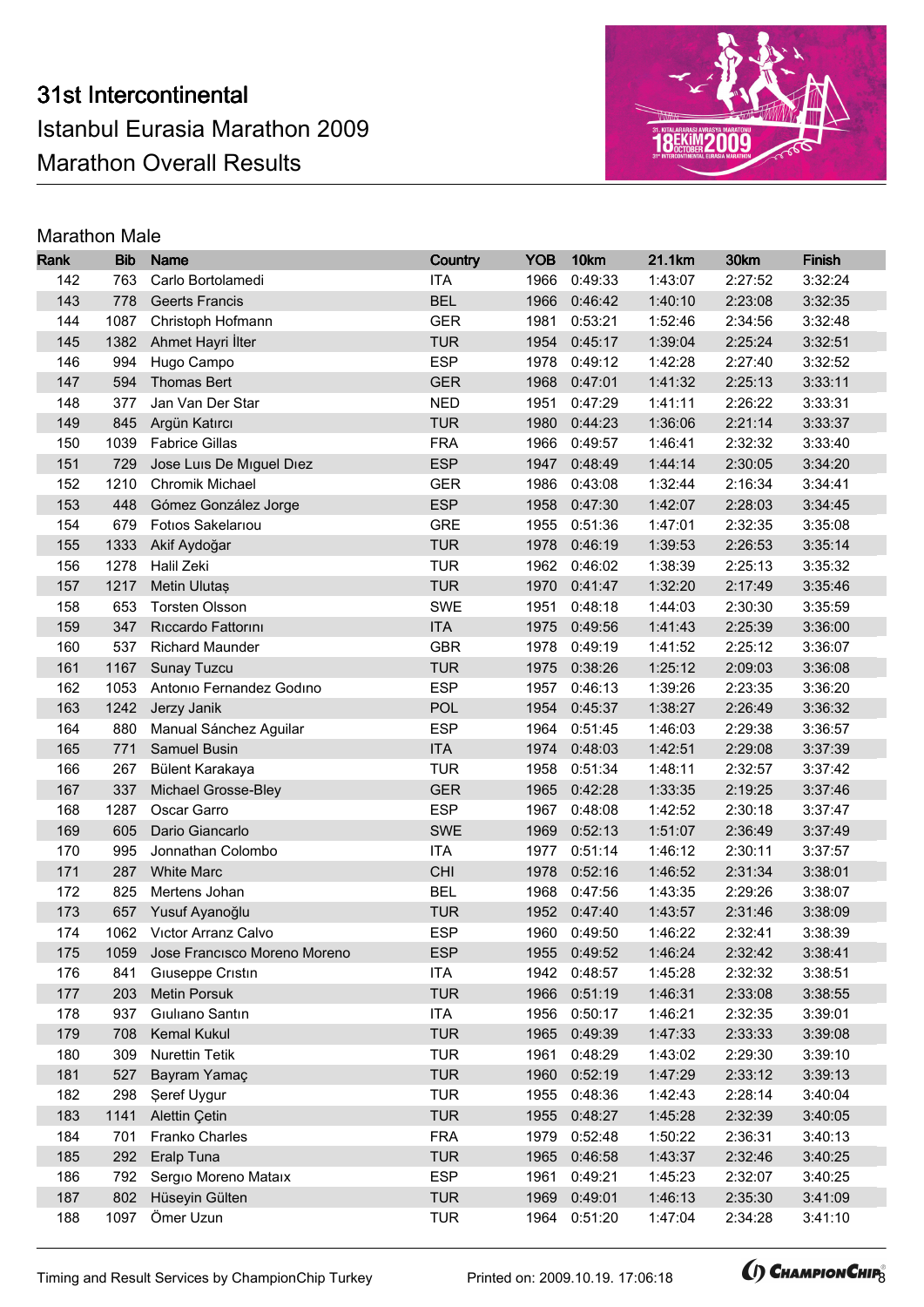# 31st Intercontinental
# Istanbul Eurasia Marathon 2009
# Marathon Overall Results

## Marathon Male

| Rank | Bib | Name | Country | YOB | 10km | 21.1km | 30km | Finish |
|---|---|---|---|---|---|---|---|---|
| 142 | 763 | Carlo Bortolamedi | ITA | 1966 | 0:49:33 | 1:43:07 | 2:27:52 | 3:32:24 |
| 143 | 778 | Geerts Francis | BEL | 1966 | 0:46:42 | 1:40:10 | 2:23:08 | 3:32:35 |
| 144 | 1087 | Christoph Hofmann | GER | 1981 | 0:53:21 | 1:52:46 | 2:34:56 | 3:32:48 |
| 145 | 1382 | Ahmet Hayri İlter | TUR | 1954 | 0:45:17 | 1:39:04 | 2:25:24 | 3:32:51 |
| 146 | 994 | Hugo Campo | ESP | 1978 | 0:49:12 | 1:42:28 | 2:27:40 | 3:32:52 |
| 147 | 594 | Thomas Bert | GER | 1968 | 0:47:01 | 1:41:32 | 2:25:13 | 3:33:11 |
| 148 | 377 | Jan Van Der Star | NED | 1951 | 0:47:29 | 1:41:11 | 2:26:22 | 3:33:31 |
| 149 | 845 | Argün Katırcı | TUR | 1980 | 0:44:23 | 1:36:06 | 2:21:14 | 3:33:37 |
| 150 | 1039 | Fabrice Gillas | FRA | 1966 | 0:49:57 | 1:46:41 | 2:32:32 | 3:33:40 |
| 151 | 729 | Jose Luıs De Mıguel Dıez | ESP | 1947 | 0:48:49 | 1:44:14 | 2:30:05 | 3:34:20 |
| 152 | 1210 | Chromik Michael | GER | 1986 | 0:43:08 | 1:32:44 | 2:16:34 | 3:34:41 |
| 153 | 448 | Gómez González Jorge | ESP | 1958 | 0:47:30 | 1:42:07 | 2:28:03 | 3:34:45 |
| 154 | 679 | Fotıos Sakelarıou | GRE | 1955 | 0:51:36 | 1:47:01 | 2:32:35 | 3:35:08 |
| 155 | 1333 | Akif Aydoğar | TUR | 1978 | 0:46:19 | 1:39:53 | 2:26:53 | 3:35:14 |
| 156 | 1278 | Halil Zeki | TUR | 1962 | 0:46:02 | 1:38:39 | 2:25:13 | 3:35:32 |
| 157 | 1217 | Metin Ulutaş | TUR | 1970 | 0:41:47 | 1:32:20 | 2:17:49 | 3:35:46 |
| 158 | 653 | Torsten Olsson | SWE | 1951 | 0:48:18 | 1:44:03 | 2:30:30 | 3:35:59 |
| 159 | 347 | Rıccardo Fattorını | ITA | 1975 | 0:49:56 | 1:41:43 | 2:25:39 | 3:36:00 |
| 160 | 537 | Richard Maunder | GBR | 1978 | 0:49:19 | 1:41:52 | 2:25:12 | 3:36:07 |
| 161 | 1167 | Sunay Tuzcu | TUR | 1975 | 0:38:26 | 1:25:12 | 2:09:03 | 3:36:08 |
| 162 | 1053 | Antonıo Fernandez Godıno | ESP | 1957 | 0:46:13 | 1:39:26 | 2:23:35 | 3:36:20 |
| 163 | 1242 | Jerzy Janik | POL | 1954 | 0:45:37 | 1:38:27 | 2:26:49 | 3:36:32 |
| 164 | 880 | Manual Sánchez Aguilar | ESP | 1964 | 0:51:45 | 1:46:03 | 2:29:38 | 3:36:57 |
| 165 | 771 | Samuel Busin | ITA | 1974 | 0:48:03 | 1:42:51 | 2:29:08 | 3:37:39 |
| 166 | 267 | Bülent Karakaya | TUR | 1958 | 0:51:34 | 1:48:11 | 2:32:57 | 3:37:42 |
| 167 | 337 | Michael Grosse-Bley | GER | 1965 | 0:42:28 | 1:33:35 | 2:19:25 | 3:37:46 |
| 168 | 1287 | Oscar Garro | ESP | 1967 | 0:48:08 | 1:42:52 | 2:30:18 | 3:37:47 |
| 169 | 605 | Dario Giancarlo | SWE | 1969 | 0:52:13 | 1:51:07 | 2:36:49 | 3:37:49 |
| 170 | 995 | Jonnathan Colombo | ITA | 1977 | 0:51:14 | 1:46:12 | 2:30:11 | 3:37:57 |
| 171 | 287 | White Marc | CHI | 1978 | 0:52:16 | 1:46:52 | 2:31:34 | 3:38:01 |
| 172 | 825 | Mertens Johan | BEL | 1968 | 0:47:56 | 1:43:35 | 2:29:26 | 3:38:07 |
| 173 | 657 | Yusuf Ayanoğlu | TUR | 1952 | 0:47:40 | 1:43:57 | 2:31:46 | 3:38:09 |
| 174 | 1062 | Vıctor Arranz Calvo | ESP | 1960 | 0:49:50 | 1:46:22 | 2:32:41 | 3:38:39 |
| 175 | 1059 | Jose Francısco Moreno Moreno | ESP | 1955 | 0:49:52 | 1:46:24 | 2:32:42 | 3:38:41 |
| 176 | 841 | Gıuseppe Crıstın | ITA | 1942 | 0:48:57 | 1:45:28 | 2:32:32 | 3:38:51 |
| 177 | 203 | Metin Porsuk | TUR | 1966 | 0:51:19 | 1:46:31 | 2:33:08 | 3:38:55 |
| 178 | 937 | Gıulıano Santın | ITA | 1956 | 0:50:17 | 1:46:21 | 2:32:35 | 3:39:01 |
| 179 | 708 | Kemal Kukul | TUR | 1965 | 0:49:39 | 1:47:33 | 2:33:33 | 3:39:08 |
| 180 | 309 | Nurettin Tetik | TUR | 1961 | 0:48:29 | 1:43:02 | 2:29:30 | 3:39:10 |
| 181 | 527 | Bayram Yamaç | TUR | 1960 | 0:52:19 | 1:47:29 | 2:33:12 | 3:39:13 |
| 182 | 298 | Şeref Uygur | TUR | 1955 | 0:48:36 | 1:42:43 | 2:28:14 | 3:40:04 |
| 183 | 1141 | Alettin Çetin | TUR | 1955 | 0:48:27 | 1:45:28 | 2:32:39 | 3:40:05 |
| 184 | 701 | Franko Charles | FRA | 1979 | 0:52:48 | 1:50:22 | 2:36:31 | 3:40:13 |
| 185 | 292 | Eralp Tuna | TUR | 1965 | 0:46:58 | 1:43:37 | 2:32:46 | 3:40:25 |
| 186 | 792 | Sergıo Moreno Mataıx | ESP | 1961 | 0:49:21 | 1:45:23 | 2:32:07 | 3:40:25 |
| 187 | 802 | Hüseyin Gülten | TUR | 1969 | 0:49:01 | 1:46:13 | 2:35:30 | 3:41:09 |
| 188 | 1097 | Ömer Uzun | TUR | 1964 | 0:51:20 | 1:47:04 | 2:34:28 | 3:41:10 |

Timing and Result Services by ChampionChip Turkey    Printed on: 2009.10.19. 17:06:18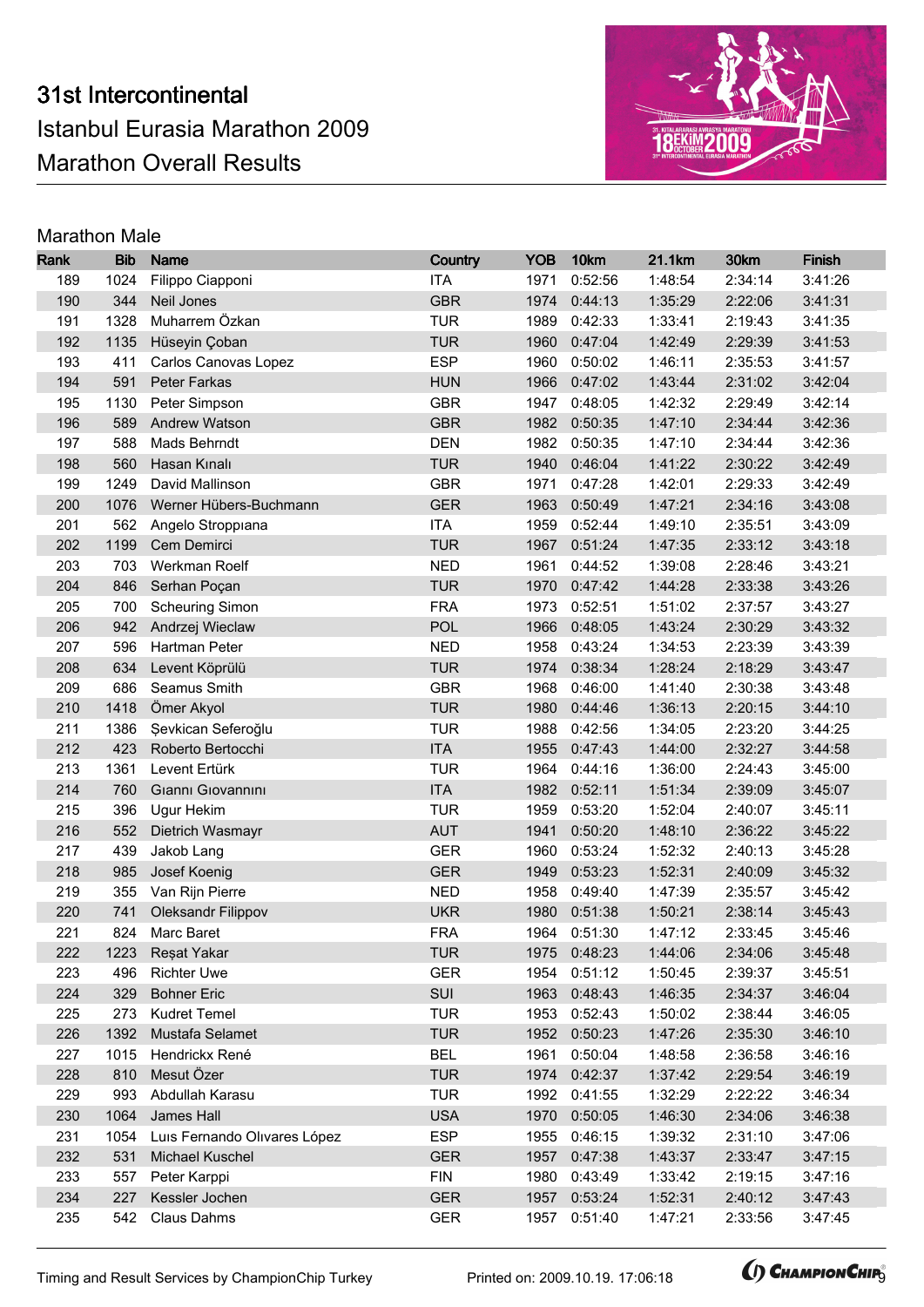# 31st Intercontinental
## Istanbul Eurasia Marathon 2009
## Marathon Overall Results

### Marathon Male

| Rank | Bib | Name | Country | YOB | 10km | 21.1km | 30km | Finish |
|---|---|---|---|---|---|---|---|---|
| 189 | 1024 | Filippo Ciapponi | ITA | 1971 | 0:52:56 | 1:48:54 | 2:34:14 | 3:41:26 |
| 190 | 344 | Neil Jones | GBR | 1974 | 0:44:13 | 1:35:29 | 2:22:06 | 3:41:31 |
| 191 | 1328 | Muharrem Özkan | TUR | 1989 | 0:42:33 | 1:33:41 | 2:19:43 | 3:41:35 |
| 192 | 1135 | Hüseyin Çoban | TUR | 1960 | 0:47:04 | 1:42:49 | 2:29:39 | 3:41:53 |
| 193 | 411 | Carlos Canovas Lopez | ESP | 1960 | 0:50:02 | 1:46:11 | 2:35:53 | 3:41:57 |
| 194 | 591 | Peter Farkas | HUN | 1966 | 0:47:02 | 1:43:44 | 2:31:02 | 3:42:04 |
| 195 | 1130 | Peter Simpson | GBR | 1947 | 0:48:05 | 1:42:32 | 2:29:49 | 3:42:14 |
| 196 | 589 | Andrew Watson | GBR | 1982 | 0:50:35 | 1:47:10 | 2:34:44 | 3:42:36 |
| 197 | 588 | Mads Behrndt | DEN | 1982 | 0:50:35 | 1:47:10 | 2:34:44 | 3:42:36 |
| 198 | 560 | Hasan Kınalı | TUR | 1940 | 0:46:04 | 1:41:22 | 2:30:22 | 3:42:49 |
| 199 | 1249 | David Mallinson | GBR | 1971 | 0:47:28 | 1:42:01 | 2:29:33 | 3:42:49 |
| 200 | 1076 | Werner Hübers-Buchmann | GER | 1963 | 0:50:49 | 1:47:21 | 2:34:16 | 3:43:08 |
| 201 | 562 | Angelo Stroppıana | ITA | 1959 | 0:52:44 | 1:49:10 | 2:35:51 | 3:43:09 |
| 202 | 1199 | Cem Demirci | TUR | 1967 | 0:51:24 | 1:47:35 | 2:33:12 | 3:43:18 |
| 203 | 703 | Werkman Roelf | NED | 1961 | 0:44:52 | 1:39:08 | 2:28:46 | 3:43:21 |
| 204 | 846 | Serhan Poçan | TUR | 1970 | 0:47:42 | 1:44:28 | 2:33:38 | 3:43:26 |
| 205 | 700 | Scheuring Simon | FRA | 1973 | 0:52:51 | 1:51:02 | 2:37:57 | 3:43:27 |
| 206 | 942 | Andrzej Wieclaw | POL | 1966 | 0:48:05 | 1:43:24 | 2:30:29 | 3:43:32 |
| 207 | 596 | Hartman Peter | NED | 1958 | 0:43:24 | 1:34:53 | 2:23:39 | 3:43:39 |
| 208 | 634 | Levent Köprülü | TUR | 1974 | 0:38:34 | 1:28:24 | 2:18:29 | 3:43:47 |
| 209 | 686 | Seamus Smith | GBR | 1968 | 0:46:00 | 1:41:40 | 2:30:38 | 3:43:48 |
| 210 | 1418 | Ömer Akyol | TUR | 1980 | 0:44:46 | 1:36:13 | 2:20:15 | 3:44:10 |
| 211 | 1386 | Şevkican Seferoğlu | TUR | 1988 | 0:42:56 | 1:34:05 | 2:23:20 | 3:44:25 |
| 212 | 423 | Roberto Bertocchi | ITA | 1955 | 0:47:43 | 1:44:00 | 2:32:27 | 3:44:58 |
| 213 | 1361 | Levent Ertürk | TUR | 1964 | 0:44:16 | 1:36:00 | 2:24:43 | 3:45:00 |
| 214 | 760 | Gıannı Gıovannını | ITA | 1982 | 0:52:11 | 1:51:34 | 2:39:09 | 3:45:07 |
| 215 | 396 | Ugur Hekim | TUR | 1959 | 0:53:20 | 1:52:04 | 2:40:07 | 3:45:11 |
| 216 | 552 | Dietrich Wasmayr | AUT | 1941 | 0:50:20 | 1:48:10 | 2:36:22 | 3:45:22 |
| 217 | 439 | Jakob Lang | GER | 1960 | 0:53:24 | 1:52:32 | 2:40:13 | 3:45:28 |
| 218 | 985 | Josef Koenig | GER | 1949 | 0:53:23 | 1:52:31 | 2:40:09 | 3:45:32 |
| 219 | 355 | Van Rijn Pierre | NED | 1958 | 0:49:40 | 1:47:39 | 2:35:57 | 3:45:42 |
| 220 | 741 | Oleksandr Filippov | UKR | 1980 | 0:51:38 | 1:50:21 | 2:38:14 | 3:45:43 |
| 221 | 824 | Marc Baret | FRA | 1964 | 0:51:30 | 1:47:12 | 2:33:45 | 3:45:46 |
| 222 | 1223 | Reşat Yakar | TUR | 1975 | 0:48:23 | 1:44:06 | 2:34:06 | 3:45:48 |
| 223 | 496 | Richter Uwe | GER | 1954 | 0:51:12 | 1:50:45 | 2:39:37 | 3:45:51 |
| 224 | 329 | Bohner Eric | SUI | 1963 | 0:48:43 | 1:46:35 | 2:34:37 | 3:46:04 |
| 225 | 273 | Kudret Temel | TUR | 1953 | 0:52:43 | 1:50:02 | 2:38:44 | 3:46:05 |
| 226 | 1392 | Mustafa Selamet | TUR | 1952 | 0:50:23 | 1:47:26 | 2:35:30 | 3:46:10 |
| 227 | 1015 | Hendrickx René | BEL | 1961 | 0:50:04 | 1:48:58 | 2:36:58 | 3:46:16 |
| 228 | 810 | Mesut Özer | TUR | 1974 | 0:42:37 | 1:37:42 | 2:29:54 | 3:46:19 |
| 229 | 993 | Abdullah Karasu | TUR | 1992 | 0:41:55 | 1:32:29 | 2:22:22 | 3:46:34 |
| 230 | 1064 | James Hall | USA | 1970 | 0:50:05 | 1:46:30 | 2:34:06 | 3:46:38 |
| 231 | 1054 | Luıs Fernando Olıvares López | ESP | 1955 | 0:46:15 | 1:39:32 | 2:31:10 | 3:47:06 |
| 232 | 531 | Michael Kuschel | GER | 1957 | 0:47:38 | 1:43:37 | 2:33:47 | 3:47:15 |
| 233 | 557 | Peter Karppi | FIN | 1980 | 0:43:49 | 1:33:42 | 2:19:15 | 3:47:16 |
| 234 | 227 | Kessler Jochen | GER | 1957 | 0:53:24 | 1:52:31 | 2:40:12 | 3:47:43 |
| 235 | 542 | Claus Dahms | GER | 1957 | 0:51:40 | 1:47:21 | 2:33:56 | 3:47:45 |

Timing and Result Services by ChampionChip Turkey    Printed on: 2009.10.19. 17:06:18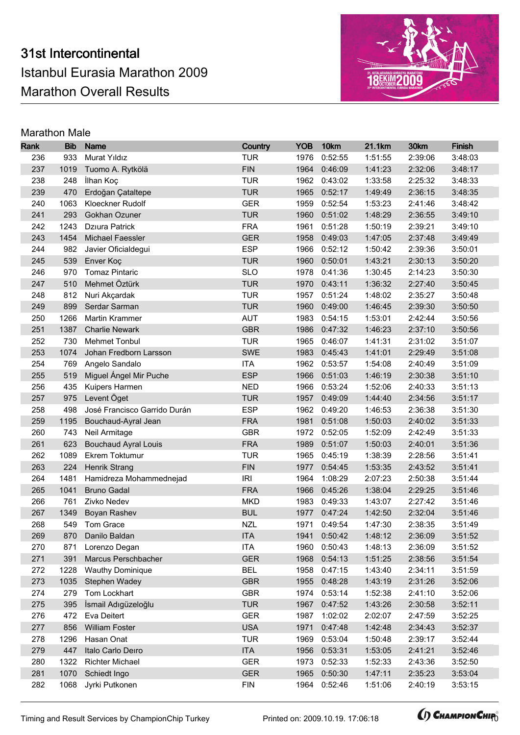# 31st Intercontinental
# Istanbul Eurasia Marathon 2009
# Marathon Overall Results

## Marathon Male

| Rank | Bib | Name | Country | YOB | 10km | 21.1km | 30km | Finish |
|---|---|---|---|---|---|---|---|---|
| 236 | 933 | Murat Yıldız | TUR | 1976 | 0:52:55 | 1:51:55 | 2:39:06 | 3:48:03 |
| 237 | 1019 | Tuomo A. Rytkölä | FIN | 1964 | 0:46:09 | 1:41:23 | 2:32:06 | 3:48:17 |
| 238 | 248 | İlhan Koç | TUR | 1962 | 0:43:02 | 1:33:58 | 2:25:32 | 3:48:33 |
| 239 | 470 | Erdoğan Çataltepe | TUR | 1965 | 0:52:17 | 1:49:49 | 2:36:15 | 3:48:35 |
| 240 | 1063 | Kloeckner Rudolf | GER | 1959 | 0:52:54 | 1:53:23 | 2:41:46 | 3:48:42 |
| 241 | 293 | Gokhan Ozuner | TUR | 1960 | 0:51:02 | 1:48:29 | 2:36:55 | 3:49:10 |
| 242 | 1243 | Dzıura Patrick | FRA | 1961 | 0:51:28 | 1:50:19 | 2:39:21 | 3:49:10 |
| 243 | 1454 | Michael Faessler | GER | 1958 | 0:49:03 | 1:47:05 | 2:37:48 | 3:49:49 |
| 244 | 982 | Javier Oficialdegui | ESP | 1966 | 0:52:12 | 1:50:42 | 2:39:36 | 3:50:01 |
| 245 | 539 | Enver Koç | TUR | 1960 | 0:50:01 | 1:43:21 | 2:30:13 | 3:50:20 |
| 246 | 970 | Tomaz Pintaric | SLO | 1978 | 0:41:36 | 1:30:45 | 2:14:23 | 3:50:30 |
| 247 | 510 | Mehmet Öztürk | TUR | 1970 | 0:43:11 | 1:36:32 | 2:27:40 | 3:50:45 |
| 248 | 812 | Nuri Akçardak | TUR | 1957 | 0:51:24 | 1:48:02 | 2:35:27 | 3:50:48 |
| 249 | 899 | Serdar Sarman | TUR | 1960 | 0:49:00 | 1:46:45 | 2:39:30 | 3:50:50 |
| 250 | 1266 | Martin Krammer | AUT | 1983 | 0:54:15 | 1:53:01 | 2:42:44 | 3:50:56 |
| 251 | 1387 | Charlie Newark | GBR | 1986 | 0:47:32 | 1:46:23 | 2:37:10 | 3:50:56 |
| 252 | 730 | Mehmet Tonbul | TUR | 1965 | 0:46:07 | 1:41:31 | 2:31:02 | 3:51:07 |
| 253 | 1074 | Johan Fredborn Larsson | SWE | 1983 | 0:45:43 | 1:41:01 | 2:29:49 | 3:51:08 |
| 254 | 769 | Angelo Sandalo | ITA | 1962 | 0:53:57 | 1:54:08 | 2:40:49 | 3:51:09 |
| 255 | 519 | Miguel Ángel Mir Puche | ESP | 1966 | 0:51:03 | 1:46:19 | 2:30:38 | 3:51:10 |
| 256 | 435 | Kuipers Harmen | NED | 1966 | 0:53:24 | 1:52:06 | 2:40:33 | 3:51:13 |
| 257 | 975 | Levent Öget | TUR | 1957 | 0:49:09 | 1:44:40 | 2:34:56 | 3:51:17 |
| 258 | 498 | José Francisco Garrido Durán | ESP | 1962 | 0:49:20 | 1:46:53 | 2:36:38 | 3:51:30 |
| 259 | 1195 | Bouchaud-Ayral Jean | FRA | 1981 | 0:51:08 | 1:50:03 | 2:40:02 | 3:51:33 |
| 260 | 743 | Neil Armitage | GBR | 1972 | 0:52:05 | 1:52:09 | 2:42:49 | 3:51:33 |
| 261 | 623 | Bouchaud Ayral Louis | FRA | 1989 | 0:51:07 | 1:50:03 | 2:40:01 | 3:51:36 |
| 262 | 1089 | Ekrem Toktumur | TUR | 1965 | 0:45:19 | 1:38:39 | 2:28:56 | 3:51:41 |
| 263 | 224 | Henrik Strang | FIN | 1977 | 0:54:45 | 1:53:35 | 2:43:52 | 3:51:41 |
| 264 | 1481 | Hamidreza Mohammednejad | IRI | 1964 | 1:08:29 | 2:07:23 | 2:50:38 | 3:51:44 |
| 265 | 1041 | Bruno Gadal | FRA | 1966 | 0:45:26 | 1:38:04 | 2:29:25 | 3:51:46 |
| 266 | 761 | Zivko Nedev | MKD | 1983 | 0:49:33 | 1:43:07 | 2:27:42 | 3:51:46 |
| 267 | 1349 | Boyan Rashev | BUL | 1977 | 0:47:24 | 1:42:50 | 2:32:04 | 3:51:46 |
| 268 | 549 | Tom Grace | NZL | 1971 | 0:49:54 | 1:47:30 | 2:38:35 | 3:51:49 |
| 269 | 870 | Danilo Baldan | ITA | 1941 | 0:50:42 | 1:48:12 | 2:36:09 | 3:51:52 |
| 270 | 871 | Lorenzo Degan | ITA | 1960 | 0:50:43 | 1:48:13 | 2:36:09 | 3:51:52 |
| 271 | 391 | Marcus Perschbacher | GER | 1968 | 0:54:13 | 1:51:25 | 2:38:56 | 3:51:54 |
| 272 | 1228 | Wauthy Dominique | BEL | 1958 | 0:47:15 | 1:43:40 | 2:34:11 | 3:51:59 |
| 273 | 1035 | Stephen Wadey | GBR | 1955 | 0:48:28 | 1:43:19 | 2:31:26 | 3:52:06 |
| 274 | 279 | Tom Lockhart | GBR | 1974 | 0:53:14 | 1:52:38 | 2:41:10 | 3:52:06 |
| 275 | 395 | İsmail Adıgüzeloğlu | TUR | 1967 | 0:47:52 | 1:43:26 | 2:30:58 | 3:52:11 |
| 276 | 472 | Eva Deitert | GER | 1987 | 1:02:02 | 2:02:07 | 2:47:59 | 3:52:25 |
| 277 | 856 | William Foster | USA | 1971 | 0:47:48 | 1:42:48 | 2:34:43 | 3:52:37 |
| 278 | 1296 | Hasan Onat | TUR | 1969 | 0:53:04 | 1:50:48 | 2:39:17 | 3:52:44 |
| 279 | 447 | Italo Carlo Deıro | ITA | 1956 | 0:53:31 | 1:53:05 | 2:41:21 | 3:52:46 |
| 280 | 1322 | Richter Michael | GER | 1973 | 0:52:33 | 1:52:33 | 2:43:36 | 3:52:50 |
| 281 | 1070 | Schiedt Ingo | GER | 1965 | 0:50:30 | 1:47:11 | 2:35:23 | 3:53:04 |
| 282 | 1068 | Jyrki Putkonen | FIN | 1964 | 0:52:46 | 1:51:06 | 2:40:19 | 3:53:15 |

Timing and Result Services by ChampionChip Turkey    Printed on: 2009.10.19. 17:06:18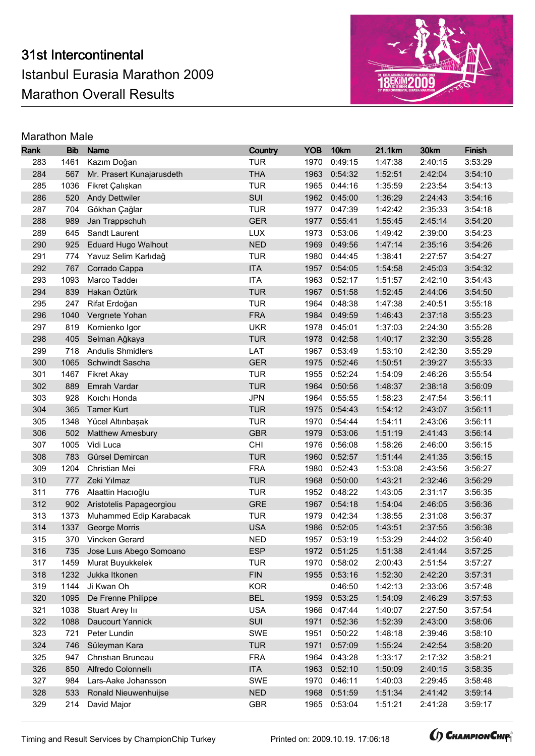# 31st Intercontinental

# Istanbul Eurasia Marathon 2009

# Marathon Overall Results

## Marathon Male

| Rank | Bib | Name | Country | YOB | 10km | 21.1km | 30km | Finish |
|---|---|---|---|---|---|---|---|---|
| 283 | 1461 | Kazım Doğan | TUR | 1970 | 0:49:15 | 1:47:38 | 2:40:15 | 3:53:29 |
| 284 | 567 | Mr. Prasert Kunajarusdeth | THA | 1963 | 0:54:32 | 1:52:51 | 2:42:04 | 3:54:10 |
| 285 | 1036 | Fikret Çalışkan | TUR | 1965 | 0:44:16 | 1:35:59 | 2:23:54 | 3:54:13 |
| 286 | 520 | Andy Dettwiler | SUI | 1962 | 0:45:00 | 1:36:29 | 2:24:43 | 3:54:16 |
| 287 | 704 | Gökhan Çağlar | TUR | 1977 | 0:47:39 | 1:42:42 | 2:35:33 | 3:54:18 |
| 288 | 989 | Jan Trappschuh | GER | 1977 | 0:55:41 | 1:55:45 | 2:45:14 | 3:54:20 |
| 289 | 645 | Sandt Laurent | LUX | 1973 | 0:53:06 | 1:49:42 | 2:39:00 | 3:54:23 |
| 290 | 925 | Eduard Hugo Walhout | NED | 1969 | 0:49:56 | 1:47:14 | 2:35:16 | 3:54:26 |
| 291 | 774 | Yavuz Selim Karlıdağ | TUR | 1980 | 0:44:45 | 1:38:41 | 2:27:57 | 3:54:27 |
| 292 | 767 | Corrado Cappa | ITA | 1957 | 0:54:05 | 1:54:58 | 2:45:03 | 3:54:32 |
| 293 | 1093 | Marco Taddeı | ITA | 1963 | 0:52:17 | 1:51:57 | 2:42:10 | 3:54:43 |
| 294 | 839 | Hakan Öztürk | TUR | 1967 | 0:51:58 | 1:52:45 | 2:44:06 | 3:54:50 |
| 295 | 247 | Rifat Erdoğan | TUR | 1964 | 0:48:38 | 1:47:38 | 2:40:51 | 3:55:18 |
| 296 | 1040 | Vergrıete Yohan | FRA | 1984 | 0:49:59 | 1:46:43 | 2:37:18 | 3:55:23 |
| 297 | 819 | Kornienko Igor | UKR | 1978 | 0:45:01 | 1:37:03 | 2:24:30 | 3:55:28 |
| 298 | 405 | Selman Ağkaya | TUR | 1978 | 0:42:58 | 1:40:17 | 2:32:30 | 3:55:28 |
| 299 | 718 | Andulis Shmidlers | LAT | 1967 | 0:53:49 | 1:53:10 | 2:42:30 | 3:55:29 |
| 300 | 1065 | Schwindt Sascha | GER | 1975 | 0:52:46 | 1:50:51 | 2:39:27 | 3:55:33 |
| 301 | 1467 | Fikret Akay | TUR | 1955 | 0:52:24 | 1:54:09 | 2:46:26 | 3:55:54 |
| 302 | 889 | Emrah Vardar | TUR | 1964 | 0:50:56 | 1:48:37 | 2:38:18 | 3:56:09 |
| 303 | 928 | Koıchı Honda | JPN | 1964 | 0:55:55 | 1:58:23 | 2:47:54 | 3:56:11 |
| 304 | 365 | Tamer Kurt | TUR | 1975 | 0:54:43 | 1:54:12 | 2:43:07 | 3:56:11 |
| 305 | 1348 | Yücel Altınbaşak | TUR | 1970 | 0:54:44 | 1:54:11 | 2:43:06 | 3:56:11 |
| 306 | 502 | Matthew Amesbury | GBR | 1979 | 0:53:06 | 1:51:19 | 2:41:43 | 3:56:14 |
| 307 | 1005 | Vidi Luca | CHI | 1976 | 0:56:08 | 1:58:26 | 2:46:00 | 3:56:15 |
| 308 | 783 | Gürsel Demircan | TUR | 1960 | 0:52:57 | 1:51:44 | 2:41:35 | 3:56:15 |
| 309 | 1204 | Christian Mei | FRA | 1980 | 0:52:43 | 1:53:08 | 2:43:56 | 3:56:27 |
| 310 | 777 | Zeki Yılmaz | TUR | 1968 | 0:50:00 | 1:43:21 | 2:32:46 | 3:56:29 |
| 311 | 776 | Alaattin Hacıoğlu | TUR | 1952 | 0:48:22 | 1:43:05 | 2:31:17 | 3:56:35 |
| 312 | 902 | Aristotelis Papageorgiou | GRE | 1967 | 0:54:18 | 1:54:04 | 2:46:05 | 3:56:36 |
| 313 | 1373 | Muhammed Edip Karabacak | TUR | 1979 | 0:42:34 | 1:38:55 | 2:31:08 | 3:56:37 |
| 314 | 1337 | George Morris | USA | 1986 | 0:52:05 | 1:43:51 | 2:37:55 | 3:56:38 |
| 315 | 370 | Vincken Gerard | NED | 1957 | 0:53:19 | 1:53:29 | 2:44:02 | 3:56:40 |
| 316 | 735 | Jose Luıs Abego Somoano | ESP | 1972 | 0:51:25 | 1:51:38 | 2:41:44 | 3:57:25 |
| 317 | 1459 | Murat Buyukkelek | TUR | 1970 | 0:58:02 | 2:00:43 | 2:51:54 | 3:57:27 |
| 318 | 1232 | Jukka Itkonen | FIN | 1955 | 0:53:16 | 1:52:30 | 2:42:20 | 3:57:31 |
| 319 | 1144 | Ji Kwan Oh | KOR | | 0:46:50 | 1:42:13 | 2:33:06 | 3:57:48 |
| 320 | 1095 | De Frenne Philippe | BEL | 1959 | 0:53:25 | 1:54:09 | 2:46:29 | 3:57:53 |
| 321 | 1038 | Stuart Arey Iıı | USA | 1966 | 0:47:44 | 1:40:07 | 2:27:50 | 3:57:54 |
| 322 | 1088 | Daucourt Yannick | SUI | 1971 | 0:52:36 | 1:52:39 | 2:43:00 | 3:58:06 |
| 323 | 721 | Peter Lundin | SWE | 1951 | 0:50:22 | 1:48:18 | 2:39:46 | 3:58:10 |
| 324 | 746 | Süleyman Kara | TUR | 1971 | 0:57:09 | 1:55:24 | 2:42:54 | 3:58:20 |
| 325 | 947 | Chrıstıan Bruneau | FRA | 1964 | 0:43:28 | 1:33:17 | 2:17:32 | 3:58:21 |
| 326 | 850 | Alfredo Colonnellı | ITA | 1963 | 0:52:10 | 1:50:09 | 2:40:15 | 3:58:35 |
| 327 | 984 | Lars-Aake Johansson | SWE | 1970 | 0:46:11 | 1:40:03 | 2:29:45 | 3:58:48 |
| 328 | 533 | Ronald Nieuwenhuijse | NED | 1968 | 0:51:59 | 1:51:34 | 2:41:42 | 3:59:14 |
| 329 | 214 | David Major | GBR | 1965 | 0:53:04 | 1:51:21 | 2:41:28 | 3:59:17 |

Timing and Result Services by ChampionChip Turkey Printed on: 2009.10.19. 17:06:18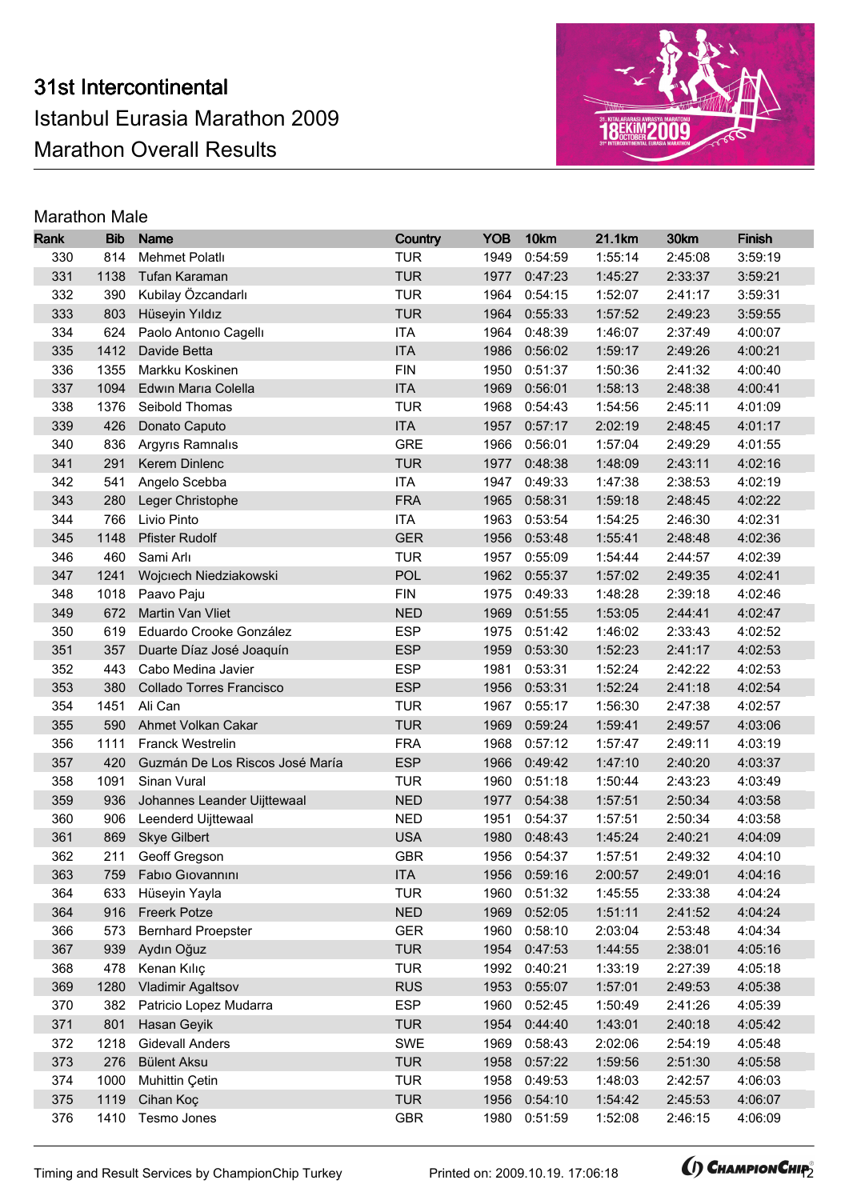# 31st Intercontinental

## Istanbul Eurasia Marathon 2009

## Marathon Overall Results

### Marathon Male

| Rank | Bib | Name | Country | YOB | 10km | 21.1km | 30km | Finish |
|---|---|---|---|---|---|---|---|---|
| 330 | 814 | Mehmet Polatlı | TUR | 1949 | 0:54:59 | 1:55:14 | 2:45:08 | 3:59:19 |
| 331 | 1138 | Tufan Karaman | TUR | 1977 | 0:47:23 | 1:45:27 | 2:33:37 | 3:59:21 |
| 332 | 390 | Kubilay Özcandarlı | TUR | 1964 | 0:54:15 | 1:52:07 | 2:41:17 | 3:59:31 |
| 333 | 803 | Hüseyin Yıldız | TUR | 1964 | 0:55:33 | 1:57:52 | 2:49:23 | 3:59:55 |
| 334 | 624 | Paolo Antonıo Cagellı | ITA | 1964 | 0:48:39 | 1:46:07 | 2:37:49 | 4:00:07 |
| 335 | 1412 | Davide Betta | ITA | 1986 | 0:56:02 | 1:59:17 | 2:49:26 | 4:00:21 |
| 336 | 1355 | Markku Koskinen | FIN | 1950 | 0:51:37 | 1:50:36 | 2:41:32 | 4:00:40 |
| 337 | 1094 | Edwın Marıa Colella | ITA | 1969 | 0:56:01 | 1:58:13 | 2:48:38 | 4:00:41 |
| 338 | 1376 | Seibold Thomas | TUR | 1968 | 0:54:43 | 1:54:56 | 2:45:11 | 4:01:09 |
| 339 | 426 | Donato Caputo | ITA | 1957 | 0:57:17 | 2:02:19 | 2:48:45 | 4:01:17 |
| 340 | 836 | Argyrıs Ramnalıs | GRE | 1966 | 0:56:01 | 1:57:04 | 2:49:29 | 4:01:55 |
| 341 | 291 | Kerem Dinlenc | TUR | 1977 | 0:48:38 | 1:48:09 | 2:43:11 | 4:02:16 |
| 342 | 541 | Angelo Scebba | ITA | 1947 | 0:49:33 | 1:47:38 | 2:38:53 | 4:02:19 |
| 343 | 280 | Leger Christophe | FRA | 1965 | 0:58:31 | 1:59:18 | 2:48:45 | 4:02:22 |
| 344 | 766 | Livio Pinto | ITA | 1963 | 0:53:54 | 1:54:25 | 2:46:30 | 4:02:31 |
| 345 | 1148 | Pfister Rudolf | GER | 1956 | 0:53:48 | 1:55:41 | 2:48:48 | 4:02:36 |
| 346 | 460 | Sami Arlı | TUR | 1957 | 0:55:09 | 1:54:44 | 2:44:57 | 4:02:39 |
| 347 | 1241 | Wojcıech Niedziakowski | POL | 1962 | 0:55:37 | 1:57:02 | 2:49:35 | 4:02:41 |
| 348 | 1018 | Paavo Paju | FIN | 1975 | 0:49:33 | 1:48:28 | 2:39:18 | 4:02:46 |
| 349 | 672 | Martin Van Vliet | NED | 1969 | 0:51:55 | 1:53:05 | 2:44:41 | 4:02:47 |
| 350 | 619 | Eduardo Crooke González | ESP | 1975 | 0:51:42 | 1:46:02 | 2:33:43 | 4:02:52 |
| 351 | 357 | Duarte Díaz José Joaquín | ESP | 1959 | 0:53:30 | 1:52:23 | 2:41:17 | 4:02:53 |
| 352 | 443 | Cabo Medina Javier | ESP | 1981 | 0:53:31 | 1:52:24 | 2:42:22 | 4:02:53 |
| 353 | 380 | Collado Torres Francisco | ESP | 1956 | 0:53:31 | 1:52:24 | 2:41:18 | 4:02:54 |
| 354 | 1451 | Ali Can | TUR | 1967 | 0:55:17 | 1:56:30 | 2:47:38 | 4:02:57 |
| 355 | 590 | Ahmet Volkan Cakar | TUR | 1969 | 0:59:24 | 1:59:41 | 2:49:57 | 4:03:06 |
| 356 | 1111 | Franck Westrelin | FRA | 1968 | 0:57:12 | 1:57:47 | 2:49:11 | 4:03:19 |
| 357 | 420 | Guzmán De Los Riscos José María | ESP | 1966 | 0:49:42 | 1:47:10 | 2:40:20 | 4:03:37 |
| 358 | 1091 | Sinan Vural | TUR | 1960 | 0:51:18 | 1:50:44 | 2:43:23 | 4:03:49 |
| 359 | 936 | Johannes Leander Uijttewaal | NED | 1977 | 0:54:38 | 1:57:51 | 2:50:34 | 4:03:58 |
| 360 | 906 | Leenderd Uijttewaal | NED | 1951 | 0:54:37 | 1:57:51 | 2:50:34 | 4:03:58 |
| 361 | 869 | Skye Gilbert | USA | 1980 | 0:48:43 | 1:45:24 | 2:40:21 | 4:04:09 |
| 362 | 211 | Geoff Gregson | GBR | 1956 | 0:54:37 | 1:57:51 | 2:49:32 | 4:04:10 |
| 363 | 759 | Fabıo Gıovannını | ITA | 1956 | 0:59:16 | 2:00:57 | 2:49:01 | 4:04:16 |
| 364 | 633 | Hüseyin Yayla | TUR | 1960 | 0:51:32 | 1:45:55 | 2:33:38 | 4:04:24 |
| 364 | 916 | Freerk Potze | NED | 1969 | 0:52:05 | 1:51:11 | 2:41:52 | 4:04:24 |
| 366 | 573 | Bernhard Proepster | GER | 1960 | 0:58:10 | 2:03:04 | 2:53:48 | 4:04:34 |
| 367 | 939 | Aydın Oğuz | TUR | 1954 | 0:47:53 | 1:44:55 | 2:38:01 | 4:05:16 |
| 368 | 478 | Kenan Kılıç | TUR | 1992 | 0:40:21 | 1:33:19 | 2:27:39 | 4:05:18 |
| 369 | 1280 | Vladimir Agaltsov | RUS | 1953 | 0:55:07 | 1:57:01 | 2:49:53 | 4:05:38 |
| 370 | 382 | Patricio Lopez Mudarra | ESP | 1960 | 0:52:45 | 1:50:49 | 2:41:26 | 4:05:39 |
| 371 | 801 | Hasan Geyik | TUR | 1954 | 0:44:40 | 1:43:01 | 2:40:18 | 4:05:42 |
| 372 | 1218 | Gidevall Anders | SWE | 1969 | 0:58:43 | 2:02:06 | 2:54:19 | 4:05:48 |
| 373 | 276 | Bülent Aksu | TUR | 1958 | 0:57:22 | 1:59:56 | 2:51:30 | 4:05:58 |
| 374 | 1000 | Muhittin Çetin | TUR | 1958 | 0:49:53 | 1:48:03 | 2:42:57 | 4:06:03 |
| 375 | 1119 | Cihan Koç | TUR | 1956 | 0:54:10 | 1:54:42 | 2:45:53 | 4:06:07 |
| 376 | 1410 | Tesmo Jones | GBR | 1980 | 0:51:59 | 1:52:08 | 2:46:15 | 4:06:09 |

Timing and Result Services by ChampionChip Turkey Printed on: 2009.10.19. 17:06:18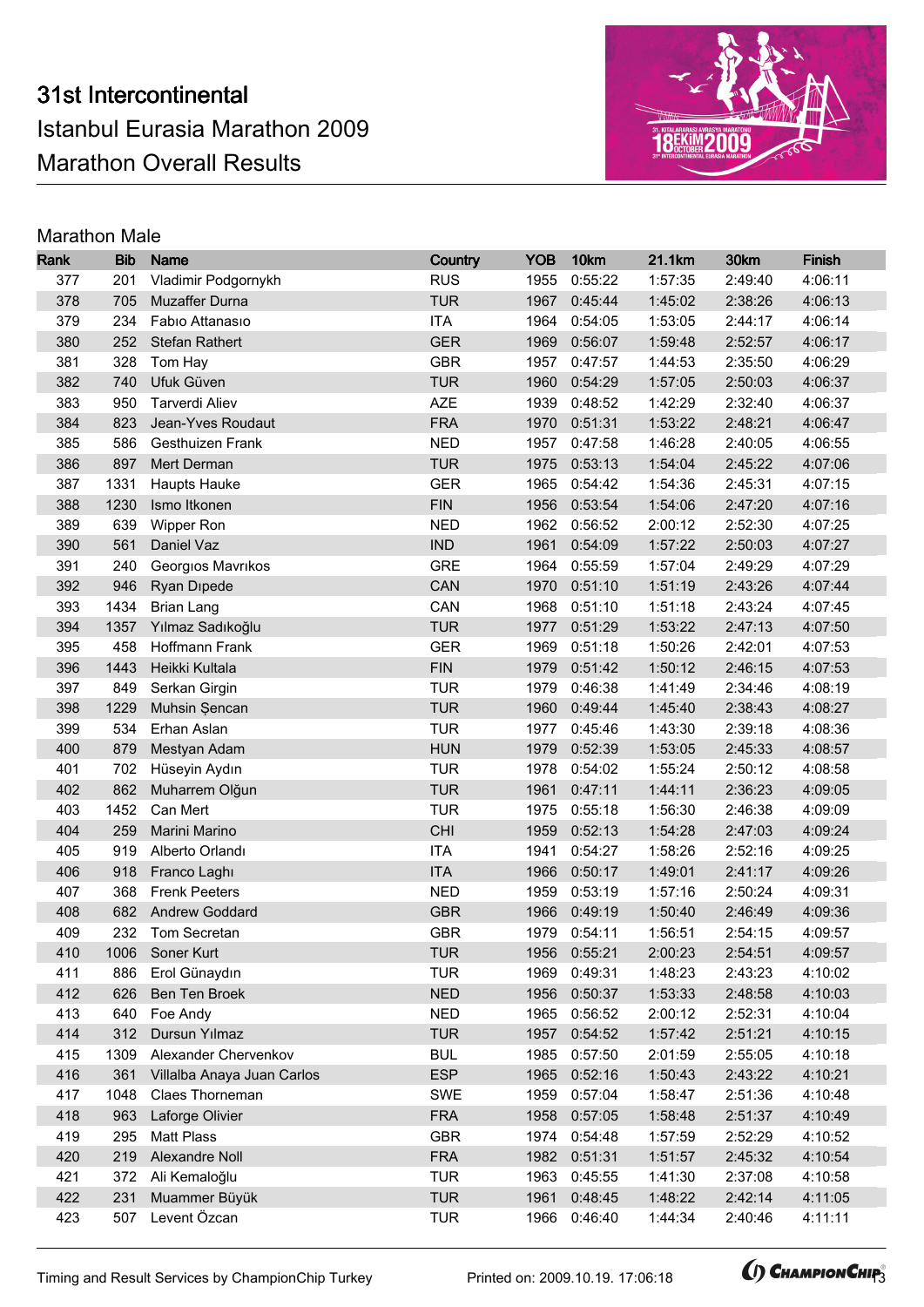# 31st Intercontinental Istanbul Eurasia Marathon 2009
## Marathon Overall Results

### Marathon Male

| Rank | Bib | Name | Country | YOB | 10km | 21.1km | 30km | Finish |
|---|---|---|---|---|---|---|---|---|
| 377 | 201 | Vladimir Podgornykh | RUS | 1955 | 0:55:22 | 1:57:35 | 2:49:40 | 4:06:11 |
| 378 | 705 | Muzaffer Durna | TUR | 1967 | 0:45:44 | 1:45:02 | 2:38:26 | 4:06:13 |
| 379 | 234 | Fabıo Attanasıo | ITA | 1964 | 0:54:05 | 1:53:05 | 2:44:17 | 4:06:14 |
| 380 | 252 | Stefan Rathert | GER | 1969 | 0:56:07 | 1:59:48 | 2:52:57 | 4:06:17 |
| 381 | 328 | Tom Hay | GBR | 1957 | 0:47:57 | 1:44:53 | 2:35:50 | 4:06:29 |
| 382 | 740 | Ufuk Güven | TUR | 1960 | 0:54:29 | 1:57:05 | 2:50:03 | 4:06:37 |
| 383 | 950 | Tarverdi Aliev | AZE | 1939 | 0:48:52 | 1:42:29 | 2:32:40 | 4:06:37 |
| 384 | 823 | Jean-Yves Roudaut | FRA | 1970 | 0:51:31 | 1:53:22 | 2:48:21 | 4:06:47 |
| 385 | 586 | Gesthuizen Frank | NED | 1957 | 0:47:58 | 1:46:28 | 2:40:05 | 4:06:55 |
| 386 | 897 | Mert Derman | TUR | 1975 | 0:53:13 | 1:54:04 | 2:45:22 | 4:07:06 |
| 387 | 1331 | Haupts Hauke | GER | 1965 | 0:54:42 | 1:54:36 | 2:45:31 | 4:07:15 |
| 388 | 1230 | Ismo Itkonen | FIN | 1956 | 0:53:54 | 1:54:06 | 2:47:20 | 4:07:16 |
| 389 | 639 | Wipper Ron | NED | 1962 | 0:56:52 | 2:00:12 | 2:52:30 | 4:07:25 |
| 390 | 561 | Daniel Vaz | IND | 1961 | 0:54:09 | 1:57:22 | 2:50:03 | 4:07:27 |
| 391 | 240 | Georgıos Mavrıkos | GRE | 1964 | 0:55:59 | 1:57:04 | 2:49:29 | 4:07:29 |
| 392 | 946 | Ryan Dıpede | CAN | 1970 | 0:51:10 | 1:51:19 | 2:43:26 | 4:07:44 |
| 393 | 1434 | Brian Lang | CAN | 1968 | 0:51:10 | 1:51:18 | 2:43:24 | 4:07:45 |
| 394 | 1357 | Yılmaz Sadıkoğlu | TUR | 1977 | 0:51:29 | 1:53:22 | 2:47:13 | 4:07:50 |
| 395 | 458 | Hoffmann Frank | GER | 1969 | 0:51:18 | 1:50:26 | 2:42:01 | 4:07:53 |
| 396 | 1443 | Heikki Kultala | FIN | 1979 | 0:51:42 | 1:50:12 | 2:46:15 | 4:07:53 |
| 397 | 849 | Serkan Girgin | TUR | 1979 | 0:46:38 | 1:41:49 | 2:34:46 | 4:08:19 |
| 398 | 1229 | Muhsin Şencan | TUR | 1960 | 0:49:44 | 1:45:40 | 2:38:43 | 4:08:27 |
| 399 | 534 | Erhan Aslan | TUR | 1977 | 0:45:46 | 1:43:30 | 2:39:18 | 4:08:36 |
| 400 | 879 | Mestyan Adam | HUN | 1979 | 0:52:39 | 1:53:05 | 2:45:33 | 4:08:57 |
| 401 | 702 | Hüseyin Aydın | TUR | 1978 | 0:54:02 | 1:55:24 | 2:50:12 | 4:08:58 |
| 402 | 862 | Muharrem Olğun | TUR | 1961 | 0:47:11 | 1:44:11 | 2:36:23 | 4:09:05 |
| 403 | 1452 | Can Mert | TUR | 1975 | 0:55:18 | 1:56:30 | 2:46:38 | 4:09:09 |
| 404 | 259 | Marini Marino | CHI | 1959 | 0:52:13 | 1:54:28 | 2:47:03 | 4:09:24 |
| 405 | 919 | Alberto Orlandı | ITA | 1941 | 0:54:27 | 1:58:26 | 2:52:16 | 4:09:25 |
| 406 | 918 | Franco Laghı | ITA | 1966 | 0:50:17 | 1:49:01 | 2:41:17 | 4:09:26 |
| 407 | 368 | Frenk Peeters | NED | 1959 | 0:53:19 | 1:57:16 | 2:50:24 | 4:09:31 |
| 408 | 682 | Andrew Goddard | GBR | 1966 | 0:49:19 | 1:50:40 | 2:46:49 | 4:09:36 |
| 409 | 232 | Tom Secretan | GBR | 1979 | 0:54:11 | 1:56:51 | 2:54:15 | 4:09:57 |
| 410 | 1006 | Soner Kurt | TUR | 1956 | 0:55:21 | 2:00:23 | 2:54:51 | 4:09:57 |
| 411 | 886 | Erol Günaydın | TUR | 1969 | 0:49:31 | 1:48:23 | 2:43:23 | 4:10:02 |
| 412 | 626 | Ben Ten Broek | NED | 1956 | 0:50:37 | 1:53:33 | 2:48:58 | 4:10:03 |
| 413 | 640 | Foe Andy | NED | 1965 | 0:56:52 | 2:00:12 | 2:52:31 | 4:10:04 |
| 414 | 312 | Dursun Yılmaz | TUR | 1957 | 0:54:52 | 1:57:42 | 2:51:21 | 4:10:15 |
| 415 | 1309 | Alexander Chervenkov | BUL | 1985 | 0:57:50 | 2:01:59 | 2:55:05 | 4:10:18 |
| 416 | 361 | Villalba Anaya Juan Carlos | ESP | 1965 | 0:52:16 | 1:50:43 | 2:43:22 | 4:10:21 |
| 417 | 1048 | Claes Thorneman | SWE | 1959 | 0:57:04 | 1:58:47 | 2:51:36 | 4:10:48 |
| 418 | 963 | Laforge Olivier | FRA | 1958 | 0:57:05 | 1:58:48 | 2:51:37 | 4:10:49 |
| 419 | 295 | Matt Plass | GBR | 1974 | 0:54:48 | 1:57:59 | 2:52:29 | 4:10:52 |
| 420 | 219 | Alexandre Noll | FRA | 1982 | 0:51:31 | 1:51:57 | 2:45:32 | 4:10:54 |
| 421 | 372 | Ali Kemaloğlu | TUR | 1963 | 0:45:55 | 1:41:30 | 2:37:08 | 4:10:58 |
| 422 | 231 | Muammer Büyük | TUR | 1961 | 0:48:45 | 1:48:22 | 2:42:14 | 4:11:05 |
| 423 | 507 | Levent Özcan | TUR | 1966 | 0:46:40 | 1:44:34 | 2:40:46 | 4:11:11 |

Timing and Result Services by ChampionChip Turkey — Printed on: 2009.10.19. 17:06:18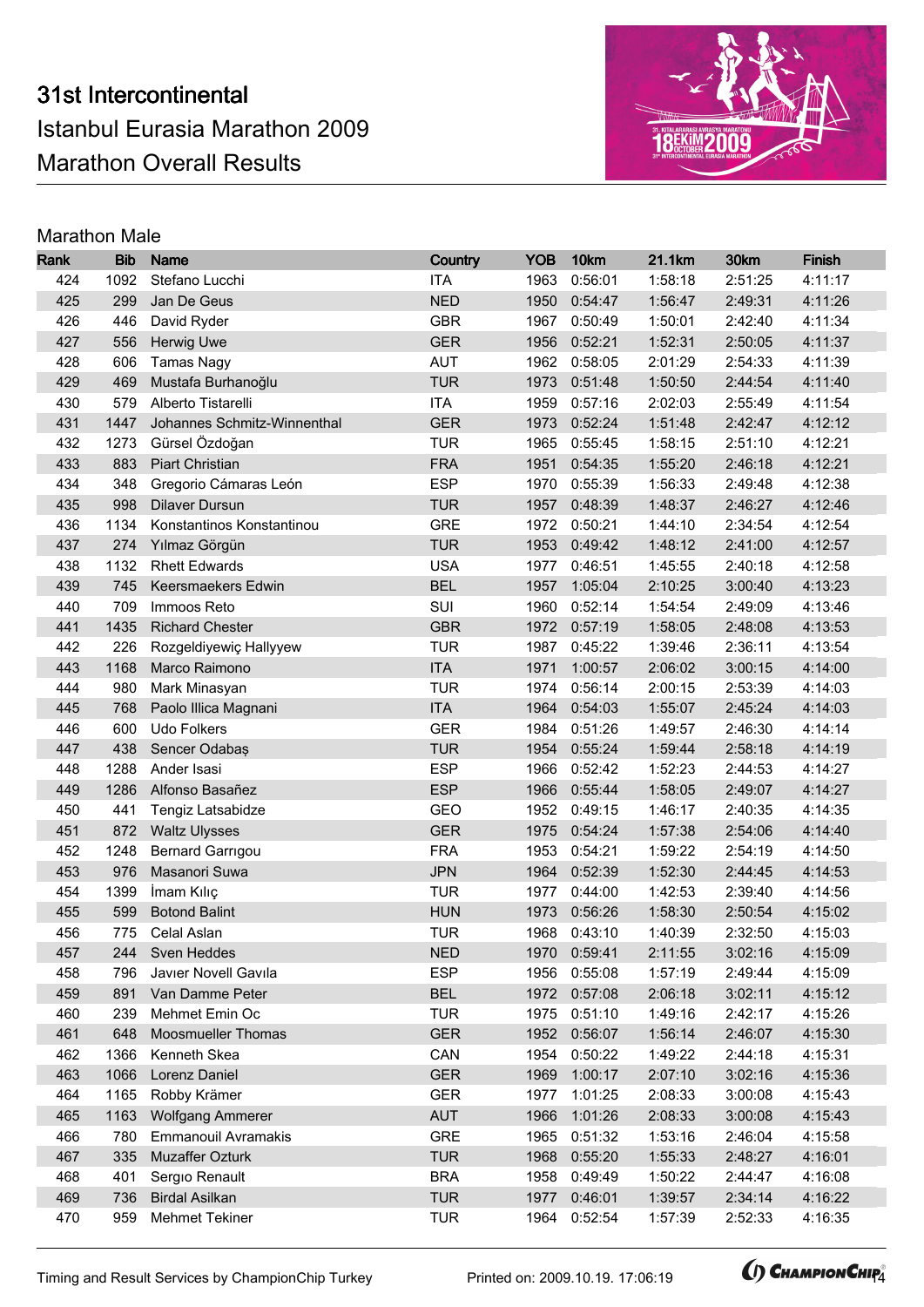# 31st Intercontinental
## Istanbul Eurasia Marathon 2009
## Marathon Overall Results

### Marathon Male

| Rank | Bib | Name | Country | YOB | 10km | 21.1km | 30km | Finish |
|---|---|---|---|---|---|---|---|---|
| 424 | 1092 | Stefano Lucchi | ITA | 1963 | 0:56:01 | 1:58:18 | 2:51:25 | 4:11:17 |
| 425 | 299 | Jan De Geus | NED | 1950 | 0:54:47 | 1:56:47 | 2:49:31 | 4:11:26 |
| 426 | 446 | David Ryder | GBR | 1967 | 0:50:49 | 1:50:01 | 2:42:40 | 4:11:34 |
| 427 | 556 | Herwig Uwe | GER | 1956 | 0:52:21 | 1:52:31 | 2:50:05 | 4:11:37 |
| 428 | 606 | Tamas Nagy | AUT | 1962 | 0:58:05 | 2:01:29 | 2:54:33 | 4:11:39 |
| 429 | 469 | Mustafa Burhanoğlu | TUR | 1973 | 0:51:48 | 1:50:50 | 2:44:54 | 4:11:40 |
| 430 | 579 | Alberto Tistarelli | ITA | 1959 | 0:57:16 | 2:02:03 | 2:55:49 | 4:11:54 |
| 431 | 1447 | Johannes Schmitz-Winnenthal | GER | 1973 | 0:52:24 | 1:51:48 | 2:42:47 | 4:12:12 |
| 432 | 1273 | Gürsel Özdoğan | TUR | 1965 | 0:55:45 | 1:58:15 | 2:51:10 | 4:12:21 |
| 433 | 883 | Piart Christian | FRA | 1951 | 0:54:35 | 1:55:20 | 2:46:18 | 4:12:21 |
| 434 | 348 | Gregorio Cámaras León | ESP | 1970 | 0:55:39 | 1:56:33 | 2:49:48 | 4:12:38 |
| 435 | 998 | Dilaver Dursun | TUR | 1957 | 0:48:39 | 1:48:37 | 2:46:27 | 4:12:46 |
| 436 | 1134 | Konstantinos Konstantinou | GRE | 1972 | 0:50:21 | 1:44:10 | 2:34:54 | 4:12:54 |
| 437 | 274 | Yılmaz Görgün | TUR | 1953 | 0:49:42 | 1:48:12 | 2:41:00 | 4:12:57 |
| 438 | 1132 | Rhett Edwards | USA | 1977 | 0:46:51 | 1:45:55 | 2:40:18 | 4:12:58 |
| 439 | 745 | Keersmaekers Edwin | BEL | 1957 | 1:05:04 | 2:10:25 | 3:00:40 | 4:13:23 |
| 440 | 709 | Immoos Reto | SUI | 1960 | 0:52:14 | 1:54:54 | 2:49:09 | 4:13:46 |
| 441 | 1435 | Richard Chester | GBR | 1972 | 0:57:19 | 1:58:05 | 2:48:08 | 4:13:53 |
| 442 | 226 | Rozgeldiyewiç Hallyyew | TUR | 1987 | 0:45:22 | 1:39:46 | 2:36:11 | 4:13:54 |
| 443 | 1168 | Marco Raimono | ITA | 1971 | 1:00:57 | 2:06:02 | 3:00:15 | 4:14:00 |
| 444 | 980 | Mark Minasyan | TUR | 1974 | 0:56:14 | 2:00:15 | 2:53:39 | 4:14:03 |
| 445 | 768 | Paolo Illica Magnani | ITA | 1964 | 0:54:03 | 1:55:07 | 2:45:24 | 4:14:03 |
| 446 | 600 | Udo Folkers | GER | 1984 | 0:51:26 | 1:49:57 | 2:46:30 | 4:14:14 |
| 447 | 438 | Sencer Odabaş | TUR | 1954 | 0:55:24 | 1:59:44 | 2:58:18 | 4:14:19 |
| 448 | 1288 | Ander Isasi | ESP | 1966 | 0:52:42 | 1:52:23 | 2:44:53 | 4:14:27 |
| 449 | 1286 | Alfonso Basañez | ESP | 1966 | 0:55:44 | 1:58:05 | 2:49:07 | 4:14:27 |
| 450 | 441 | Tengiz Latsabidze | GEO | 1952 | 0:49:15 | 1:46:17 | 2:40:35 | 4:14:35 |
| 451 | 872 | Waltz Ulysses | GER | 1975 | 0:54:24 | 1:57:38 | 2:54:06 | 4:14:40 |
| 452 | 1248 | Bernard Garrıgou | FRA | 1953 | 0:54:21 | 1:59:22 | 2:54:19 | 4:14:50 |
| 453 | 976 | Masanori Suwa | JPN | 1964 | 0:52:39 | 1:52:30 | 2:44:45 | 4:14:53 |
| 454 | 1399 | İmam Kılıç | TUR | 1977 | 0:44:00 | 1:42:53 | 2:39:40 | 4:14:56 |
| 455 | 599 | Botond Balint | HUN | 1973 | 0:56:26 | 1:58:30 | 2:50:54 | 4:15:02 |
| 456 | 775 | Celal Aslan | TUR | 1968 | 0:43:10 | 1:40:39 | 2:32:50 | 4:15:03 |
| 457 | 244 | Sven Heddes | NED | 1970 | 0:59:41 | 2:11:55 | 3:02:16 | 4:15:09 |
| 458 | 796 | Javıer Novell Gavıla | ESP | 1956 | 0:55:08 | 1:57:19 | 2:49:44 | 4:15:09 |
| 459 | 891 | Van Damme Peter | BEL | 1972 | 0:57:08 | 2:06:18 | 3:02:11 | 4:15:12 |
| 460 | 239 | Mehmet Emin Oc | TUR | 1975 | 0:51:10 | 1:49:16 | 2:42:17 | 4:15:26 |
| 461 | 648 | Moosmueller Thomas | GER | 1952 | 0:56:07 | 1:56:14 | 2:46:07 | 4:15:30 |
| 462 | 1366 | Kenneth Skea | CAN | 1954 | 0:50:22 | 1:49:22 | 2:44:18 | 4:15:31 |
| 463 | 1066 | Lorenz Daniel | GER | 1969 | 1:00:17 | 2:07:10 | 3:02:16 | 4:15:36 |
| 464 | 1165 | Robby Krämer | GER | 1977 | 1:01:25 | 2:08:33 | 3:00:08 | 4:15:43 |
| 465 | 1163 | Wolfgang Ammerer | AUT | 1966 | 1:01:26 | 2:08:33 | 3:00:08 | 4:15:43 |
| 466 | 780 | Emmanouil Avramakis | GRE | 1965 | 0:51:32 | 1:53:16 | 2:46:04 | 4:15:58 |
| 467 | 335 | Muzaffer Ozturk | TUR | 1968 | 0:55:20 | 1:55:33 | 2:48:27 | 4:16:01 |
| 468 | 401 | Sergıo Renault | BRA | 1958 | 0:49:49 | 1:50:22 | 2:44:47 | 4:16:08 |
| 469 | 736 | Birdal Asilkan | TUR | 1977 | 0:46:01 | 1:39:57 | 2:34:14 | 4:16:22 |
| 470 | 959 | Mehmet Tekiner | TUR | 1964 | 0:52:54 | 1:57:39 | 2:52:33 | 4:16:35 |

Timing and Result Services by ChampionChip Turkey — Printed on: 2009.10.19. 17:06:19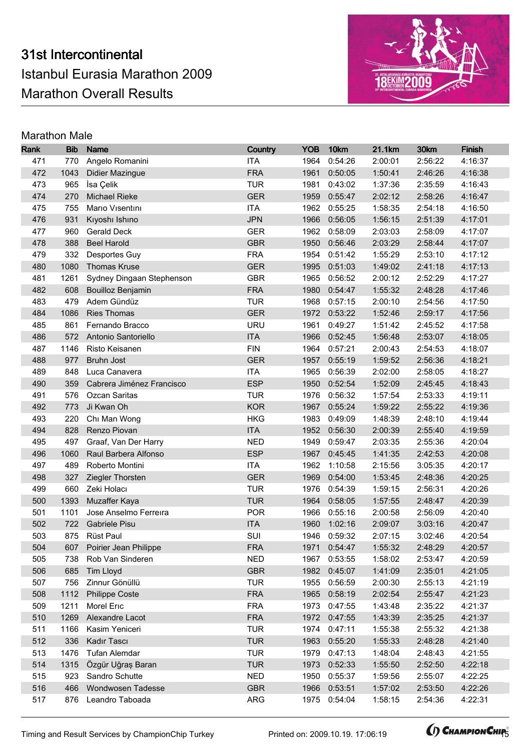# 31st Intercontinental Istanbul Eurasia Marathon 2009 Marathon Overall Results

## Marathon Male

| Rank | Bib | Name | Country | YOB | 10km | 21.1km | 30km | Finish |
|---|---|---|---|---|---|---|---|---|
| 471 | 770 | Angelo Romanini | ITA | 1964 | 0:54:26 | 2:00:01 | 2:56:22 | 4:16:37 |
| 472 | 1043 | Didier Mazingue | FRA | 1961 | 0:50:05 | 1:50:41 | 2:46:26 | 4:16:38 |
| 473 | 965 | İsa Çelik | TUR | 1981 | 0:43:02 | 1:37:36 | 2:35:59 | 4:16:43 |
| 474 | 270 | Michael Rieke | GER | 1959 | 0:55:47 | 2:02:12 | 2:58:26 | 4:16:47 |
| 475 | 755 | Marıo Vısentını | ITA | 1962 | 0:55:25 | 1:58:35 | 2:54:18 | 4:16:50 |
| 476 | 931 | Kıyoshı Ishıno | JPN | 1966 | 0:56:05 | 1:56:15 | 2:51:39 | 4:17:01 |
| 477 | 960 | Gerald Deck | GER | 1962 | 0:58:09 | 2:03:03 | 2:58:09 | 4:17:07 |
| 478 | 388 | Beel Harold | GBR | 1950 | 0:56:46 | 2:03:29 | 2:58:44 | 4:17:07 |
| 479 | 332 | Desportes Guy | FRA | 1954 | 0:51:42 | 1:55:29 | 2:53:10 | 4:17:12 |
| 480 | 1080 | Thomas Kruse | GER | 1995 | 0:51:03 | 1:49:02 | 2:41:18 | 4:17:13 |
| 481 | 1261 | Sydney Dingaan Stephenson | GBR | 1965 | 0:56:52 | 2:00:12 | 2:52:29 | 4:17:27 |
| 482 | 608 | Bouilloz Benjamin | FRA | 1980 | 0:54:47 | 1:55:32 | 2:48:28 | 4:17:46 |
| 483 | 479 | Adem Gündüz | TUR | 1968 | 0:57:15 | 2:00:10 | 2:54:56 | 4:17:50 |
| 484 | 1086 | Ries Thomas | GER | 1972 | 0:53:22 | 1:52:46 | 2:59:17 | 4:17:56 |
| 485 | 861 | Fernando Bracco | URU | 1961 | 0:49:27 | 1:51:42 | 2:45:52 | 4:17:58 |
| 486 | 572 | Antonio Santoriello | ITA | 1966 | 0:52:45 | 1:56:48 | 2:53:07 | 4:18:05 |
| 487 | 1146 | Risto Keisanen | FIN | 1964 | 0:57:21 | 2:00:43 | 2:54:53 | 4:18:07 |
| 488 | 977 | Bruhn Jost | GER | 1957 | 0:55:19 | 1:59:52 | 2:56:36 | 4:18:21 |
| 489 | 848 | Luca Canavera | ITA | 1965 | 0:56:39 | 2:02:00 | 2:58:05 | 4:18:27 |
| 490 | 359 | Cabrera Jiménez Francisco | ESP | 1950 | 0:52:54 | 1:52:09 | 2:45:45 | 4:18:43 |
| 491 | 576 | Ozcan Saritas | TUR | 1976 | 0:56:32 | 1:57:54 | 2:53:33 | 4:19:11 |
| 492 | 773 | Ji Kwan Oh | KOR | 1967 | 0:55:24 | 1:59:22 | 2:55:22 | 4:19:36 |
| 493 | 220 | Chı Man Wong | HKG | 1983 | 0:49:09 | 1:48:39 | 2:48:10 | 4:19:44 |
| 494 | 828 | Renzo Piovan | ITA | 1952 | 0:56:30 | 2:00:39 | 2:55:40 | 4:19:59 |
| 495 | 497 | Graaf, Van Der Harry | NED | 1949 | 0:59:47 | 2:03:35 | 2:55:36 | 4:20:04 |
| 496 | 1060 | Raul Barbera Alfonso | ESP | 1967 | 0:45:45 | 1:41:35 | 2:42:53 | 4:20:08 |
| 497 | 489 | Roberto Montini | ITA | 1962 | 1:10:58 | 2:15:56 | 3:05:35 | 4:20:17 |
| 498 | 327 | Ziegler Thorsten | GER | 1969 | 0:54:00 | 1:53:45 | 2:48:36 | 4:20:25 |
| 499 | 660 | Zeki Holacı | TUR | 1976 | 0:54:39 | 1:59:15 | 2:56:31 | 4:20:26 |
| 500 | 1393 | Muzaffer Kaya | TUR | 1964 | 0:58:05 | 1:57:55 | 2:48:47 | 4:20:39 |
| 501 | 1101 | Jose Anselmo Ferreıra | POR | 1966 | 0:55:16 | 2:00:58 | 2:56:09 | 4:20:40 |
| 502 | 722 | Gabriele Pisu | ITA | 1960 | 1:02:16 | 2:09:07 | 3:03:16 | 4:20:47 |
| 503 | 875 | Rüst Paul | SUI | 1946 | 0:59:32 | 2:07:15 | 3:02:46 | 4:20:54 |
| 504 | 607 | Poirier Jean Philippe | FRA | 1971 | 0:54:47 | 1:55:32 | 2:48:29 | 4:20:57 |
| 505 | 738 | Rob Van Sinderen | NED | 1967 | 0:53:55 | 1:58:02 | 2:53:47 | 4:20:59 |
| 506 | 685 | Tim Lloyd | GBR | 1982 | 0:45:07 | 1:41:09 | 2:35:01 | 4:21:05 |
| 507 | 756 | Zinnur Gönüllü | TUR | 1955 | 0:56:59 | 2:00:30 | 2:55:13 | 4:21:19 |
| 508 | 1112 | Philippe Coste | FRA | 1965 | 0:58:19 | 2:02:54 | 2:55:47 | 4:21:23 |
| 509 | 1211 | Morel Erıc | FRA | 1973 | 0:47:55 | 1:43:48 | 2:35:22 | 4:21:37 |
| 510 | 1269 | Alexandre Lacot | FRA | 1972 | 0:47:55 | 1:43:39 | 2:35:25 | 4:21:37 |
| 511 | 1166 | Kasim Yeniceri | TUR | 1974 | 0:47:11 | 1:55:38 | 2:55:32 | 4:21:38 |
| 512 | 336 | Kadır Tascı | TUR | 1963 | 0:55:20 | 1:55:33 | 2:48:28 | 4:21:40 |
| 513 | 1476 | Tufan Alemdar | TUR | 1979 | 0:47:13 | 1:48:04 | 2:48:43 | 4:21:55 |
| 514 | 1315 | Özgür Uğraş Baran | TUR | 1973 | 0:52:33 | 1:55:50 | 2:52:50 | 4:22:18 |
| 515 | 923 | Sandro Schutte | NED | 1950 | 0:55:37 | 1:59:56 | 2:55:07 | 4:22:25 |
| 516 | 466 | Wondwosen Tadesse | GBR | 1966 | 0:53:51 | 1:57:02 | 2:53:50 | 4:22:26 |
| 517 | 876 | Leandro Taboada | ARG | 1975 | 0:54:04 | 1:58:15 | 2:54:36 | 4:22:31 |

Timing and Result Services by ChampionChip Turkey

Printed on: 2009.10.19. 17:06:19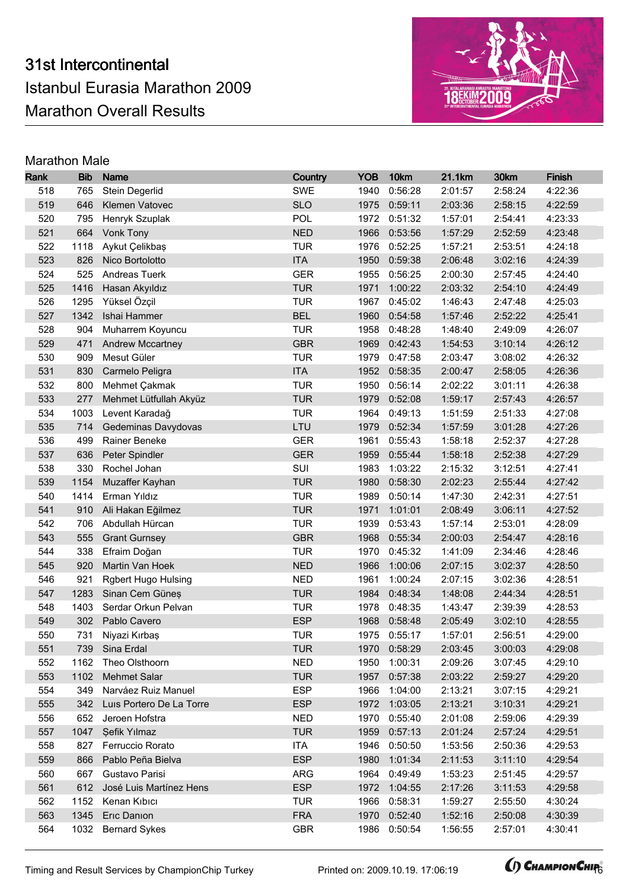# 31st Intercontinental

Istanbul Eurasia Marathon 2009

Marathon Overall Results

## Marathon Male

| Rank | Bib | Name | Country | YOB | 10km | 21.1km | 30km | Finish |
|---|---|---|---|---|---|---|---|---|
| 518 | 765 | Stein Degerlid | SWE | 1940 | 0:56:28 | 2:01:57 | 2:58:24 | 4:22:36 |
| 519 | 646 | Klemen Vatovec | SLO | 1975 | 0:59:11 | 2:03:36 | 2:58:15 | 4:22:59 |
| 520 | 795 | Henryk Szuplak | POL | 1972 | 0:51:32 | 1:57:01 | 2:54:41 | 4:23:33 |
| 521 | 664 | Vonk Tony | NED | 1966 | 0:53:56 | 1:57:29 | 2:52:59 | 4:23:48 |
| 522 | 1118 | Aykut Çelikbaş | TUR | 1976 | 0:52:25 | 1:57:21 | 2:53:51 | 4:24:18 |
| 523 | 826 | Nico Bortolotto | ITA | 1950 | 0:59:38 | 2:06:48 | 3:02:16 | 4:24:39 |
| 524 | 525 | Andreas Tuerk | GER | 1955 | 0:56:25 | 2:00:30 | 2:57:45 | 4:24:40 |
| 525 | 1416 | Hasan Akyıldız | TUR | 1971 | 1:00:22 | 2:03:32 | 2:54:10 | 4:24:49 |
| 526 | 1295 | Yüksel Özçil | TUR | 1967 | 0:45:02 | 1:46:43 | 2:47:48 | 4:25:03 |
| 527 | 1342 | Ishai Hammer | BEL | 1960 | 0:54:58 | 1:57:46 | 2:52:22 | 4:25:41 |
| 528 | 904 | Muharrem Koyuncu | TUR | 1958 | 0:48:28 | 1:48:40 | 2:49:09 | 4:26:07 |
| 529 | 471 | Andrew Mccartney | GBR | 1969 | 0:42:43 | 1:54:53 | 3:10:14 | 4:26:12 |
| 530 | 909 | Mesut Güler | TUR | 1979 | 0:47:58 | 2:03:47 | 3:08:02 | 4:26:32 |
| 531 | 830 | Carmelo Peligra | ITA | 1952 | 0:58:35 | 2:00:47 | 2:58:05 | 4:26:36 |
| 532 | 800 | Mehmet Çakmak | TUR | 1950 | 0:56:14 | 2:02:22 | 3:01:11 | 4:26:38 |
| 533 | 277 | Mehmet Lütfullah Akyüz | TUR | 1979 | 0:52:08 | 1:59:17 | 2:57:43 | 4:26:57 |
| 534 | 1003 | Levent Karadağ | TUR | 1964 | 0:49:13 | 1:51:59 | 2:51:33 | 4:27:08 |
| 535 | 714 | Gedeminas Davydovas | LTU | 1979 | 0:52:34 | 1:57:59 | 3:01:28 | 4:27:26 |
| 536 | 499 | Rainer Beneke | GER | 1961 | 0:55:43 | 1:58:18 | 2:52:37 | 4:27:28 |
| 537 | 636 | Peter Spindler | GER | 1959 | 0:55:44 | 1:58:18 | 2:52:38 | 4:27:29 |
| 538 | 330 | Rochel Johan | SUI | 1983 | 1:03:22 | 2:15:32 | 3:12:51 | 4:27:41 |
| 539 | 1154 | Muzaffer Kayhan | TUR | 1980 | 0:58:30 | 2:02:23 | 2:55:44 | 4:27:42 |
| 540 | 1414 | Erman Yıldız | TUR | 1989 | 0:50:14 | 1:47:30 | 2:42:31 | 4:27:51 |
| 541 | 910 | Ali Hakan Eğilmez | TUR | 1971 | 1:01:01 | 2:08:49 | 3:06:11 | 4:27:52 |
| 542 | 706 | Abdullah Hürcan | TUR | 1939 | 0:53:43 | 1:57:14 | 2:53:01 | 4:28:09 |
| 543 | 555 | Grant Gurnsey | GBR | 1968 | 0:55:34 | 2:00:03 | 2:54:47 | 4:28:16 |
| 544 | 338 | Efraim Doğan | TUR | 1970 | 0:45:32 | 1:41:09 | 2:34:46 | 4:28:46 |
| 545 | 920 | Martin Van Hoek | NED | 1966 | 1:00:06 | 2:07:15 | 3:02:37 | 4:28:50 |
| 546 | 921 | Rgbert Hugo Hulsing | NED | 1961 | 1:00:24 | 2:07:15 | 3:02:36 | 4:28:51 |
| 547 | 1283 | Sinan Cem Güneş | TUR | 1984 | 0:48:34 | 1:48:08 | 2:44:34 | 4:28:51 |
| 548 | 1403 | Serdar Orkun Pelvan | TUR | 1978 | 0:48:35 | 1:43:47 | 2:39:39 | 4:28:53 |
| 549 | 302 | Pablo Cavero | ESP | 1968 | 0:58:48 | 2:05:49 | 3:02:10 | 4:28:55 |
| 550 | 731 | Niyazi Kırbaş | TUR | 1975 | 0:55:17 | 1:57:01 | 2:56:51 | 4:29:00 |
| 551 | 739 | Sina Erdal | TUR | 1970 | 0:58:29 | 2:03:45 | 3:00:03 | 4:29:08 |
| 552 | 1162 | Theo Olsthoorn | NED | 1950 | 1:00:31 | 2:09:26 | 3:07:45 | 4:29:10 |
| 553 | 1102 | Mehmet Salar | TUR | 1957 | 0:57:38 | 2:03:22 | 2:59:27 | 4:29:20 |
| 554 | 349 | Narváez Ruiz Manuel | ESP | 1966 | 1:04:00 | 2:13:21 | 3:07:15 | 4:29:21 |
| 555 | 342 | Luıs Portero De La Torre | ESP | 1972 | 1:03:05 | 2:13:21 | 3:10:31 | 4:29:21 |
| 556 | 652 | Jeroen Hofstra | NED | 1970 | 0:55:40 | 2:01:08 | 2:59:06 | 4:29:39 |
| 557 | 1047 | Şefik Yılmaz | TUR | 1959 | 0:57:13 | 2:01:24 | 2:57:24 | 4:29:51 |
| 558 | 827 | Ferruccio Rorato | ITA | 1946 | 0:50:50 | 1:53:56 | 2:50:36 | 4:29:53 |
| 559 | 866 | Pablo Peña Bielva | ESP | 1980 | 1:01:34 | 2:11:53 | 3:11:10 | 4:29:54 |
| 560 | 667 | Gustavo Parisi | ARG | 1964 | 0:49:49 | 1:53:23 | 2:51:45 | 4:29:57 |
| 561 | 612 | José Luis Martínez Hens | ESP | 1972 | 1:04:55 | 2:17:26 | 3:11:53 | 4:29:58 |
| 562 | 1152 | Kenan Kıbıcı | TUR | 1966 | 0:58:31 | 1:59:27 | 2:55:50 | 4:30:24 |
| 563 | 1345 | Erıc Danıon | FRA | 1970 | 0:52:40 | 1:52:16 | 2:50:08 | 4:30:39 |
| 564 | 1032 | Bernard Sykes | GBR | 1986 | 0:50:54 | 1:56:55 | 2:57:01 | 4:30:41 |

Timing and Result Services by ChampionChip Turkey

Printed on: 2009.10.19. 17:06:19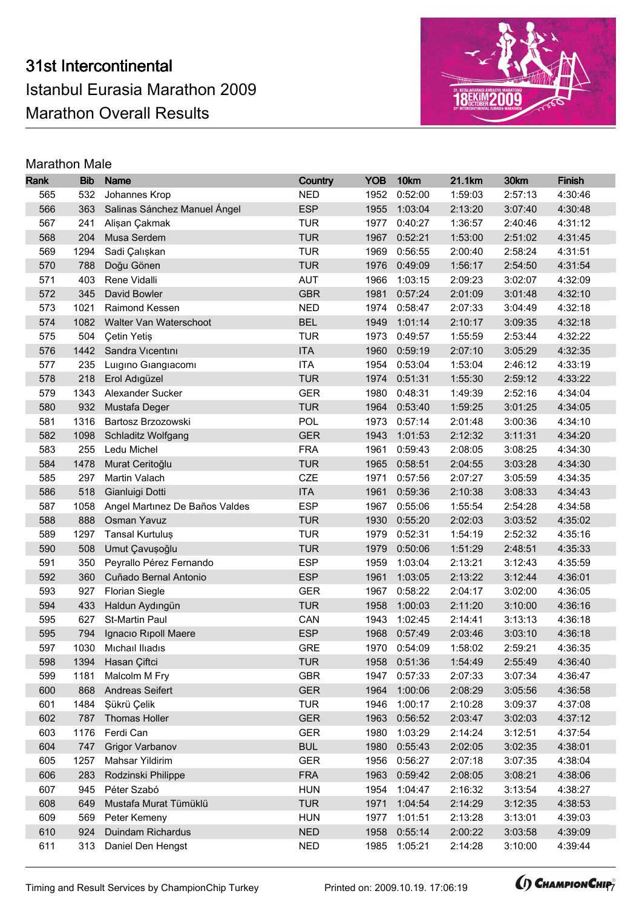# 31st Intercontinental
# Istanbul Eurasia Marathon 2009
# Marathon Overall Results

## Marathon Male

| Rank | Bib | Name | Country | YOB | 10km | 21.1km | 30km | Finish |
|---|---|---|---|---|---|---|---|---|
| 565 | 532 | Johannes Krop | NED | 1952 | 0:52:00 | 1:59:03 | 2:57:13 | 4:30:46 |
| 566 | 363 | Salinas Sánchez Manuel Ángel | ESP | 1955 | 1:03:04 | 2:13:20 | 3:07:40 | 4:30:48 |
| 567 | 241 | Alişan Çakmak | TUR | 1977 | 0:40:27 | 1:36:57 | 2:40:46 | 4:31:12 |
| 568 | 204 | Musa Serdem | TUR | 1967 | 0:52:21 | 1:53:00 | 2:51:02 | 4:31:45 |
| 569 | 1294 | Sadi Çalışkan | TUR | 1969 | 0:56:55 | 2:00:40 | 2:58:24 | 4:31:51 |
| 570 | 788 | Doğu Gönen | TUR | 1976 | 0:49:09 | 1:56:17 | 2:54:50 | 4:31:54 |
| 571 | 403 | Rene Vidalli | AUT | 1966 | 1:03:15 | 2:09:23 | 3:02:07 | 4:32:09 |
| 572 | 345 | David Bowler | GBR | 1981 | 0:57:24 | 2:01:09 | 3:01:48 | 4:32:10 |
| 573 | 1021 | Raimond Kessen | NED | 1974 | 0:58:47 | 2:07:33 | 3:04:49 | 4:32:18 |
| 574 | 1082 | Walter Van Waterschoot | BEL | 1949 | 1:01:14 | 2:10:17 | 3:09:35 | 4:32:18 |
| 575 | 504 | Çetin Yetiş | TUR | 1973 | 0:49:57 | 1:55:59 | 2:53:44 | 4:32:22 |
| 576 | 1442 | Sandra Vıcentını | ITA | 1960 | 0:59:19 | 2:07:10 | 3:05:29 | 4:32:35 |
| 577 | 235 | Luıgıno Gıangıacomı | ITA | 1954 | 0:53:04 | 1:53:04 | 2:46:12 | 4:33:19 |
| 578 | 218 | Erol Adıgüzel | TUR | 1974 | 0:51:31 | 1:55:30 | 2:59:12 | 4:33:22 |
| 579 | 1343 | Alexander Sucker | GER | 1980 | 0:48:31 | 1:49:39 | 2:52:16 | 4:34:04 |
| 580 | 932 | Mustafa Deger | TUR | 1964 | 0:53:40 | 1:59:25 | 3:01:25 | 4:34:05 |
| 581 | 1316 | Bartosz Brzozowski | POL | 1973 | 0:57:14 | 2:01:48 | 3:00:36 | 4:34:10 |
| 582 | 1098 | Schladitz Wolfgang | GER | 1943 | 1:01:53 | 2:12:32 | 3:11:31 | 4:34:20 |
| 583 | 255 | Ledu Michel | FRA | 1961 | 0:59:43 | 2:08:05 | 3:08:25 | 4:34:30 |
| 584 | 1478 | Murat Ceritoğlu | TUR | 1965 | 0:58:51 | 2:04:55 | 3:03:28 | 4:34:30 |
| 585 | 297 | Martin Valach | CZE | 1971 | 0:57:56 | 2:07:27 | 3:05:59 | 4:34:35 |
| 586 | 518 | Gianluigi Dotti | ITA | 1961 | 0:59:36 | 2:10:38 | 3:08:33 | 4:34:43 |
| 587 | 1058 | Angel Martınez De Baños Valdes | ESP | 1967 | 0:55:06 | 1:55:54 | 2:54:28 | 4:34:58 |
| 588 | 888 | Osman Yavuz | TUR | 1930 | 0:55:20 | 2:02:03 | 3:03:52 | 4:35:02 |
| 589 | 1297 | Tansal Kurtuluş | TUR | 1979 | 0:52:31 | 1:54:19 | 2:52:32 | 4:35:16 |
| 590 | 508 | Umut Çavuşoğlu | TUR | 1979 | 0:50:06 | 1:51:29 | 2:48:51 | 4:35:33 |
| 591 | 350 | Peyrallo Pérez Fernando | ESP | 1959 | 1:03:04 | 2:13:21 | 3:12:43 | 4:35:59 |
| 592 | 360 | Cuñado Bernal Antonio | ESP | 1961 | 1:03:05 | 2:13:22 | 3:12:44 | 4:36:01 |
| 593 | 927 | Florian Siegle | GER | 1967 | 0:58:22 | 2:04:17 | 3:02:00 | 4:36:05 |
| 594 | 433 | Haldun Aydıngün | TUR | 1958 | 1:00:03 | 2:11:20 | 3:10:00 | 4:36:16 |
| 595 | 627 | St-Martin Paul | CAN | 1943 | 1:02:45 | 2:14:41 | 3:13:13 | 4:36:18 |
| 595 | 794 | Ignacıo Rıpoll Maere | ESP | 1968 | 0:57:49 | 2:03:46 | 3:03:10 | 4:36:18 |
| 597 | 1030 | Mıchaıl Ilıadıs | GRE | 1970 | 0:54:09 | 1:58:02 | 2:59:21 | 4:36:35 |
| 598 | 1394 | Hasan Çiftci | TUR | 1958 | 0:51:36 | 1:54:49 | 2:55:49 | 4:36:40 |
| 599 | 1181 | Malcolm M Fry | GBR | 1947 | 0:57:33 | 2:07:33 | 3:07:34 | 4:36:47 |
| 600 | 868 | Andreas Seifert | GER | 1964 | 1:00:06 | 2:08:29 | 3:05:56 | 4:36:58 |
| 601 | 1484 | Şükrü Çelik | TUR | 1946 | 1:00:17 | 2:10:28 | 3:09:37 | 4:37:08 |
| 602 | 787 | Thomas Holler | GER | 1963 | 0:56:52 | 2:03:47 | 3:02:03 | 4:37:12 |
| 603 | 1176 | Ferdi Can | GER | 1980 | 1:03:29 | 2:14:24 | 3:12:51 | 4:37:54 |
| 604 | 747 | Grigor Varbanov | BUL | 1980 | 0:55:43 | 2:02:05 | 3:02:35 | 4:38:01 |
| 605 | 1257 | Mahsar Yildirim | GER | 1956 | 0:56:27 | 2:07:18 | 3:07:35 | 4:38:04 |
| 606 | 283 | Rodzinski Philippe | FRA | 1963 | 0:59:42 | 2:08:05 | 3:08:21 | 4:38:06 |
| 607 | 945 | Péter Szabó | HUN | 1954 | 1:04:47 | 2:16:32 | 3:13:54 | 4:38:27 |
| 608 | 649 | Mustafa Murat Tümüklü | TUR | 1971 | 1:04:54 | 2:14:29 | 3:12:35 | 4:38:53 |
| 609 | 569 | Peter Kemeny | HUN | 1977 | 1:01:51 | 2:13:28 | 3:13:01 | 4:39:03 |
| 610 | 924 | Duindam Richardus | NED | 1958 | 0:55:14 | 2:00:22 | 3:03:58 | 4:39:09 |
| 611 | 313 | Daniel Den Hengst | NED | 1985 | 1:05:21 | 2:14:28 | 3:10:00 | 4:39:44 |

Timing and Result Services by ChampionChip Turkey    Printed on: 2009.10.19. 17:06:19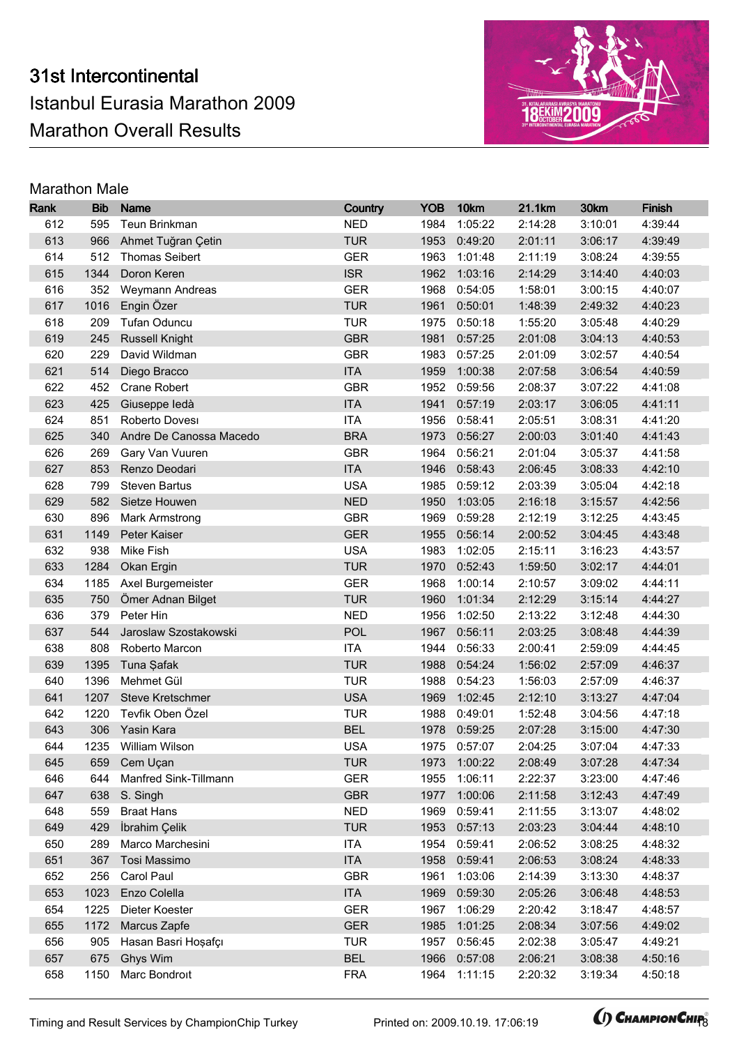# 31st Intercontinental
# Istanbul Eurasia Marathon 2009
# Marathon Overall Results

## Marathon Male

| Rank | Bib | Name | Country | YOB | 10km | 21.1km | 30km | Finish |
|---|---|---|---|---|---|---|---|---|
| 612 | 595 | Teun Brinkman | NED | 1984 | 1:05:22 | 2:14:28 | 3:10:01 | 4:39:44 |
| 613 | 966 | Ahmet Tuğran Çetin | TUR | 1953 | 0:49:20 | 2:01:11 | 3:06:17 | 4:39:49 |
| 614 | 512 | Thomas Seibert | GER | 1963 | 1:01:48 | 2:11:19 | 3:08:24 | 4:39:55 |
| 615 | 1344 | Doron Keren | ISR | 1962 | 1:03:16 | 2:14:29 | 3:14:40 | 4:40:03 |
| 616 | 352 | Weymann Andreas | GER | 1968 | 0:54:05 | 1:58:01 | 3:00:15 | 4:40:07 |
| 617 | 1016 | Engin Özer | TUR | 1961 | 0:50:01 | 1:48:39 | 2:49:32 | 4:40:23 |
| 618 | 209 | Tufan Oduncu | TUR | 1975 | 0:50:18 | 1:55:20 | 3:05:48 | 4:40:29 |
| 619 | 245 | Russell Knight | GBR | 1981 | 0:57:25 | 2:01:08 | 3:04:13 | 4:40:53 |
| 620 | 229 | David Wildman | GBR | 1983 | 0:57:25 | 2:01:09 | 3:02:57 | 4:40:54 |
| 621 | 514 | Diego Bracco | ITA | 1959 | 1:00:38 | 2:07:58 | 3:06:54 | 4:40:59 |
| 622 | 452 | Crane Robert | GBR | 1952 | 0:59:56 | 2:08:37 | 3:07:22 | 4:41:08 |
| 623 | 425 | Giuseppe Iedà | ITA | 1941 | 0:57:19 | 2:03:17 | 3:06:05 | 4:41:11 |
| 624 | 851 | Roberto Dovesı | ITA | 1956 | 0:58:41 | 2:05:51 | 3:08:31 | 4:41:20 |
| 625 | 340 | Andre De Canossa Macedo | BRA | 1973 | 0:56:27 | 2:00:03 | 3:01:40 | 4:41:43 |
| 626 | 269 | Gary Van Vuuren | GBR | 1964 | 0:56:21 | 2:01:04 | 3:05:37 | 4:41:58 |
| 627 | 853 | Renzo Deodari | ITA | 1946 | 0:58:43 | 2:06:45 | 3:08:33 | 4:42:10 |
| 628 | 799 | Steven Bartus | USA | 1985 | 0:59:12 | 2:03:39 | 3:05:04 | 4:42:18 |
| 629 | 582 | Sietze Houwen | NED | 1950 | 1:03:05 | 2:16:18 | 3:15:57 | 4:42:56 |
| 630 | 896 | Mark Armstrong | GBR | 1969 | 0:59:28 | 2:12:19 | 3:12:25 | 4:43:45 |
| 631 | 1149 | Peter Kaiser | GER | 1955 | 0:56:14 | 2:00:52 | 3:04:45 | 4:43:48 |
| 632 | 938 | Mike Fish | USA | 1983 | 1:02:05 | 2:15:11 | 3:16:23 | 4:43:57 |
| 633 | 1284 | Okan Ergin | TUR | 1970 | 0:52:43 | 1:59:50 | 3:02:17 | 4:44:01 |
| 634 | 1185 | Axel Burgemeister | GER | 1968 | 1:00:14 | 2:10:57 | 3:09:02 | 4:44:11 |
| 635 | 750 | Ömer Adnan Bilget | TUR | 1960 | 1:01:34 | 2:12:29 | 3:15:14 | 4:44:27 |
| 636 | 379 | Peter Hin | NED | 1956 | 1:02:50 | 2:13:22 | 3:12:48 | 4:44:30 |
| 637 | 544 | Jaroslaw Szostakowski | POL | 1967 | 0:56:11 | 2:03:25 | 3:08:48 | 4:44:39 |
| 638 | 808 | Roberto Marcon | ITA | 1944 | 0:56:33 | 2:00:41 | 2:59:09 | 4:44:45 |
| 639 | 1395 | Tuna Şafak | TUR | 1988 | 0:54:24 | 1:56:02 | 2:57:09 | 4:46:37 |
| 640 | 1396 | Mehmet Gül | TUR | 1988 | 0:54:23 | 1:56:03 | 2:57:09 | 4:46:37 |
| 641 | 1207 | Steve Kretschmer | USA | 1969 | 1:02:45 | 2:12:10 | 3:13:27 | 4:47:04 |
| 642 | 1220 | Tevfik Oben Özel | TUR | 1988 | 0:49:01 | 1:52:48 | 3:04:56 | 4:47:18 |
| 643 | 306 | Yasin Kara | BEL | 1978 | 0:59:25 | 2:07:28 | 3:15:00 | 4:47:30 |
| 644 | 1235 | William Wilson | USA | 1975 | 0:57:07 | 2:04:25 | 3:07:04 | 4:47:33 |
| 645 | 659 | Cem Uçan | TUR | 1973 | 1:00:22 | 2:08:49 | 3:07:28 | 4:47:34 |
| 646 | 644 | Manfred Sink-Tillmann | GER | 1955 | 1:06:11 | 2:22:37 | 3:23:00 | 4:47:46 |
| 647 | 638 | S. Singh | GBR | 1977 | 1:00:06 | 2:11:58 | 3:12:43 | 4:47:49 |
| 648 | 559 | Braat Hans | NED | 1969 | 0:59:41 | 2:11:55 | 3:13:07 | 4:48:02 |
| 649 | 429 | İbrahim Çelik | TUR | 1953 | 0:57:13 | 2:03:23 | 3:04:44 | 4:48:10 |
| 650 | 289 | Marco Marchesini | ITA | 1954 | 0:59:41 | 2:06:52 | 3:08:25 | 4:48:32 |
| 651 | 367 | Tosi Massimo | ITA | 1958 | 0:59:41 | 2:06:53 | 3:08:24 | 4:48:33 |
| 652 | 256 | Carol Paul | GBR | 1961 | 1:03:06 | 2:14:39 | 3:13:30 | 4:48:37 |
| 653 | 1023 | Enzo Colella | ITA | 1969 | 0:59:30 | 2:05:26 | 3:06:48 | 4:48:53 |
| 654 | 1225 | Dieter Koester | GER | 1967 | 1:06:29 | 2:20:42 | 3:18:47 | 4:48:57 |
| 655 | 1172 | Marcus Zapfe | GER | 1985 | 1:01:25 | 2:08:34 | 3:07:56 | 4:49:02 |
| 656 | 905 | Hasan Basri Hoşafçı | TUR | 1957 | 0:56:45 | 2:02:38 | 3:05:47 | 4:49:21 |
| 657 | 675 | Ghys Wim | BEL | 1966 | 0:57:08 | 2:06:21 | 3:08:38 | 4:50:16 |
| 658 | 1150 | Marc Bondroıt | FRA | 1964 | 1:11:15 | 2:20:32 | 3:19:34 | 4:50:18 |

Timing and Result Services by ChampionChip Turkey | Printed on: 2009.10.19. 17:06:19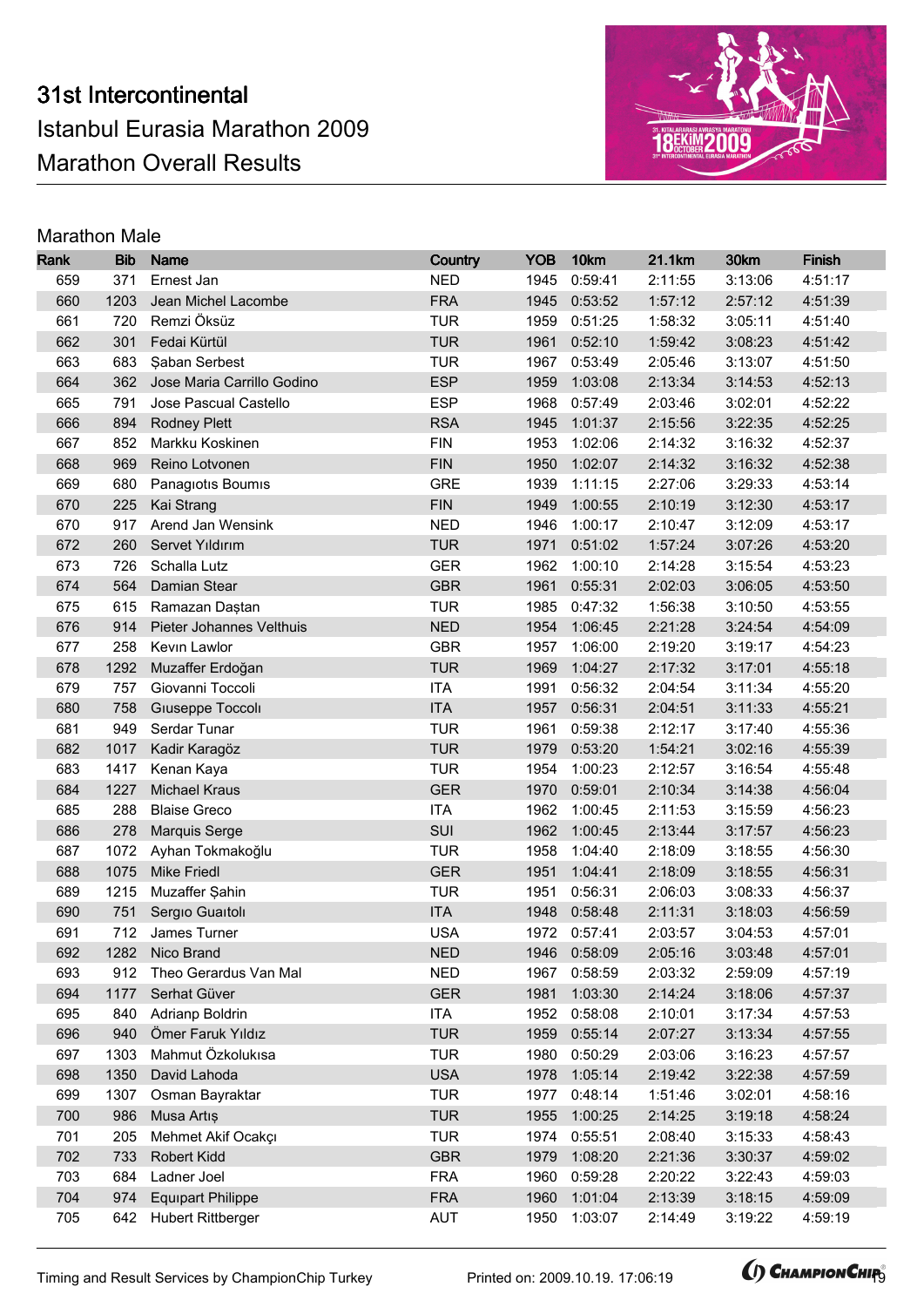# 31st Intercontinental

Istanbul Eurasia Marathon 2009

Marathon Overall Results

## Marathon Male

| Rank | Bib | Name | Country | YOB | 10km | 21.1km | 30km | Finish |
|---|---|---|---|---|---|---|---|---|
| 659 | 371 | Ernest Jan | NED | 1945 | 0:59:41 | 2:11:55 | 3:13:06 | 4:51:17 |
| 660 | 1203 | Jean Michel Lacombe | FRA | 1945 | 0:53:52 | 1:57:12 | 2:57:12 | 4:51:39 |
| 661 | 720 | Remzi Öksüz | TUR | 1959 | 0:51:25 | 1:58:32 | 3:05:11 | 4:51:40 |
| 662 | 301 | Fedai Kürtül | TUR | 1961 | 0:52:10 | 1:59:42 | 3:08:23 | 4:51:42 |
| 663 | 683 | Şaban Serbest | TUR | 1967 | 0:53:49 | 2:05:46 | 3:13:07 | 4:51:50 |
| 664 | 362 | Jose Maria Carrillo Godino | ESP | 1959 | 1:03:08 | 2:13:34 | 3:14:53 | 4:52:13 |
| 665 | 791 | Jose Pascual Castello | ESP | 1968 | 0:57:49 | 2:03:46 | 3:02:01 | 4:52:22 |
| 666 | 894 | Rodney Plett | RSA | 1945 | 1:01:37 | 2:15:56 | 3:22:35 | 4:52:25 |
| 667 | 852 | Markku Koskinen | FIN | 1953 | 1:02:06 | 2:14:32 | 3:16:32 | 4:52:37 |
| 668 | 969 | Reino Lotvonen | FIN | 1950 | 1:02:07 | 2:14:32 | 3:16:32 | 4:52:38 |
| 669 | 680 | Panagıotıs Boumıs | GRE | 1939 | 1:11:15 | 2:27:06 | 3:29:33 | 4:53:14 |
| 670 | 225 | Kai Strang | FIN | 1949 | 1:00:55 | 2:10:19 | 3:12:30 | 4:53:17 |
| 670 | 917 | Arend Jan Wensink | NED | 1946 | 1:00:17 | 2:10:47 | 3:12:09 | 4:53:17 |
| 672 | 260 | Servet Yıldırım | TUR | 1971 | 0:51:02 | 1:57:24 | 3:07:26 | 4:53:20 |
| 673 | 726 | Schalla Lutz | GER | 1962 | 1:00:10 | 2:14:28 | 3:15:54 | 4:53:23 |
| 674 | 564 | Damian Stear | GBR | 1961 | 0:55:31 | 2:02:03 | 3:06:05 | 4:53:50 |
| 675 | 615 | Ramazan Daştan | TUR | 1985 | 0:47:32 | 1:56:38 | 3:10:50 | 4:53:55 |
| 676 | 914 | Pieter Johannes Velthuis | NED | 1954 | 1:06:45 | 2:21:28 | 3:24:54 | 4:54:09 |
| 677 | 258 | Kevın Lawlor | GBR | 1957 | 1:06:00 | 2:19:20 | 3:19:17 | 4:54:23 |
| 678 | 1292 | Muzaffer Erdoğan | TUR | 1969 | 1:04:27 | 2:17:32 | 3:17:01 | 4:55:18 |
| 679 | 757 | Giovanni Toccoli | ITA | 1991 | 0:56:32 | 2:04:54 | 3:11:34 | 4:55:20 |
| 680 | 758 | Gıuseppe Toccolı | ITA | 1957 | 0:56:31 | 2:04:51 | 3:11:33 | 4:55:21 |
| 681 | 949 | Serdar Tunar | TUR | 1961 | 0:59:38 | 2:12:17 | 3:17:40 | 4:55:36 |
| 682 | 1017 | Kadir Karagöz | TUR | 1979 | 0:53:20 | 1:54:21 | 3:02:16 | 4:55:39 |
| 683 | 1417 | Kenan Kaya | TUR | 1954 | 1:00:23 | 2:12:57 | 3:16:54 | 4:55:48 |
| 684 | 1227 | Michael Kraus | GER | 1970 | 0:59:01 | 2:10:34 | 3:14:38 | 4:56:04 |
| 685 | 288 | Blaise Greco | ITA | 1962 | 1:00:45 | 2:11:53 | 3:15:59 | 4:56:23 |
| 686 | 278 | Marquis Serge | SUI | 1962 | 1:00:45 | 2:13:44 | 3:17:57 | 4:56:23 |
| 687 | 1072 | Ayhan Tokmakoğlu | TUR | 1958 | 1:04:40 | 2:18:09 | 3:18:55 | 4:56:30 |
| 688 | 1075 | Mike Friedl | GER | 1951 | 1:04:41 | 2:18:09 | 3:18:55 | 4:56:31 |
| 689 | 1215 | Muzaffer Şahin | TUR | 1951 | 0:56:31 | 2:06:03 | 3:08:33 | 4:56:37 |
| 690 | 751 | Sergıo Guaıtolı | ITA | 1948 | 0:58:48 | 2:11:31 | 3:18:03 | 4:56:59 |
| 691 | 712 | James Turner | USA | 1972 | 0:57:41 | 2:03:57 | 3:04:53 | 4:57:01 |
| 692 | 1282 | Nico Brand | NED | 1946 | 0:58:09 | 2:05:16 | 3:03:48 | 4:57:01 |
| 693 | 912 | Theo Gerardus Van Mal | NED | 1967 | 0:58:59 | 2:03:32 | 2:59:09 | 4:57:19 |
| 694 | 1177 | Serhat Güver | GER | 1981 | 1:03:30 | 2:14:24 | 3:18:06 | 4:57:37 |
| 695 | 840 | Adrianp Boldrin | ITA | 1952 | 0:58:08 | 2:10:01 | 3:17:34 | 4:57:53 |
| 696 | 940 | Ömer Faruk Yıldız | TUR | 1959 | 0:55:14 | 2:07:27 | 3:13:34 | 4:57:55 |
| 697 | 1303 | Mahmut Özkolukısa | TUR | 1980 | 0:50:29 | 2:03:06 | 3:16:23 | 4:57:57 |
| 698 | 1350 | David Lahoda | USA | 1978 | 1:05:14 | 2:19:42 | 3:22:38 | 4:57:59 |
| 699 | 1307 | Osman Bayraktar | TUR | 1977 | 0:48:14 | 1:51:46 | 3:02:01 | 4:58:16 |
| 700 | 986 | Musa Artış | TUR | 1955 | 1:00:25 | 2:14:25 | 3:19:18 | 4:58:24 |
| 701 | 205 | Mehmet Akif Ocakçı | TUR | 1974 | 0:55:51 | 2:08:40 | 3:15:33 | 4:58:43 |
| 702 | 733 | Robert Kidd | GBR | 1979 | 1:08:20 | 2:21:36 | 3:30:37 | 4:59:02 |
| 703 | 684 | Ladner Joel | FRA | 1960 | 0:59:28 | 2:20:22 | 3:22:43 | 4:59:03 |
| 704 | 974 | Equıpart Philippe | FRA | 1960 | 1:01:04 | 2:13:39 | 3:18:15 | 4:59:09 |
| 705 | 642 | Hubert Rittberger | AUT | 1950 | 1:03:07 | 2:14:49 | 3:19:22 | 4:59:19 |

Timing and Result Services by ChampionChip Turkey — Printed on: 2009.10.19. 17:06:19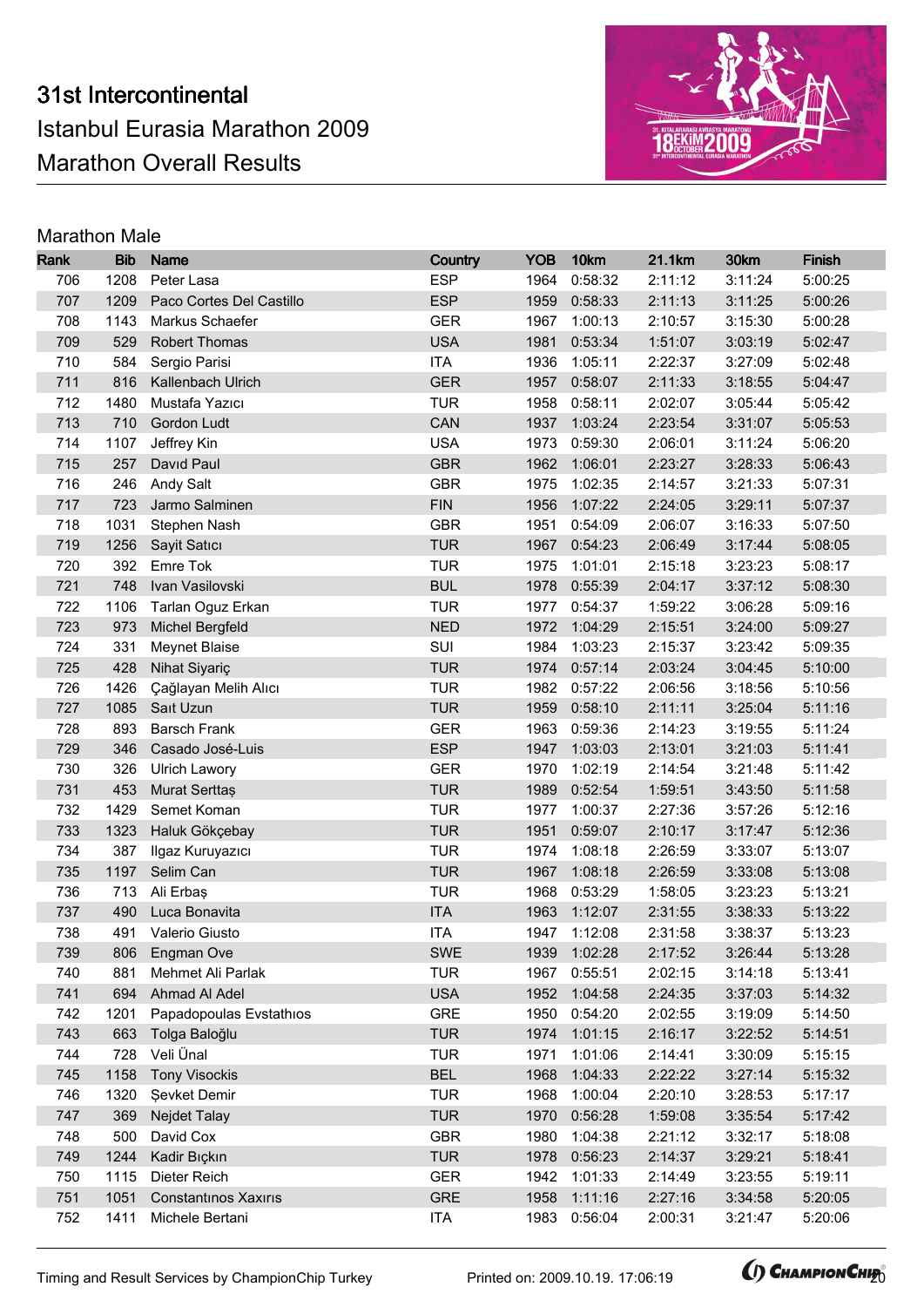# 31st Intercontinental

## Istanbul Eurasia Marathon 2009

## Marathon Overall Results

### Marathon Male

| Rank | Bib | Name | Country | YOB | 10km | 21.1km | 30km | Finish |
|---|---|---|---|---|---|---|---|---|
| 706 | 1208 | Peter Lasa | ESP | 1964 | 0:58:32 | 2:11:12 | 3:11:24 | 5:00:25 |
| 707 | 1209 | Paco Cortes Del Castillo | ESP | 1959 | 0:58:33 | 2:11:13 | 3:11:25 | 5:00:26 |
| 708 | 1143 | Markus Schaefer | GER | 1967 | 1:00:13 | 2:10:57 | 3:15:30 | 5:00:28 |
| 709 | 529 | Robert Thomas | USA | 1981 | 0:53:34 | 1:51:07 | 3:03:19 | 5:02:47 |
| 710 | 584 | Sergio Parisi | ITA | 1936 | 1:05:11 | 2:22:37 | 3:27:09 | 5:02:48 |
| 711 | 816 | Kallenbach Ulrich | GER | 1957 | 0:58:07 | 2:11:33 | 3:18:55 | 5:04:47 |
| 712 | 1480 | Mustafa Yazıcı | TUR | 1958 | 0:58:11 | 2:02:07 | 3:05:44 | 5:05:42 |
| 713 | 710 | Gordon Ludt | CAN | 1937 | 1:03:24 | 2:23:54 | 3:31:07 | 5:05:53 |
| 714 | 1107 | Jeffrey Kin | USA | 1973 | 0:59:30 | 2:06:01 | 3:11:24 | 5:06:20 |
| 715 | 257 | Davıd Paul | GBR | 1962 | 1:06:01 | 2:23:27 | 3:28:33 | 5:06:43 |
| 716 | 246 | Andy Salt | GBR | 1975 | 1:02:35 | 2:14:57 | 3:21:33 | 5:07:31 |
| 717 | 723 | Jarmo Salminen | FIN | 1956 | 1:07:22 | 2:24:05 | 3:29:11 | 5:07:37 |
| 718 | 1031 | Stephen Nash | GBR | 1951 | 0:54:09 | 2:06:07 | 3:16:33 | 5:07:50 |
| 719 | 1256 | Sayit Satıcı | TUR | 1967 | 0:54:23 | 2:06:49 | 3:17:44 | 5:08:05 |
| 720 | 392 | Emre Tok | TUR | 1975 | 1:01:01 | 2:15:18 | 3:23:23 | 5:08:17 |
| 721 | 748 | Ivan Vasilovski | BUL | 1978 | 0:55:39 | 2:04:17 | 3:37:12 | 5:08:30 |
| 722 | 1106 | Tarlan Oguz Erkan | TUR | 1977 | 0:54:37 | 1:59:22 | 3:06:28 | 5:09:16 |
| 723 | 973 | Michel Bergfeld | NED | 1972 | 1:04:29 | 2:15:51 | 3:24:00 | 5:09:27 |
| 724 | 331 | Meynet Blaise | SUI | 1984 | 1:03:23 | 2:15:37 | 3:23:42 | 5:09:35 |
| 725 | 428 | Nihat Siyariç | TUR | 1974 | 0:57:14 | 2:03:24 | 3:04:45 | 5:10:00 |
| 726 | 1426 | Çağlayan Melih Alıcı | TUR | 1982 | 0:57:22 | 2:06:56 | 3:18:56 | 5:10:56 |
| 727 | 1085 | Saıt Uzun | TUR | 1959 | 0:58:10 | 2:11:11 | 3:25:04 | 5:11:16 |
| 728 | 893 | Barsch Frank | GER | 1963 | 0:59:36 | 2:14:23 | 3:19:55 | 5:11:24 |
| 729 | 346 | Casado José-Luis | ESP | 1947 | 1:03:03 | 2:13:01 | 3:21:03 | 5:11:41 |
| 730 | 326 | Ulrich Lawory | GER | 1970 | 1:02:19 | 2:14:54 | 3:21:48 | 5:11:42 |
| 731 | 453 | Murat Serttaş | TUR | 1989 | 0:52:54 | 1:59:51 | 3:43:50 | 5:11:58 |
| 732 | 1429 | Semet Koman | TUR | 1977 | 1:00:37 | 2:27:36 | 3:57:26 | 5:12:16 |
| 733 | 1323 | Haluk Gökçebay | TUR | 1951 | 0:59:07 | 2:10:17 | 3:17:47 | 5:12:36 |
| 734 | 387 | Ilgaz Kuruyazıcı | TUR | 1974 | 1:08:18 | 2:26:59 | 3:33:07 | 5:13:07 |
| 735 | 1197 | Selim Can | TUR | 1967 | 1:08:18 | 2:26:59 | 3:33:08 | 5:13:08 |
| 736 | 713 | Ali Erbaş | TUR | 1968 | 0:53:29 | 1:58:05 | 3:23:23 | 5:13:21 |
| 737 | 490 | Luca Bonavita | ITA | 1963 | 1:12:07 | 2:31:55 | 3:38:33 | 5:13:22 |
| 738 | 491 | Valerio Giusto | ITA | 1947 | 1:12:08 | 2:31:58 | 3:38:37 | 5:13:23 |
| 739 | 806 | Engman Ove | SWE | 1939 | 1:02:28 | 2:17:52 | 3:26:44 | 5:13:28 |
| 740 | 881 | Mehmet Ali Parlak | TUR | 1967 | 0:55:51 | 2:02:15 | 3:14:18 | 5:13:41 |
| 741 | 694 | Ahmad Al Adel | USA | 1952 | 1:04:58 | 2:24:35 | 3:37:03 | 5:14:32 |
| 742 | 1201 | Papadopoulas Evstathıos | GRE | 1950 | 0:54:20 | 2:02:55 | 3:19:09 | 5:14:50 |
| 743 | 663 | Tolga Baloğlu | TUR | 1974 | 1:01:15 | 2:16:17 | 3:22:52 | 5:14:51 |
| 744 | 728 | Veli Ünal | TUR | 1971 | 1:01:06 | 2:14:41 | 3:30:09 | 5:15:15 |
| 745 | 1158 | Tony Visockis | BEL | 1968 | 1:04:33 | 2:22:22 | 3:27:14 | 5:15:32 |
| 746 | 1320 | Şevket Demir | TUR | 1968 | 1:00:04 | 2:20:10 | 3:28:53 | 5:17:17 |
| 747 | 369 | Nejdet Talay | TUR | 1970 | 0:56:28 | 1:59:08 | 3:35:54 | 5:17:42 |
| 748 | 500 | David Cox | GBR | 1980 | 1:04:38 | 2:21:12 | 3:32:17 | 5:18:08 |
| 749 | 1244 | Kadir Bıçkın | TUR | 1978 | 0:56:23 | 2:14:37 | 3:29:21 | 5:18:41 |
| 750 | 1115 | Dieter Reich | GER | 1942 | 1:01:33 | 2:14:49 | 3:23:55 | 5:19:11 |
| 751 | 1051 | Constantınos Xaxırıs | GRE | 1958 | 1:11:16 | 2:27:16 | 3:34:58 | 5:20:05 |
| 752 | 1411 | Michele Bertani | ITA | 1983 | 0:56:04 | 2:00:31 | 3:21:47 | 5:20:06 |

Timing and Result Services by ChampionChip Turkey — Printed on: 2009.10.19. 17:06:19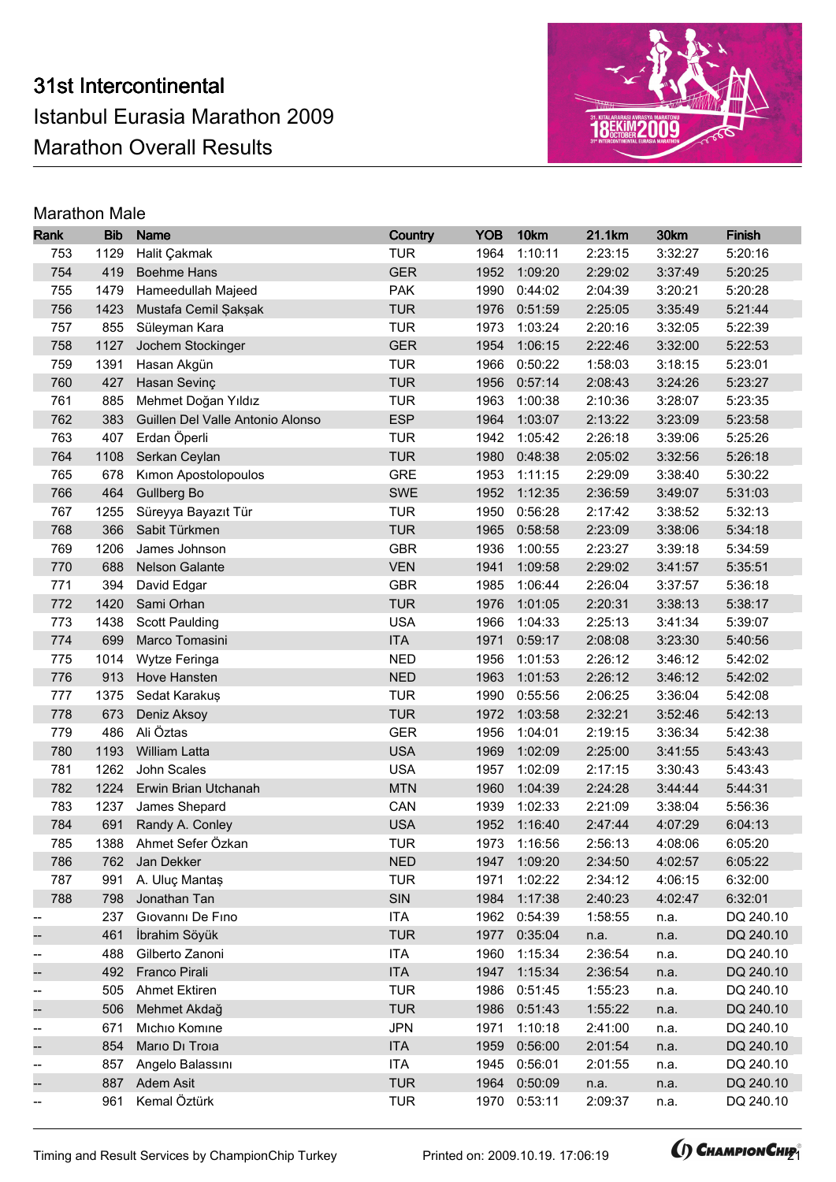# 31st Intercontinental Istanbul Eurasia Marathon 2009

## Marathon Overall Results

### Marathon Male

| Rank | Bib | Name | Country | YOB | 10km | 21.1km | 30km | Finish |
|---|---|---|---|---|---|---|---|---|
| 753 | 1129 | Halit Çakmak | TUR | 1964 | 1:10:11 | 2:23:15 | 3:32:27 | 5:20:16 |
| 754 | 419 | Boehme Hans | GER | 1952 | 1:09:20 | 2:29:02 | 3:37:49 | 5:20:25 |
| 755 | 1479 | Hameedullah Majeed | PAK | 1990 | 0:44:02 | 2:04:39 | 3:20:21 | 5:20:28 |
| 756 | 1423 | Mustafa Cemil Şakşak | TUR | 1976 | 0:51:59 | 2:25:05 | 3:35:49 | 5:21:44 |
| 757 | 855 | Süleyman Kara | TUR | 1973 | 1:03:24 | 2:20:16 | 3:32:05 | 5:22:39 |
| 758 | 1127 | Jochem Stockinger | GER | 1954 | 1:06:15 | 2:22:46 | 3:32:00 | 5:22:53 |
| 759 | 1391 | Hasan Akgün | TUR | 1966 | 0:50:22 | 1:58:03 | 3:18:15 | 5:23:01 |
| 760 | 427 | Hasan Sevinç | TUR | 1956 | 0:57:14 | 2:08:43 | 3:24:26 | 5:23:27 |
| 761 | 885 | Mehmet Doğan Yıldız | TUR | 1963 | 1:00:38 | 2:10:36 | 3:28:07 | 5:23:35 |
| 762 | 383 | Guillen Del Valle Antonio Alonso | ESP | 1964 | 1:03:07 | 2:13:22 | 3:23:09 | 5:23:58 |
| 763 | 407 | Erdan Öperli | TUR | 1942 | 1:05:42 | 2:26:18 | 3:39:06 | 5:25:26 |
| 764 | 1108 | Serkan Ceylan | TUR | 1980 | 0:48:38 | 2:05:02 | 3:32:56 | 5:26:18 |
| 765 | 678 | Kımon Apostolopoulos | GRE | 1953 | 1:11:15 | 2:29:09 | 3:38:40 | 5:30:22 |
| 766 | 464 | Gullberg Bo | SWE | 1952 | 1:12:35 | 2:36:59 | 3:49:07 | 5:31:03 |
| 767 | 1255 | Süreyya Bayazıt Tür | TUR | 1950 | 0:56:28 | 2:17:42 | 3:38:52 | 5:32:13 |
| 768 | 366 | Sabit Türkmen | TUR | 1965 | 0:58:58 | 2:23:09 | 3:38:06 | 5:34:18 |
| 769 | 1206 | James Johnson | GBR | 1936 | 1:00:55 | 2:23:27 | 3:39:18 | 5:34:59 |
| 770 | 688 | Nelson Galante | VEN | 1941 | 1:09:58 | 2:29:02 | 3:41:57 | 5:35:51 |
| 771 | 394 | David Edgar | GBR | 1985 | 1:06:44 | 2:26:04 | 3:37:57 | 5:36:18 |
| 772 | 1420 | Sami Orhan | TUR | 1976 | 1:01:05 | 2:20:31 | 3:38:13 | 5:38:17 |
| 773 | 1438 | Scott Paulding | USA | 1966 | 1:04:33 | 2:25:13 | 3:41:34 | 5:39:07 |
| 774 | 699 | Marco Tomasini | ITA | 1971 | 0:59:17 | 2:08:08 | 3:23:30 | 5:40:56 |
| 775 | 1014 | Wytze Feringa | NED | 1956 | 1:01:53 | 2:26:12 | 3:46:12 | 5:42:02 |
| 776 | 913 | Hove Hansten | NED | 1963 | 1:01:53 | 2:26:12 | 3:46:12 | 5:42:02 |
| 777 | 1375 | Sedat Karakuş | TUR | 1990 | 0:55:56 | 2:06:25 | 3:36:04 | 5:42:08 |
| 778 | 673 | Deniz Aksoy | TUR | 1972 | 1:03:58 | 2:32:21 | 3:52:46 | 5:42:13 |
| 779 | 486 | Ali Öztas | GER | 1956 | 1:04:01 | 2:19:15 | 3:36:34 | 5:42:38 |
| 780 | 1193 | William Latta | USA | 1969 | 1:02:09 | 2:25:00 | 3:41:55 | 5:43:43 |
| 781 | 1262 | John Scales | USA | 1957 | 1:02:09 | 2:17:15 | 3:30:43 | 5:43:43 |
| 782 | 1224 | Erwin Brian Utchanah | MTN | 1960 | 1:04:39 | 2:24:28 | 3:44:44 | 5:44:31 |
| 783 | 1237 | James Shepard | CAN | 1939 | 1:02:33 | 2:21:09 | 3:38:04 | 5:56:36 |
| 784 | 691 | Randy A. Conley | USA | 1952 | 1:16:40 | 2:47:44 | 4:07:29 | 6:04:13 |
| 785 | 1388 | Ahmet Sefer Özkan | TUR | 1973 | 1:16:56 | 2:56:13 | 4:08:06 | 6:05:20 |
| 786 | 762 | Jan Dekker | NED | 1947 | 1:09:20 | 2:34:50 | 4:02:57 | 6:05:22 |
| 787 | 991 | A. Uluç Mantaş | TUR | 1971 | 1:02:22 | 2:34:12 | 4:06:15 | 6:32:00 |
| 788 | 798 | Jonathan Tan | SIN | 1984 | 1:17:38 | 2:40:23 | 4:02:47 | 6:32:01 |
| -- | 237 | Gıovannı De Fıno | ITA | 1962 | 0:54:39 | 1:58:55 | n.a. | DQ 240.10 |
| -- | 461 | İbrahim Söyük | TUR | 1977 | 0:35:04 | n.a. | n.a. | DQ 240.10 |
| -- | 488 | Gilberto Zanoni | ITA | 1960 | 1:15:34 | 2:36:54 | n.a. | DQ 240.10 |
| -- | 492 | Franco Pirali | ITA | 1947 | 1:15:34 | 2:36:54 | n.a. | DQ 240.10 |
| -- | 505 | Ahmet Ektiren | TUR | 1986 | 0:51:45 | 1:55:23 | n.a. | DQ 240.10 |
| -- | 506 | Mehmet Akdağ | TUR | 1986 | 0:51:43 | 1:55:22 | n.a. | DQ 240.10 |
| -- | 671 | Mıchıo Komıne | JPN | 1971 | 1:10:18 | 2:41:00 | n.a. | DQ 240.10 |
| -- | 854 | Marıo Dı Troıa | ITA | 1959 | 0:56:00 | 2:01:54 | n.a. | DQ 240.10 |
| -- | 857 | Angelo Balassını | ITA | 1945 | 0:56:01 | 2:01:55 | n.a. | DQ 240.10 |
| -- | 887 | Adem Asit | TUR | 1964 | 0:50:09 | n.a. | n.a. | DQ 240.10 |
| -- | 961 | Kemal Öztürk | TUR | 1970 | 0:53:11 | 2:09:37 | n.a. | DQ 240.10 |

Timing and Result Services by ChampionChip Turkey    Printed on: 2009.10.19. 17:06:19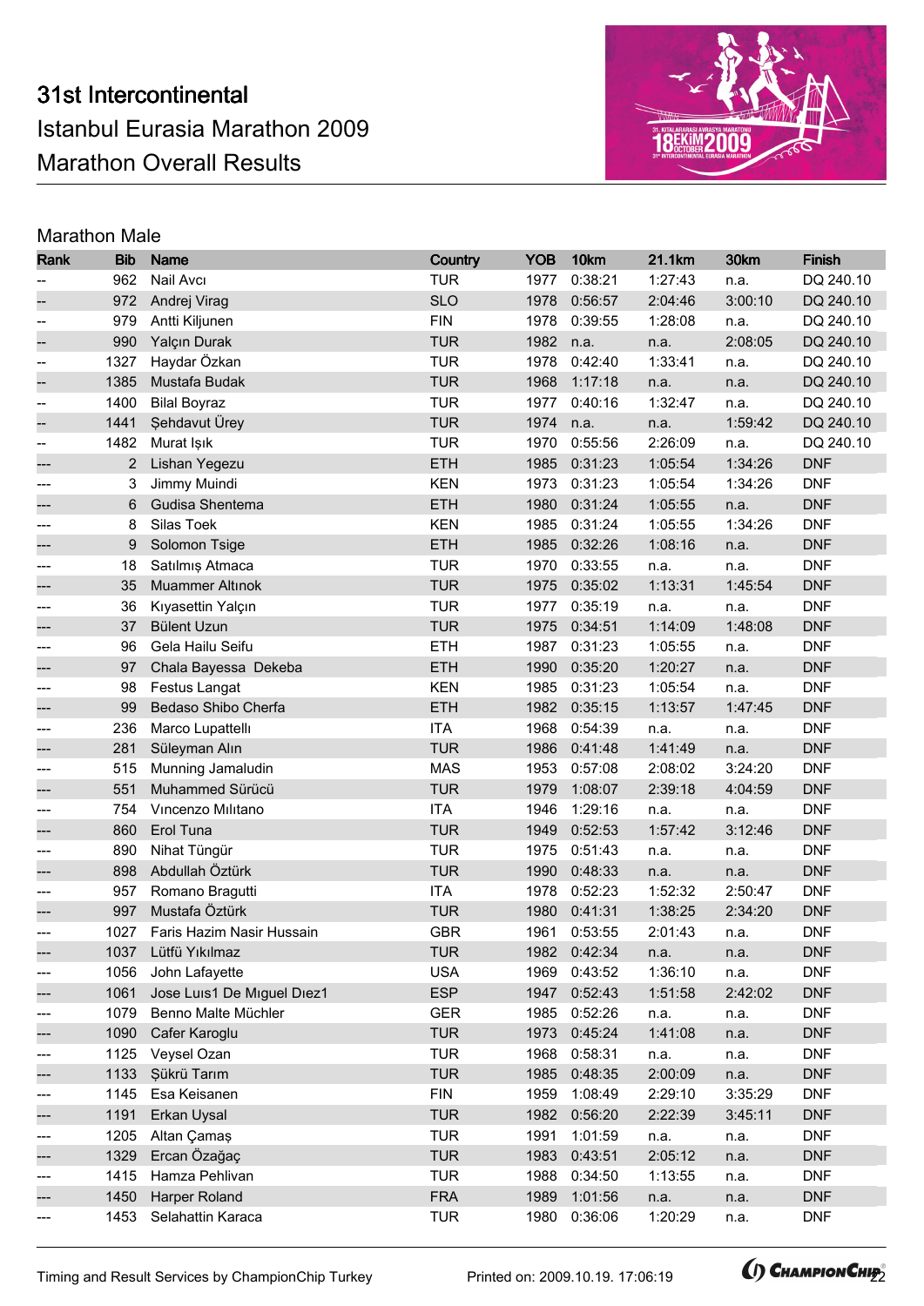# 31st Intercontinental
## Istanbul Eurasia Marathon 2009
## Marathon Overall Results

### Marathon Male

| Rank | Bib | Name | Country | YOB | 10km | 21.1km | 30km | Finish |
|---|---|---|---|---|---|---|---|---|
| -- | 962 | Nail Avcı | TUR | 1977 | 0:38:21 | 1:27:43 | n.a. | DQ 240.10 |
| -- | 972 | Andrej Virag | SLO | 1978 | 0:56:57 | 2:04:46 | 3:00:10 | DQ 240.10 |
| -- | 979 | Antti Kiljunen | FIN | 1978 | 0:39:55 | 1:28:08 | n.a. | DQ 240.10 |
| -- | 990 | Yalçın Durak | TUR | 1982 | n.a. | n.a. | 2:08:05 | DQ 240.10 |
| -- | 1327 | Haydar Özkan | TUR | 1978 | 0:42:40 | 1:33:41 | n.a. | DQ 240.10 |
| -- | 1385 | Mustafa Budak | TUR | 1968 | 1:17:18 | n.a. | n.a. | DQ 240.10 |
| -- | 1400 | Bilal Boyraz | TUR | 1977 | 0:40:16 | 1:32:47 | n.a. | DQ 240.10 |
| -- | 1441 | Şehdavut Ürey | TUR | 1974 | n.a. | n.a. | 1:59:42 | DQ 240.10 |
| -- | 1482 | Murat Işık | TUR | 1970 | 0:55:56 | 2:26:09 | n.a. | DQ 240.10 |
| --- | 2 | Lishan Yegezu | ETH | 1985 | 0:31:23 | 1:05:54 | 1:34:26 | DNF |
| --- | 3 | Jimmy Muindi | KEN | 1973 | 0:31:23 | 1:05:54 | 1:34:26 | DNF |
| --- | 6 | Gudisa Shentema | ETH | 1980 | 0:31:24 | 1:05:55 | n.a. | DNF |
| --- | 8 | Silas Toek | KEN | 1985 | 0:31:24 | 1:05:55 | 1:34:26 | DNF |
| --- | 9 | Solomon Tsige | ETH | 1985 | 0:32:26 | 1:08:16 | n.a. | DNF |
| --- | 18 | Satılmış Atmaca | TUR | 1970 | 0:33:55 | n.a. | n.a. | DNF |
| --- | 35 | Muammer Altınok | TUR | 1975 | 0:35:02 | 1:13:31 | 1:45:54 | DNF |
| --- | 36 | Kıyasettin Yalçın | TUR | 1977 | 0:35:19 | n.a. | n.a. | DNF |
| --- | 37 | Bülent Uzun | TUR | 1975 | 0:34:51 | 1:14:09 | 1:48:08 | DNF |
| --- | 96 | Gela Hailu Seifu | ETH | 1987 | 0:31:23 | 1:05:55 | n.a. | DNF |
| --- | 97 | Chala Bayessa Dekeba | ETH | 1990 | 0:35:20 | 1:20:27 | n.a. | DNF |
| --- | 98 | Festus Langat | KEN | 1985 | 0:31:23 | 1:05:54 | n.a. | DNF |
| --- | 99 | Bedaso Shibo Cherfa | ETH | 1982 | 0:35:15 | 1:13:57 | 1:47:45 | DNF |
| --- | 236 | Marco Lupattellı | ITA | 1968 | 0:54:39 | n.a. | n.a. | DNF |
| --- | 281 | Süleyman Alın | TUR | 1986 | 0:41:48 | 1:41:49 | n.a. | DNF |
| --- | 515 | Munning Jamaludin | MAS | 1953 | 0:57:08 | 2:08:02 | 3:24:20 | DNF |
| --- | 551 | Muhammed Sürücü | TUR | 1979 | 1:08:07 | 2:39:18 | 4:04:59 | DNF |
| --- | 754 | Vıncenzo Mılıtano | ITA | 1946 | 1:29:16 | n.a. | n.a. | DNF |
| --- | 860 | Erol Tuna | TUR | 1949 | 0:52:53 | 1:57:42 | 3:12:46 | DNF |
| --- | 890 | Nihat Tüngür | TUR | 1975 | 0:51:43 | n.a. | n.a. | DNF |
| --- | 898 | Abdullah Öztürk | TUR | 1990 | 0:48:33 | n.a. | n.a. | DNF |
| --- | 957 | Romano Bragutti | ITA | 1978 | 0:52:23 | 1:52:32 | 2:50:47 | DNF |
| --- | 997 | Mustafa Öztürk | TUR | 1980 | 0:41:31 | 1:38:25 | 2:34:20 | DNF |
| --- | 1027 | Faris Hazim Nasir Hussain | GBR | 1961 | 0:53:55 | 2:01:43 | n.a. | DNF |
| --- | 1037 | Lütfü Yıkılmaz | TUR | 1982 | 0:42:34 | n.a. | n.a. | DNF |
| --- | 1056 | John Lafayette | USA | 1969 | 0:43:52 | 1:36:10 | n.a. | DNF |
| --- | 1061 | Jose Luıs1 De Mıguel Dıez1 | ESP | 1947 | 0:52:43 | 1:51:58 | 2:42:02 | DNF |
| --- | 1079 | Benno Malte Müchler | GER | 1985 | 0:52:26 | n.a. | n.a. | DNF |
| --- | 1090 | Cafer Karoglu | TUR | 1973 | 0:45:24 | 1:41:08 | n.a. | DNF |
| --- | 1125 | Veysel Ozan | TUR | 1968 | 0:58:31 | n.a. | n.a. | DNF |
| --- | 1133 | Şükrü Tarım | TUR | 1985 | 0:48:35 | 2:00:09 | n.a. | DNF |
| --- | 1145 | Esa Keisanen | FIN | 1959 | 1:08:49 | 2:29:10 | 3:35:29 | DNF |
| --- | 1191 | Erkan Uysal | TUR | 1982 | 0:56:20 | 2:22:39 | 3:45:11 | DNF |
| --- | 1205 | Altan Çamaş | TUR | 1991 | 1:01:59 | n.a. | n.a. | DNF |
| --- | 1329 | Ercan Özağaç | TUR | 1983 | 0:43:51 | 2:05:12 | n.a. | DNF |
| --- | 1415 | Hamza Pehlivan | TUR | 1988 | 0:34:50 | 1:13:55 | n.a. | DNF |
| --- | 1450 | Harper Roland | FRA | 1989 | 1:01:56 | n.a. | n.a. | DNF |
| --- | 1453 | Selahattin Karaca | TUR | 1980 | 0:36:06 | 1:20:29 | n.a. | DNF |

Timing and Result Services by ChampionChip Turkey — Printed on: 2009.10.19. 17:06:19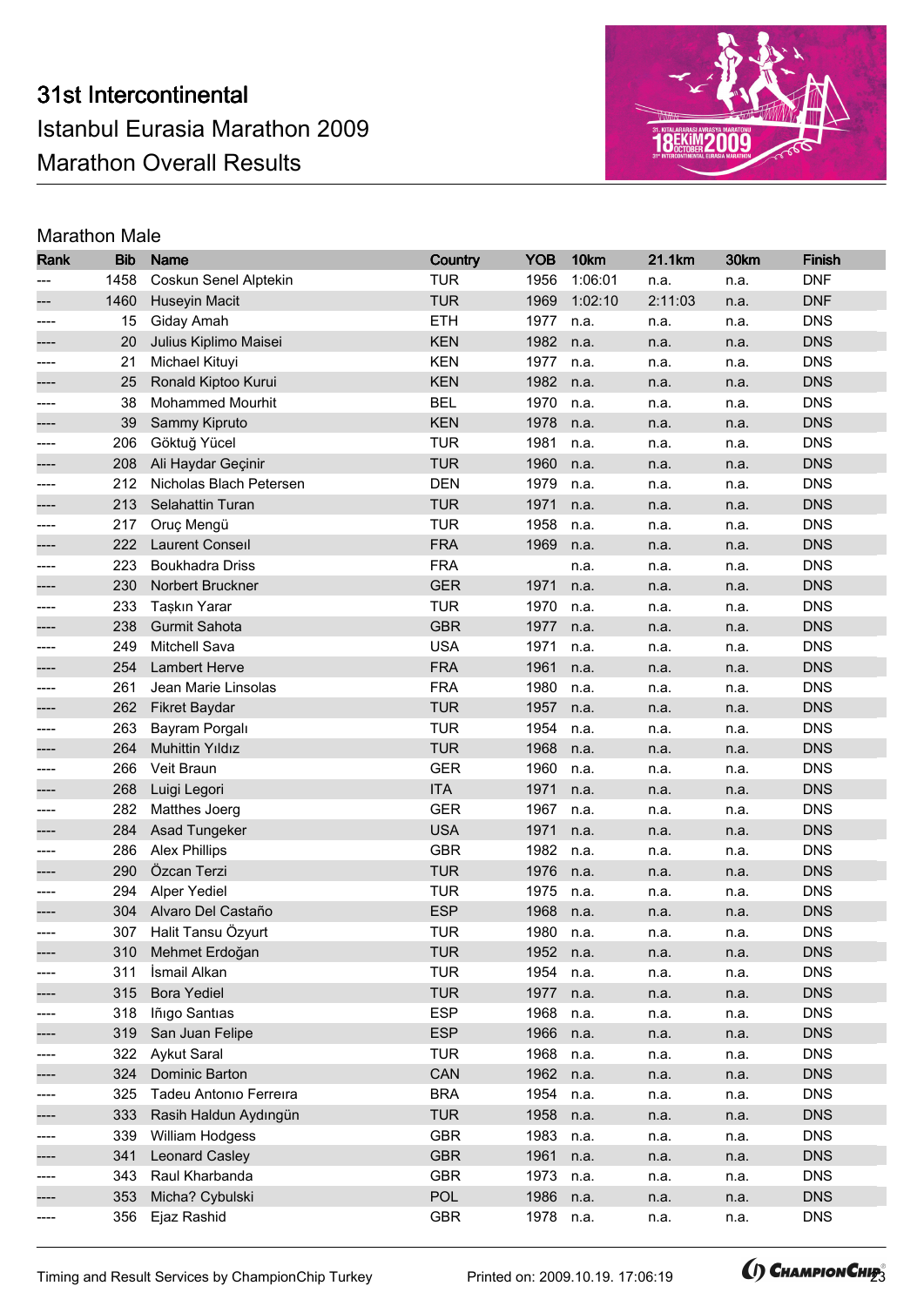# 31st Intercontinental
## Istanbul Eurasia Marathon 2009
## Marathon Overall Results

### Marathon Male

| Rank | Bib | Name | Country | YOB | 10km | 21.1km | 30km | Finish |
|---|---|---|---|---|---|---|---|---|
| --- | 1458 | Coskun Senel Alptekin | TUR | 1956 | 1:06:01 | n.a. | n.a. | DNF |
| --- | 1460 | Huseyin Macit | TUR | 1969 | 1:02:10 | 2:11:03 | n.a. | DNF |
| ---- | 15 | Giday Amah | ETH | 1977 | n.a. | n.a. | n.a. | DNS |
| ---- | 20 | Julius Kiplimo Maisei | KEN | 1982 | n.a. | n.a. | n.a. | DNS |
| ---- | 21 | Michael Kituyi | KEN | 1977 | n.a. | n.a. | n.a. | DNS |
| ---- | 25 | Ronald Kiptoo Kurui | KEN | 1982 | n.a. | n.a. | n.a. | DNS |
| ---- | 38 | Mohammed Mourhit | BEL | 1970 | n.a. | n.a. | n.a. | DNS |
| ---- | 39 | Sammy Kipruto | KEN | 1978 | n.a. | n.a. | n.a. | DNS |
| ---- | 206 | Göktuğ Yücel | TUR | 1981 | n.a. | n.a. | n.a. | DNS |
| ---- | 208 | Ali Haydar Geçinir | TUR | 1960 | n.a. | n.a. | n.a. | DNS |
| ---- | 212 | Nicholas Blach Petersen | DEN | 1979 | n.a. | n.a. | n.a. | DNS |
| ---- | 213 | Selahattin Turan | TUR | 1971 | n.a. | n.a. | n.a. | DNS |
| ---- | 217 | Oruç Mengü | TUR | 1958 | n.a. | n.a. | n.a. | DNS |
| ---- | 222 | Laurent Conseıl | FRA | 1969 | n.a. | n.a. | n.a. | DNS |
| ---- | 223 | Boukhadra Driss | FRA | | n.a. | n.a. | n.a. | DNS |
| ---- | 230 | Norbert Bruckner | GER | 1971 | n.a. | n.a. | n.a. | DNS |
| ---- | 233 | Taşkın Yarar | TUR | 1970 | n.a. | n.a. | n.a. | DNS |
| ---- | 238 | Gurmit Sahota | GBR | 1977 | n.a. | n.a. | n.a. | DNS |
| ---- | 249 | Mitchell Sava | USA | 1971 | n.a. | n.a. | n.a. | DNS |
| ---- | 254 | Lambert Herve | FRA | 1961 | n.a. | n.a. | n.a. | DNS |
| ---- | 261 | Jean Marie Linsolas | FRA | 1980 | n.a. | n.a. | n.a. | DNS |
| ---- | 262 | Fikret Baydar | TUR | 1957 | n.a. | n.a. | n.a. | DNS |
| ---- | 263 | Bayram Porgalı | TUR | 1954 | n.a. | n.a. | n.a. | DNS |
| ---- | 264 | Muhittin Yıldız | TUR | 1968 | n.a. | n.a. | n.a. | DNS |
| ---- | 266 | Veit Braun | GER | 1960 | n.a. | n.a. | n.a. | DNS |
| ---- | 268 | Luigi Legori | ITA | 1971 | n.a. | n.a. | n.a. | DNS |
| ---- | 282 | Matthes Joerg | GER | 1967 | n.a. | n.a. | n.a. | DNS |
| ---- | 284 | Asad Tungeker | USA | 1971 | n.a. | n.a. | n.a. | DNS |
| ---- | 286 | Alex Phillips | GBR | 1982 | n.a. | n.a. | n.a. | DNS |
| ---- | 290 | Özcan Terzi | TUR | 1976 | n.a. | n.a. | n.a. | DNS |
| ---- | 294 | Alper Yediel | TUR | 1975 | n.a. | n.a. | n.a. | DNS |
| ---- | 304 | Alvaro Del Castaño | ESP | 1968 | n.a. | n.a. | n.a. | DNS |
| ---- | 307 | Halit Tansu Özyurt | TUR | 1980 | n.a. | n.a. | n.a. | DNS |
| ---- | 310 | Mehmet Erdoğan | TUR | 1952 | n.a. | n.a. | n.a. | DNS |
| ---- | 311 | İsmail Alkan | TUR | 1954 | n.a. | n.a. | n.a. | DNS |
| ---- | 315 | Bora Yediel | TUR | 1977 | n.a. | n.a. | n.a. | DNS |
| ---- | 318 | Iñigo Santıas | ESP | 1968 | n.a. | n.a. | n.a. | DNS |
| ---- | 319 | San Juan Felipe | ESP | 1966 | n.a. | n.a. | n.a. | DNS |
| ---- | 322 | Aykut Saral | TUR | 1968 | n.a. | n.a. | n.a. | DNS |
| ---- | 324 | Dominic Barton | CAN | 1962 | n.a. | n.a. | n.a. | DNS |
| ---- | 325 | Tadeu Antonıo Ferreıra | BRA | 1954 | n.a. | n.a. | n.a. | DNS |
| ---- | 333 | Rasih Haldun Aydıngün | TUR | 1958 | n.a. | n.a. | n.a. | DNS |
| ---- | 339 | William Hodgess | GBR | 1983 | n.a. | n.a. | n.a. | DNS |
| ---- | 341 | Leonard Casley | GBR | 1961 | n.a. | n.a. | n.a. | DNS |
| ---- | 343 | Raul Kharbanda | GBR | 1973 | n.a. | n.a. | n.a. | DNS |
| ---- | 353 | Micha? Cybulski | POL | 1986 | n.a. | n.a. | n.a. | DNS |
| ---- | 356 | Ejaz Rashid | GBR | 1978 | n.a. | n.a. | n.a. | DNS |

Timing and Result Services by ChampionChip Turkey — Printed on: 2009.10.19. 17:06:19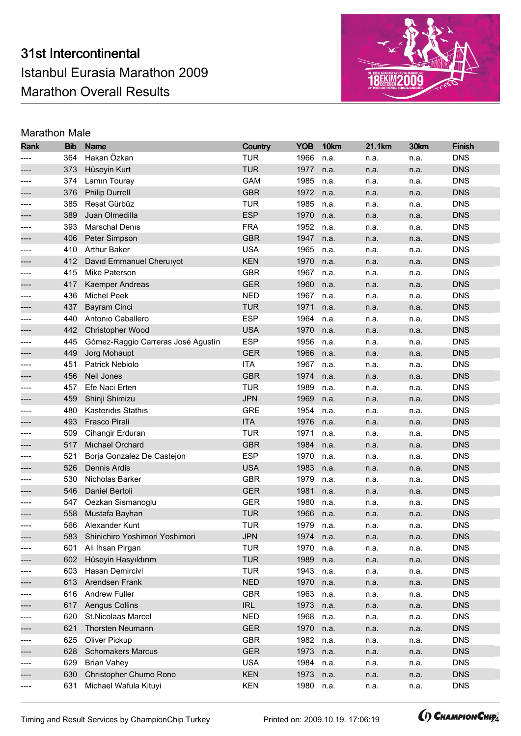# 31st Intercontinental
# Istanbul Eurasia Marathon 2009
# Marathon Overall Results

## Marathon Male

| Rank | Bib | Name | Country | YOB | 10km | 21.1km | 30km | Finish |
|---|---|---|---|---|---|---|---|---|
| ---- | 364 | Hakan Özkan | TUR | 1966 | n.a. | n.a. | n.a. | DNS |
| ---- | 373 | Hüseyin Kurt | TUR | 1977 | n.a. | n.a. | n.a. | DNS |
| ---- | 374 | Lamın Touray | GAM | 1985 | n.a. | n.a. | n.a. | DNS |
| ---- | 376 | Philip Durrell | GBR | 1972 | n.a. | n.a. | n.a. | DNS |
| ---- | 385 | Reşat Gürbüz | TUR | 1985 | n.a. | n.a. | n.a. | DNS |
| ---- | 389 | Juan Olmedilla | ESP | 1970 | n.a. | n.a. | n.a. | DNS |
| ---- | 393 | Marschal Denıs | FRA | 1952 | n.a. | n.a. | n.a. | DNS |
| ---- | 406 | Peter Simpson | GBR | 1947 | n.a. | n.a. | n.a. | DNS |
| ---- | 410 | Arthur Baker | USA | 1965 | n.a. | n.a. | n.a. | DNS |
| ---- | 412 | Davıd Emmanuel Cheruıyot | KEN | 1970 | n.a. | n.a. | n.a. | DNS |
| ---- | 415 | Mike Paterson | GBR | 1967 | n.a. | n.a. | n.a. | DNS |
| ---- | 417 | Kaemper Andreas | GER | 1960 | n.a. | n.a. | n.a. | DNS |
| ---- | 436 | Michel Peek | NED | 1967 | n.a. | n.a. | n.a. | DNS |
| ---- | 437 | Bayram Cinci | TUR | 1971 | n.a. | n.a. | n.a. | DNS |
| ---- | 440 | Antonıo Caballero | ESP | 1964 | n.a. | n.a. | n.a. | DNS |
| ---- | 442 | Christopher Wood | USA | 1970 | n.a. | n.a. | n.a. | DNS |
| ---- | 445 | Gómez-Raggio Carreras José Agustín | ESP | 1956 | n.a. | n.a. | n.a. | DNS |
| ---- | 449 | Jorg Mohaupt | GER | 1966 | n.a. | n.a. | n.a. | DNS |
| ---- | 451 | Patrick Nebiolo | ITA | 1967 | n.a. | n.a. | n.a. | DNS |
| ---- | 456 | Neil Jones | GBR | 1974 | n.a. | n.a. | n.a. | DNS |
| ---- | 457 | Efe Naci Erten | TUR | 1989 | n.a. | n.a. | n.a. | DNS |
| ---- | 459 | Shinji Shimizu | JPN | 1969 | n.a. | n.a. | n.a. | DNS |
| ---- | 480 | Kasterıdıs Stathıs | GRE | 1954 | n.a. | n.a. | n.a. | DNS |
| ---- | 493 | Frasco Pirali | ITA | 1976 | n.a. | n.a. | n.a. | DNS |
| ---- | 509 | Cihangir Erduran | TUR | 1971 | n.a. | n.a. | n.a. | DNS |
| ---- | 517 | Mıchael Orchard | GBR | 1984 | n.a. | n.a. | n.a. | DNS |
| ---- | 521 | Borja Gonzalez De Castejon | ESP | 1970 | n.a. | n.a. | n.a. | DNS |
| ---- | 526 | Dennis Ardis | USA | 1983 | n.a. | n.a. | n.a. | DNS |
| ---- | 530 | Nicholas Barker | GBR | 1979 | n.a. | n.a. | n.a. | DNS |
| ---- | 546 | Daniel Bertoli | GER | 1981 | n.a. | n.a. | n.a. | DNS |
| ---- | 547 | Oezkan Sismanoglu | GER | 1980 | n.a. | n.a. | n.a. | DNS |
| ---- | 558 | Mustafa Bayhan | TUR | 1966 | n.a. | n.a. | n.a. | DNS |
| ---- | 566 | Alexander Kunt | TUR | 1979 | n.a. | n.a. | n.a. | DNS |
| ---- | 583 | Shinichiro Yoshimori Yoshimori | JPN | 1974 | n.a. | n.a. | n.a. | DNS |
| ---- | 601 | Ali İhsan Pirgan | TUR | 1970 | n.a. | n.a. | n.a. | DNS |
| ---- | 602 | Hüseyin Hasyıldırım | TUR | 1989 | n.a. | n.a. | n.a. | DNS |
| ---- | 603 | Hasan Demircivi | TUR | 1943 | n.a. | n.a. | n.a. | DNS |
| ---- | 613 | Arendsen Frank | NED | 1970 | n.a. | n.a. | n.a. | DNS |
| ---- | 616 | Andrew Fuller | GBR | 1963 | n.a. | n.a. | n.a. | DNS |
| ---- | 617 | Aengus Collins | IRL | 1973 | n.a. | n.a. | n.a. | DNS |
| ---- | 620 | St.Nicolaas Marcel | NED | 1968 | n.a. | n.a. | n.a. | DNS |
| ---- | 621 | Thorsten Neumann | GER | 1970 | n.a. | n.a. | n.a. | DNS |
| ---- | 625 | Oliver Pickup | GBR | 1982 | n.a. | n.a. | n.a. | DNS |
| ---- | 628 | Schomakers Marcus | GER | 1973 | n.a. | n.a. | n.a. | DNS |
| ---- | 629 | Brian Vahey | USA | 1984 | n.a. | n.a. | n.a. | DNS |
| ---- | 630 | Chrıstopher Chumo Rono | KEN | 1973 | n.a. | n.a. | n.a. | DNS |
| ---- | 631 | Michael Wafula Kituyi | KEN | 1980 | n.a. | n.a. | n.a. | DNS |

Timing and Result Services by ChampionChip Turkey    Printed on: 2009.10.19. 17:06:19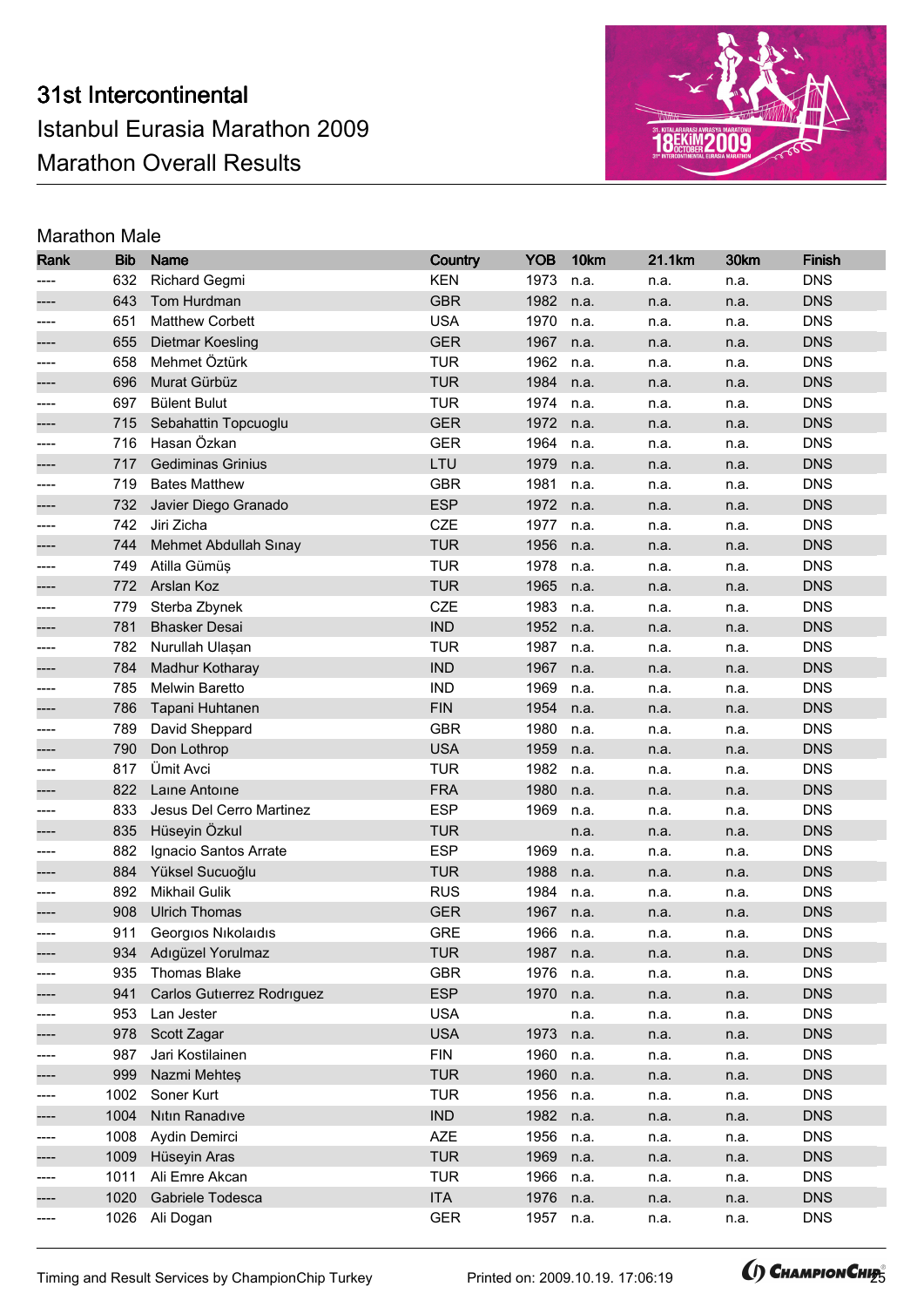# 31st Intercontinental Istanbul Eurasia Marathon 2009 Marathon Overall Results

## Marathon Male

| Rank | Bib | Name | Country | YOB | 10km | 21.1km | 30km | Finish |
|---|---|---|---|---|---|---|---|---|
| ---- | 632 | Richard Gegmi | KEN | 1973 | n.a. | n.a. | n.a. | DNS |
| ---- | 643 | Tom Hurdman | GBR | 1982 | n.a. | n.a. | n.a. | DNS |
| ---- | 651 | Matthew Corbett | USA | 1970 | n.a. | n.a. | n.a. | DNS |
| ---- | 655 | Dietmar Koesling | GER | 1967 | n.a. | n.a. | n.a. | DNS |
| ---- | 658 | Mehmet Öztürk | TUR | 1962 | n.a. | n.a. | n.a. | DNS |
| ---- | 696 | Murat Gürbüz | TUR | 1984 | n.a. | n.a. | n.a. | DNS |
| ---- | 697 | Bülent Bulut | TUR | 1974 | n.a. | n.a. | n.a. | DNS |
| ---- | 715 | Sebahattin Topcuoglu | GER | 1972 | n.a. | n.a. | n.a. | DNS |
| ---- | 716 | Hasan Özkan | GER | 1964 | n.a. | n.a. | n.a. | DNS |
| ---- | 717 | Gediminas Grinius | LTU | 1979 | n.a. | n.a. | n.a. | DNS |
| ---- | 719 | Bates Matthew | GBR | 1981 | n.a. | n.a. | n.a. | DNS |
| ---- | 732 | Javier Diego Granado | ESP | 1972 | n.a. | n.a. | n.a. | DNS |
| ---- | 742 | Jiri Zicha | CZE | 1977 | n.a. | n.a. | n.a. | DNS |
| ---- | 744 | Mehmet Abdullah Sınay | TUR | 1956 | n.a. | n.a. | n.a. | DNS |
| ---- | 749 | Atilla Gümüş | TUR | 1978 | n.a. | n.a. | n.a. | DNS |
| ---- | 772 | Arslan Koz | TUR | 1965 | n.a. | n.a. | n.a. | DNS |
| ---- | 779 | Sterba Zbynek | CZE | 1983 | n.a. | n.a. | n.a. | DNS |
| ---- | 781 | Bhasker Desai | IND | 1952 | n.a. | n.a. | n.a. | DNS |
| ---- | 782 | Nurullah Ulaşan | TUR | 1987 | n.a. | n.a. | n.a. | DNS |
| ---- | 784 | Madhur Kotharay | IND | 1967 | n.a. | n.a. | n.a. | DNS |
| ---- | 785 | Melwin Baretto | IND | 1969 | n.a. | n.a. | n.a. | DNS |
| ---- | 786 | Tapani Huhtanen | FIN | 1954 | n.a. | n.a. | n.a. | DNS |
| ---- | 789 | David Sheppard | GBR | 1980 | n.a. | n.a. | n.a. | DNS |
| ---- | 790 | Don Lothrop | USA | 1959 | n.a. | n.a. | n.a. | DNS |
| ---- | 817 | Ümit Avci | TUR | 1982 | n.a. | n.a. | n.a. | DNS |
| ---- | 822 | Laıne Antoıne | FRA | 1980 | n.a. | n.a. | n.a. | DNS |
| ---- | 833 | Jesus Del Cerro Martinez | ESP | 1969 | n.a. | n.a. | n.a. | DNS |
| ---- | 835 | Hüseyin Özkul | TUR | | n.a. | n.a. | n.a. | DNS |
| ---- | 882 | Ignacio Santos Arrate | ESP | 1969 | n.a. | n.a. | n.a. | DNS |
| ---- | 884 | Yüksel Sucuoğlu | TUR | 1988 | n.a. | n.a. | n.a. | DNS |
| ---- | 892 | Mikhail Gulik | RUS | 1984 | n.a. | n.a. | n.a. | DNS |
| ---- | 908 | Ulrich Thomas | GER | 1967 | n.a. | n.a. | n.a. | DNS |
| ---- | 911 | Georgıos Nıkolaıdıs | GRE | 1966 | n.a. | n.a. | n.a. | DNS |
| ---- | 934 | Adıgüzel Yorulmaz | TUR | 1987 | n.a. | n.a. | n.a. | DNS |
| ---- | 935 | Thomas Blake | GBR | 1976 | n.a. | n.a. | n.a. | DNS |
| ---- | 941 | Carlos Gutıerrez Rodrıguez | ESP | 1970 | n.a. | n.a. | n.a. | DNS |
| ---- | 953 | Lan Jester | USA | | n.a. | n.a. | n.a. | DNS |
| ---- | 978 | Scott Zagar | USA | 1973 | n.a. | n.a. | n.a. | DNS |
| ---- | 987 | Jari Kostilainen | FIN | 1960 | n.a. | n.a. | n.a. | DNS |
| ---- | 999 | Nazmi Mehteş | TUR | 1960 | n.a. | n.a. | n.a. | DNS |
| ---- | 1002 | Soner Kurt | TUR | 1956 | n.a. | n.a. | n.a. | DNS |
| ---- | 1004 | Nıtın Ranadıve | IND | 1982 | n.a. | n.a. | n.a. | DNS |
| ---- | 1008 | Aydin Demirci | AZE | 1956 | n.a. | n.a. | n.a. | DNS |
| ---- | 1009 | Hüseyin Aras | TUR | 1969 | n.a. | n.a. | n.a. | DNS |
| ---- | 1011 | Ali Emre Akcan | TUR | 1966 | n.a. | n.a. | n.a. | DNS |
| ---- | 1020 | Gabriele Todesca | ITA | 1976 | n.a. | n.a. | n.a. | DNS |
| ---- | 1026 | Ali Dogan | GER | 1957 | n.a. | n.a. | n.a. | DNS |

Timing and Result Services by ChampionChip Turkey    Printed on: 2009.10.19. 17:06:19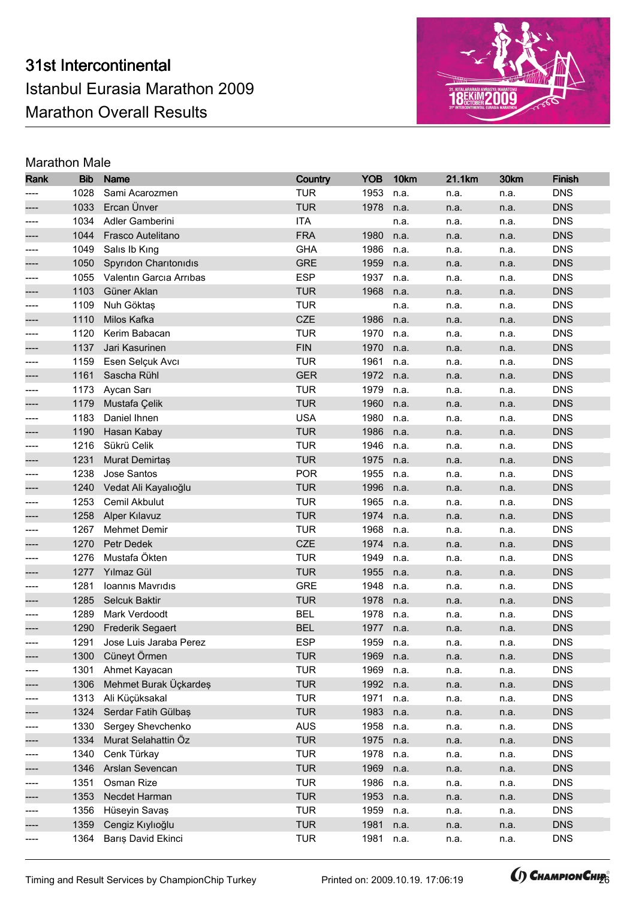# 31st Intercontinental
Istanbul Eurasia Marathon 2009
Marathon Overall Results

## Marathon Male

| Rank | Bib | Name | Country | YOB | 10km | 21.1km | 30km | Finish |
|---|---|---|---|---|---|---|---|---|
| ---- | 1028 | Sami Acarozmen | TUR | 1953 | n.a. | n.a. | n.a. | DNS |
| ---- | 1033 | Ercan Ünver | TUR | 1978 | n.a. | n.a. | n.a. | DNS |
| ---- | 1034 | Adler Gamberini | ITA | | n.a. | n.a. | n.a. | DNS |
| ---- | 1044 | Frasco Autelitano | FRA | 1980 | n.a. | n.a. | n.a. | DNS |
| ---- | 1049 | Salıs Ib Kıng | GHA | 1986 | n.a. | n.a. | n.a. | DNS |
| ---- | 1050 | Spyrıdon Charıtonıdıs | GRE | 1959 | n.a. | n.a. | n.a. | DNS |
| ---- | 1055 | Valentın Garcıa Arrıbas | ESP | 1937 | n.a. | n.a. | n.a. | DNS |
| ---- | 1103 | Güner Aklan | TUR | 1968 | n.a. | n.a. | n.a. | DNS |
| ---- | 1109 | Nuh Göktaş | TUR | | n.a. | n.a. | n.a. | DNS |
| ---- | 1110 | Milos Kafka | CZE | 1986 | n.a. | n.a. | n.a. | DNS |
| ---- | 1120 | Kerim Babacan | TUR | 1970 | n.a. | n.a. | n.a. | DNS |
| ---- | 1137 | Jari Kasurinen | FIN | 1970 | n.a. | n.a. | n.a. | DNS |
| ---- | 1159 | Esen Selçuk Avcı | TUR | 1961 | n.a. | n.a. | n.a. | DNS |
| ---- | 1161 | Sascha Rühl | GER | 1972 | n.a. | n.a. | n.a. | DNS |
| ---- | 1173 | Aycan Sarı | TUR | 1979 | n.a. | n.a. | n.a. | DNS |
| ---- | 1179 | Mustafa Çelik | TUR | 1960 | n.a. | n.a. | n.a. | DNS |
| ---- | 1183 | Daniel Ihnen | USA | 1980 | n.a. | n.a. | n.a. | DNS |
| ---- | 1190 | Hasan Kabay | TUR | 1986 | n.a. | n.a. | n.a. | DNS |
| ---- | 1216 | Sükrü Celik | TUR | 1946 | n.a. | n.a. | n.a. | DNS |
| ---- | 1231 | Murat Demirtaş | TUR | 1975 | n.a. | n.a. | n.a. | DNS |
| ---- | 1238 | Jose Santos | POR | 1955 | n.a. | n.a. | n.a. | DNS |
| ---- | 1240 | Vedat Ali Kayalıoğlu | TUR | 1996 | n.a. | n.a. | n.a. | DNS |
| ---- | 1253 | Cemil Akbulut | TUR | 1965 | n.a. | n.a. | n.a. | DNS |
| ---- | 1258 | Alper Kılavuz | TUR | 1974 | n.a. | n.a. | n.a. | DNS |
| ---- | 1267 | Mehmet Demir | TUR | 1968 | n.a. | n.a. | n.a. | DNS |
| ---- | 1270 | Petr Dedek | CZE | 1974 | n.a. | n.a. | n.a. | DNS |
| ---- | 1276 | Mustafa Ökten | TUR | 1949 | n.a. | n.a. | n.a. | DNS |
| ---- | 1277 | Yılmaz Gül | TUR | 1955 | n.a. | n.a. | n.a. | DNS |
| ---- | 1281 | Ioannıs Mavrıdıs | GRE | 1948 | n.a. | n.a. | n.a. | DNS |
| ---- | 1285 | Selcuk Baktir | TUR | 1978 | n.a. | n.a. | n.a. | DNS |
| ---- | 1289 | Mark Verdoodt | BEL | 1978 | n.a. | n.a. | n.a. | DNS |
| ---- | 1290 | Frederik Segaert | BEL | 1977 | n.a. | n.a. | n.a. | DNS |
| ---- | 1291 | Jose Luis Jaraba Perez | ESP | 1959 | n.a. | n.a. | n.a. | DNS |
| ---- | 1300 | Cüneyt Örmen | TUR | 1969 | n.a. | n.a. | n.a. | DNS |
| ---- | 1301 | Ahmet Kayacan | TUR | 1969 | n.a. | n.a. | n.a. | DNS |
| ---- | 1306 | Mehmet Burak Üçkardeş | TUR | 1992 | n.a. | n.a. | n.a. | DNS |
| ---- | 1313 | Ali Küçüksakal | TUR | 1971 | n.a. | n.a. | n.a. | DNS |
| ---- | 1324 | Serdar Fatih Gülbaş | TUR | 1983 | n.a. | n.a. | n.a. | DNS |
| ---- | 1330 | Sergey Shevchenko | AUS | 1958 | n.a. | n.a. | n.a. | DNS |
| ---- | 1334 | Murat Selahattin Öz | TUR | 1975 | n.a. | n.a. | n.a. | DNS |
| ---- | 1340 | Cenk Türkay | TUR | 1978 | n.a. | n.a. | n.a. | DNS |
| ---- | 1346 | Arslan Sevencan | TUR | 1969 | n.a. | n.a. | n.a. | DNS |
| ---- | 1351 | Osman Rize | TUR | 1986 | n.a. | n.a. | n.a. | DNS |
| ---- | 1353 | Necdet Harman | TUR | 1953 | n.a. | n.a. | n.a. | DNS |
| ---- | 1356 | Hüseyin Savaş | TUR | 1959 | n.a. | n.a. | n.a. | DNS |
| ---- | 1359 | Cengiz Kıylıoğlu | TUR | 1981 | n.a. | n.a. | n.a. | DNS |
| ---- | 1364 | Barış David Ekinci | TUR | 1981 | n.a. | n.a. | n.a. | DNS |

Timing and Result Services by ChampionChip Turkey    Printed on: 2009.10.19. 17:06:19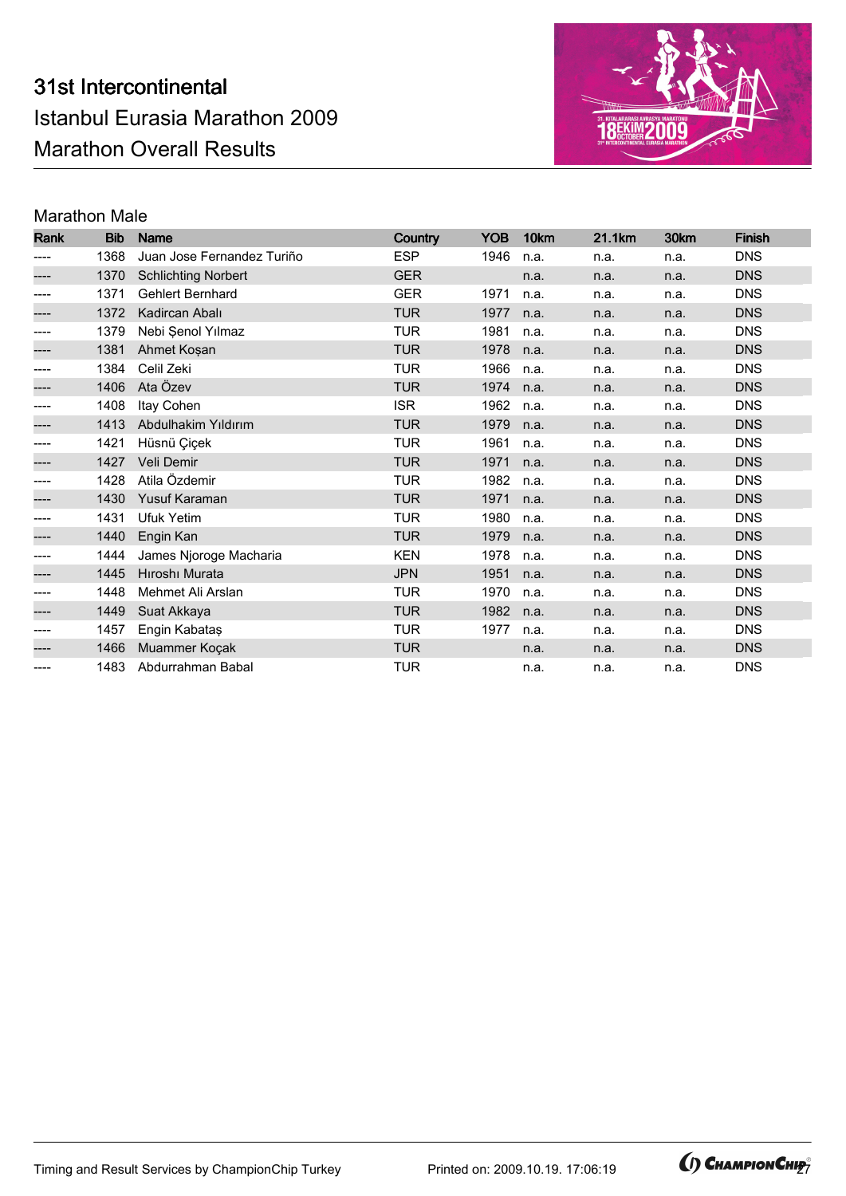# 31st Intercontinental
## Istanbul Eurasia Marathon 2009
## Marathon Overall Results

### Marathon Male

| Rank | Bib | Name | Country | YOB | 10km | 21.1km | 30km | Finish |
|---|---|---|---|---|---|---|---|---|
| ---- | 1368 | Juan Jose Fernandez Turiño | ESP | 1946 | n.a. | n.a. | n.a. | DNS |
| ---- | 1370 | Schlichting Norbert | GER | | n.a. | n.a. | n.a. | DNS |
| ---- | 1371 | Gehlert Bernhard | GER | 1971 | n.a. | n.a. | n.a. | DNS |
| ---- | 1372 | Kadircan Abalı | TUR | 1977 | n.a. | n.a. | n.a. | DNS |
| ---- | 1379 | Nebi Şenol Yılmaz | TUR | 1981 | n.a. | n.a. | n.a. | DNS |
| ---- | 1381 | Ahmet Koşan | TUR | 1978 | n.a. | n.a. | n.a. | DNS |
| ---- | 1384 | Celil Zeki | TUR | 1966 | n.a. | n.a. | n.a. | DNS |
| ---- | 1406 | Ata Özev | TUR | 1974 | n.a. | n.a. | n.a. | DNS |
| ---- | 1408 | Itay Cohen | ISR | 1962 | n.a. | n.a. | n.a. | DNS |
| ---- | 1413 | Abdulhakim Yıldırım | TUR | 1979 | n.a. | n.a. | n.a. | DNS |
| ---- | 1421 | Hüsnü Çiçek | TUR | 1961 | n.a. | n.a. | n.a. | DNS |
| ---- | 1427 | Veli Demir | TUR | 1971 | n.a. | n.a. | n.a. | DNS |
| ---- | 1428 | Atila Özdemir | TUR | 1982 | n.a. | n.a. | n.a. | DNS |
| ---- | 1430 | Yusuf Karaman | TUR | 1971 | n.a. | n.a. | n.a. | DNS |
| ---- | 1431 | Ufuk Yetim | TUR | 1980 | n.a. | n.a. | n.a. | DNS |
| ---- | 1440 | Engin Kan | TUR | 1979 | n.a. | n.a. | n.a. | DNS |
| ---- | 1444 | James Njoroge Macharia | KEN | 1978 | n.a. | n.a. | n.a. | DNS |
| ---- | 1445 | Hıroshı Murata | JPN | 1951 | n.a. | n.a. | n.a. | DNS |
| ---- | 1448 | Mehmet Ali Arslan | TUR | 1970 | n.a. | n.a. | n.a. | DNS |
| ---- | 1449 | Suat Akkaya | TUR | 1982 | n.a. | n.a. | n.a. | DNS |
| ---- | 1457 | Engin Kabataş | TUR | 1977 | n.a. | n.a. | n.a. | DNS |
| ---- | 1466 | Muammer Koçak | TUR | | n.a. | n.a. | n.a. | DNS |
| ---- | 1483 | Abdurrahman Babal | TUR | | n.a. | n.a. | n.a. | DNS |

Timing and Result Services by ChampionChip Turkey    Printed on: 2009.10.19. 17:06:19